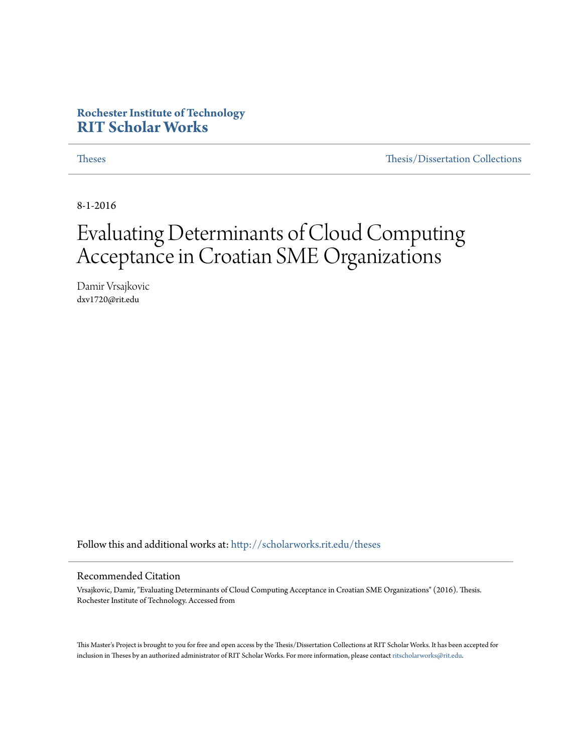**Rochester Institute of Technology**
**RIT Scholar Works**

Theses | Thesis/Dissertation Collections

8-1-2016

# Evaluating Determinants of Cloud Computing Acceptance in Croatian SME Organizations

Damir Vrsajkovic
dxv1720@rit.edu

Follow this and additional works at: http://scholarworks.rit.edu/theses

## Recommended Citation

Vrsajkovic, Damir, "Evaluating Determinants of Cloud Computing Acceptance in Croatian SME Organizations" (2016). Thesis. Rochester Institute of Technology. Accessed from

This Master's Project is brought to you for free and open access by the Thesis/Dissertation Collections at RIT Scholar Works. It has been accepted for inclusion in Theses by an authorized administrator of RIT Scholar Works. For more information, please contact ritscholarworks@rit.edu.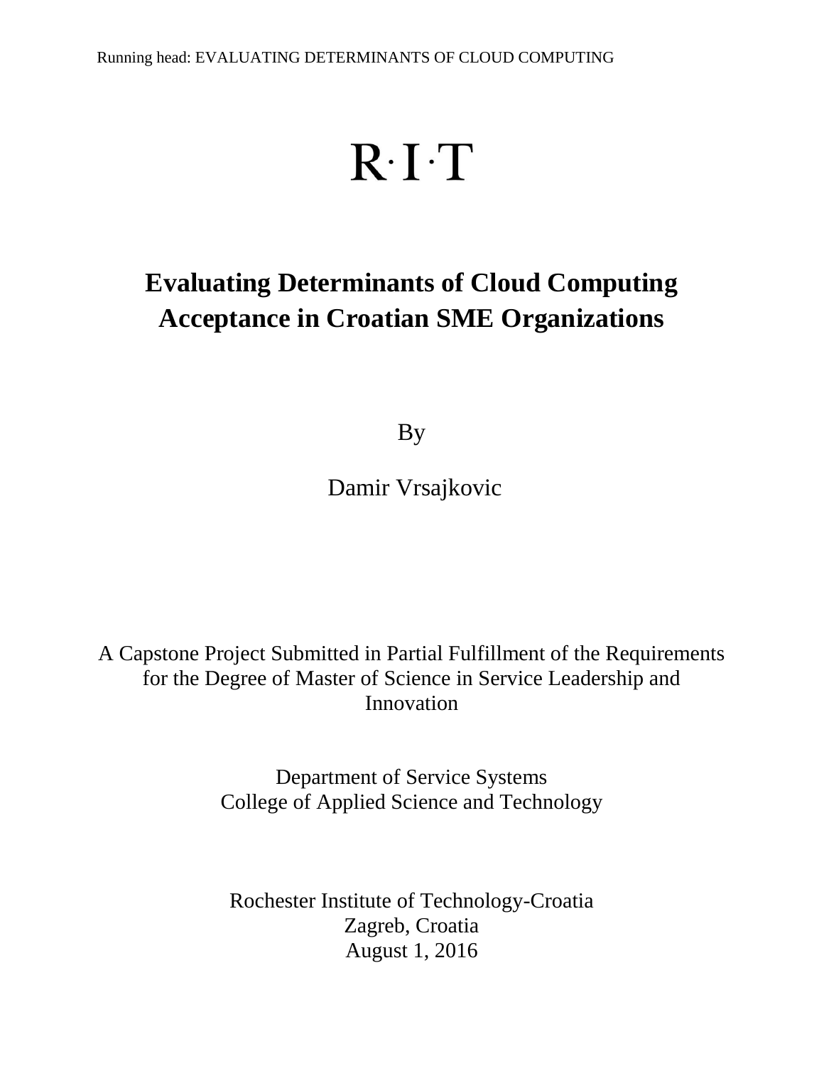R·I·T

# Evaluating Determinants of Cloud Computing Acceptance in Croatian SME Organizations

By

Damir Vrsajkovic

A Capstone Project Submitted in Partial Fulfillment of the Requirements for the Degree of Master of Science in Service Leadership and Innovation

Department of Service Systems
College of Applied Science and Technology

Rochester Institute of Technology-Croatia
Zagreb, Croatia
August 1, 2016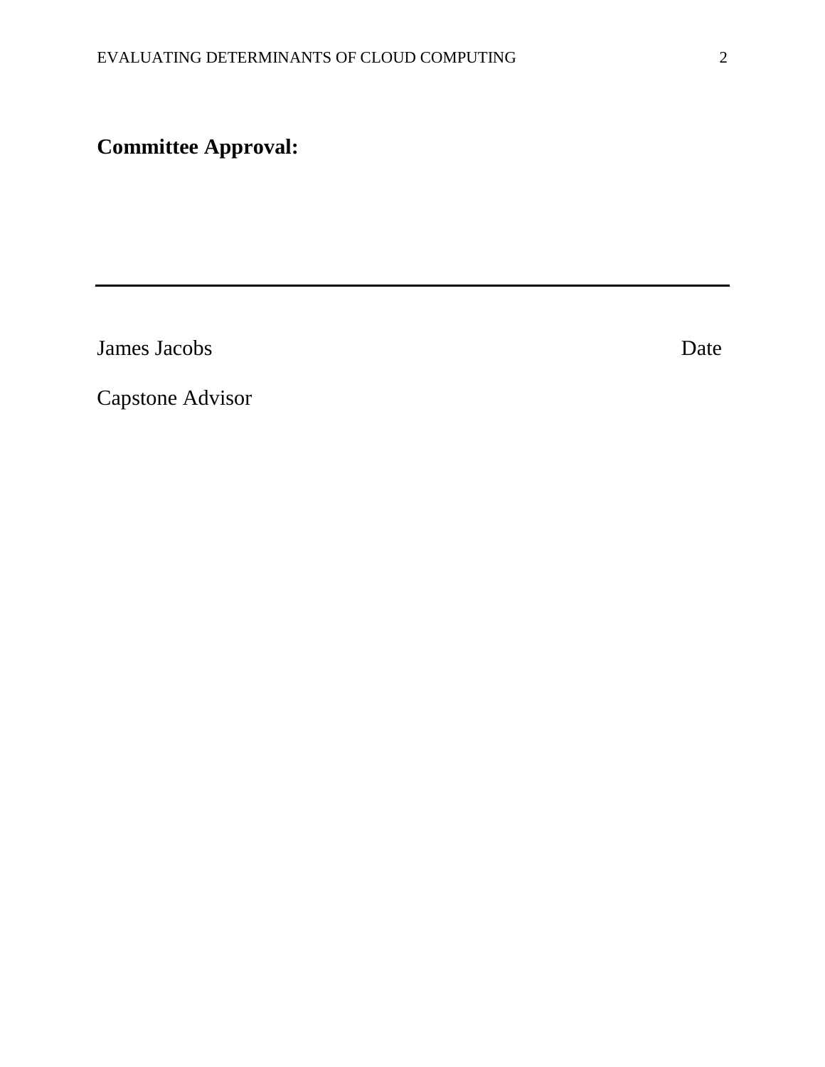**Committee Approval:**

---

James Jacobs Date

Capstone Advisor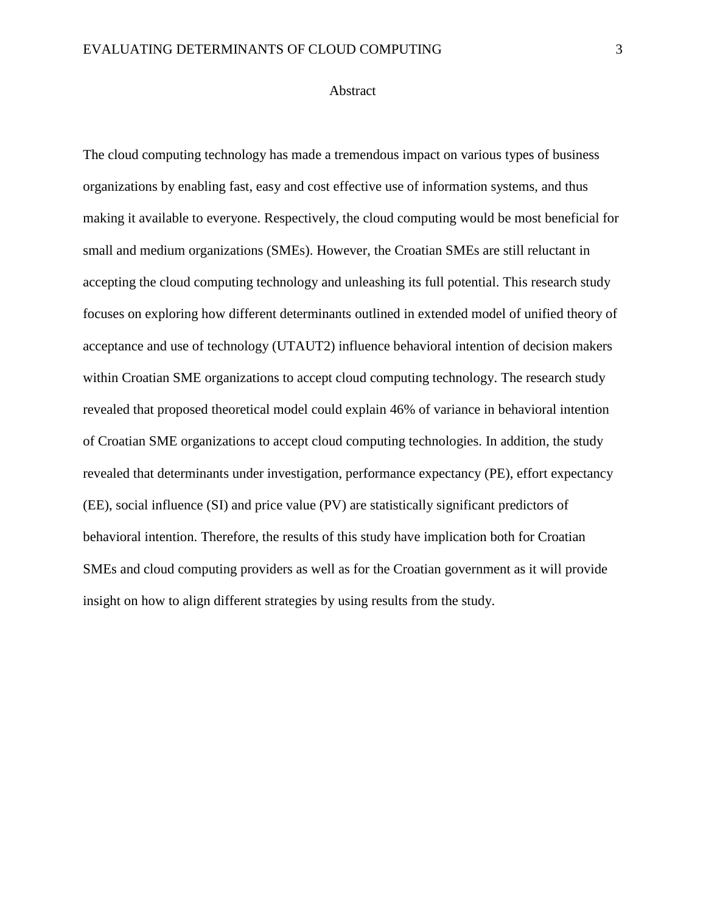# Abstract

The cloud computing technology has made a tremendous impact on various types of business organizations by enabling fast, easy and cost effective use of information systems, and thus making it available to everyone. Respectively, the cloud computing would be most beneficial for small and medium organizations (SMEs). However, the Croatian SMEs are still reluctant in accepting the cloud computing technology and unleashing its full potential. This research study focuses on exploring how different determinants outlined in extended model of unified theory of acceptance and use of technology (UTAUT2) influence behavioral intention of decision makers within Croatian SME organizations to accept cloud computing technology. The research study revealed that proposed theoretical model could explain 46% of variance in behavioral intention of Croatian SME organizations to accept cloud computing technologies. In addition, the study revealed that determinants under investigation, performance expectancy (PE), effort expectancy (EE), social influence (SI) and price value (PV) are statistically significant predictors of behavioral intention. Therefore, the results of this study have implication both for Croatian SMEs and cloud computing providers as well as for the Croatian government as it will provide insight on how to align different strategies by using results from the study.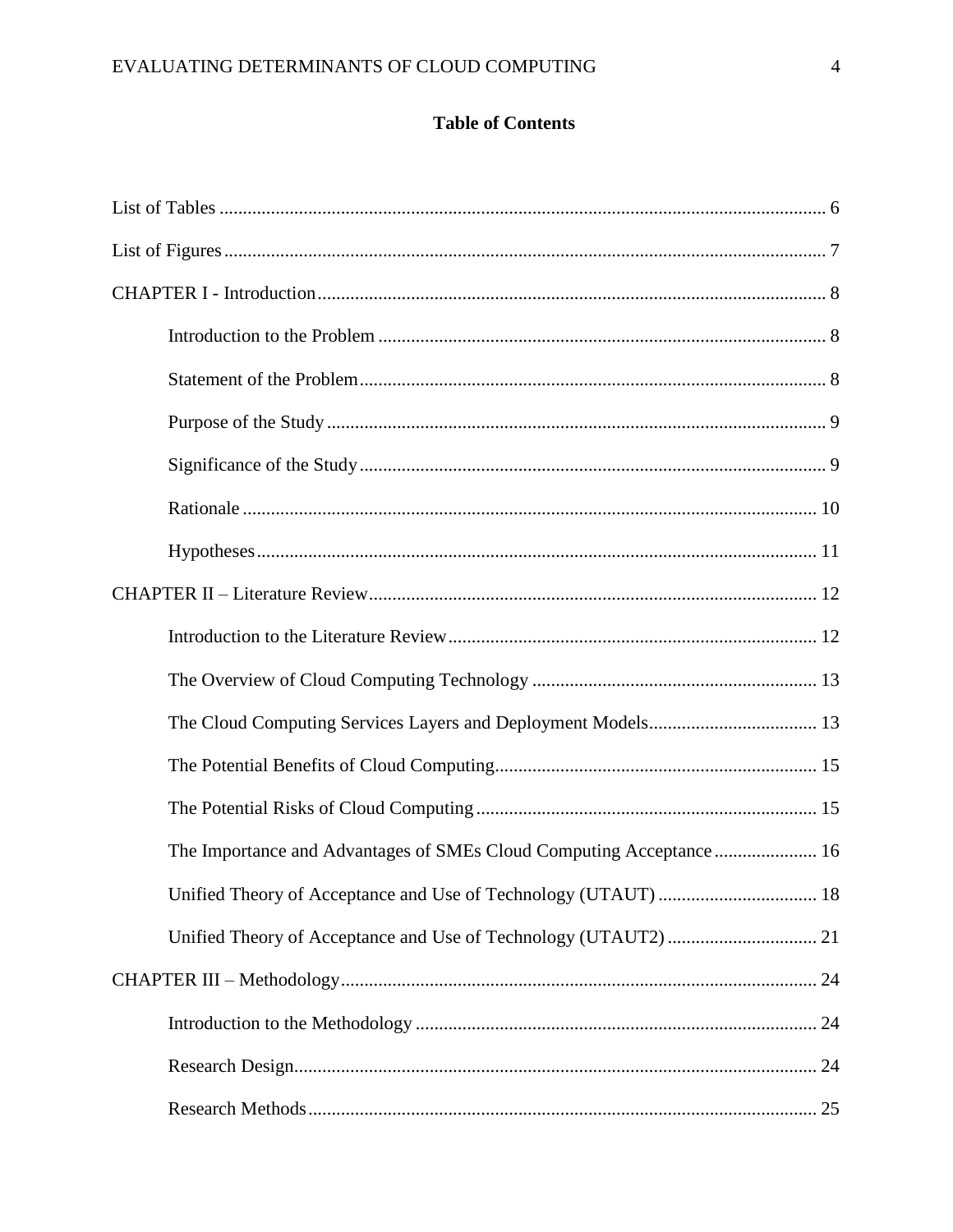## Table of Contents

List of Tables ........................................................................................................................ 6

List of Figures ....................................................................................................................... 7

CHAPTER I - Introduction .................................................................................................. 8

- Introduction to the Problem ............................................................................................ 8
- Statement of the Problem ................................................................................................ 8
- Purpose of the Study ....................................................................................................... 9
- Significance of the Study ................................................................................................ 9
- Rationale ....................................................................................................................... 10
- Hypotheses .................................................................................................................... 11

CHAPTER II – Literature Review ...................................................................................... 12

- Introduction to the Literature Review ........................................................................... 12
- The Overview of Cloud Computing Technology ........................................................... 13
- The Cloud Computing Services Layers and Deployment Models .................................. 13
- The Potential Benefits of Cloud Computing .................................................................. 15
- The Potential Risks of Cloud Computing ...................................................................... 15
- The Importance and Advantages of SMEs Cloud Computing Acceptance .................... 16
- Unified Theory of Acceptance and Use of Technology (UTAUT) ................................. 18
- Unified Theory of Acceptance and Use of Technology (UTAUT2) ............................... 21

CHAPTER III – Methodology ............................................................................................. 24

- Introduction to the Methodology ................................................................................... 24
- Research Design ............................................................................................................. 24
- Research Methods .......................................................................................................... 25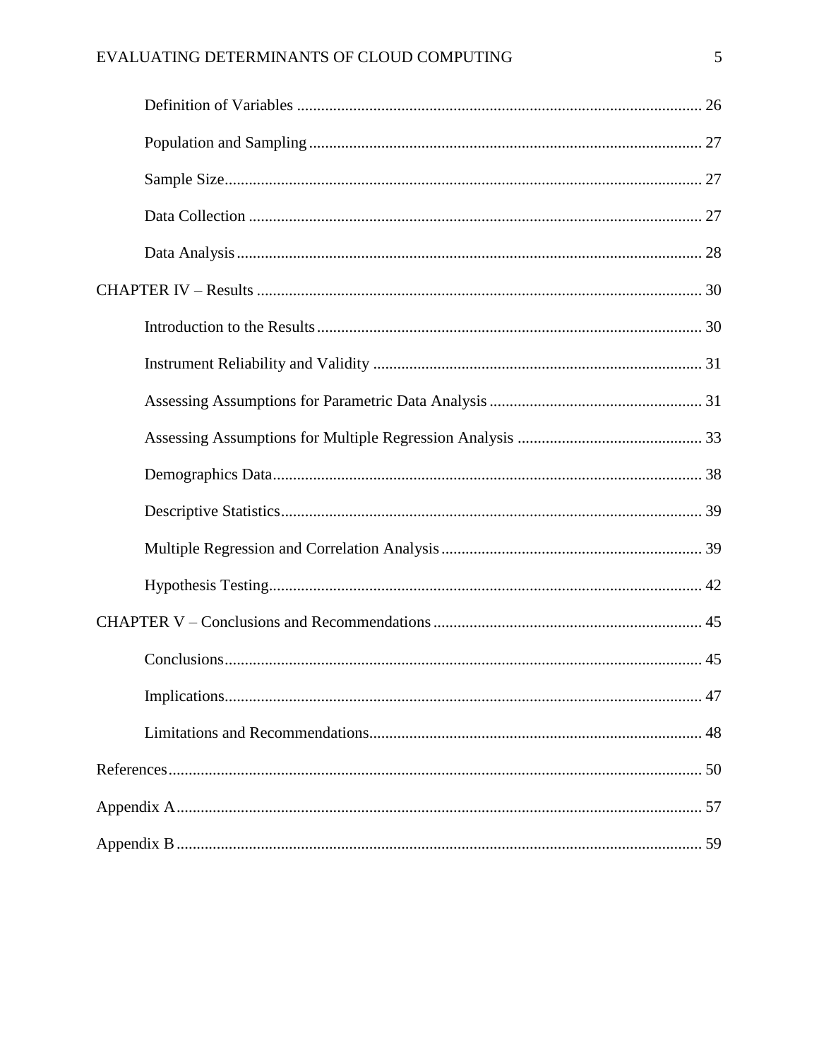Definition of Variables .................................................................................................... 26

Population and Sampling ................................................................................................. 27

Sample Size...................................................................................................................... 27

Data Collection ................................................................................................................ 27

Data Analysis ................................................................................................................... 28

CHAPTER IV – Results ............................................................................................................. 30

Introduction to the Results ............................................................................................... 30

Instrument Reliability and Validity ................................................................................. 31

Assessing Assumptions for Parametric Data Analysis ..................................................... 31

Assessing Assumptions for Multiple Regression Analysis .............................................. 33

Demographics Data .......................................................................................................... 38

Descriptive Statistics ........................................................................................................ 39

Multiple Regression and Correlation Analysis ................................................................ 39

Hypothesis Testing ........................................................................................................... 42

CHAPTER V – Conclusions and Recommendations .................................................................. 45

Conclusions ...................................................................................................................... 45

Implications ...................................................................................................................... 47

Limitations and Recommendations .................................................................................. 48

References .................................................................................................................................... 50

Appendix A .................................................................................................................................. 57

Appendix B .................................................................................................................................. 59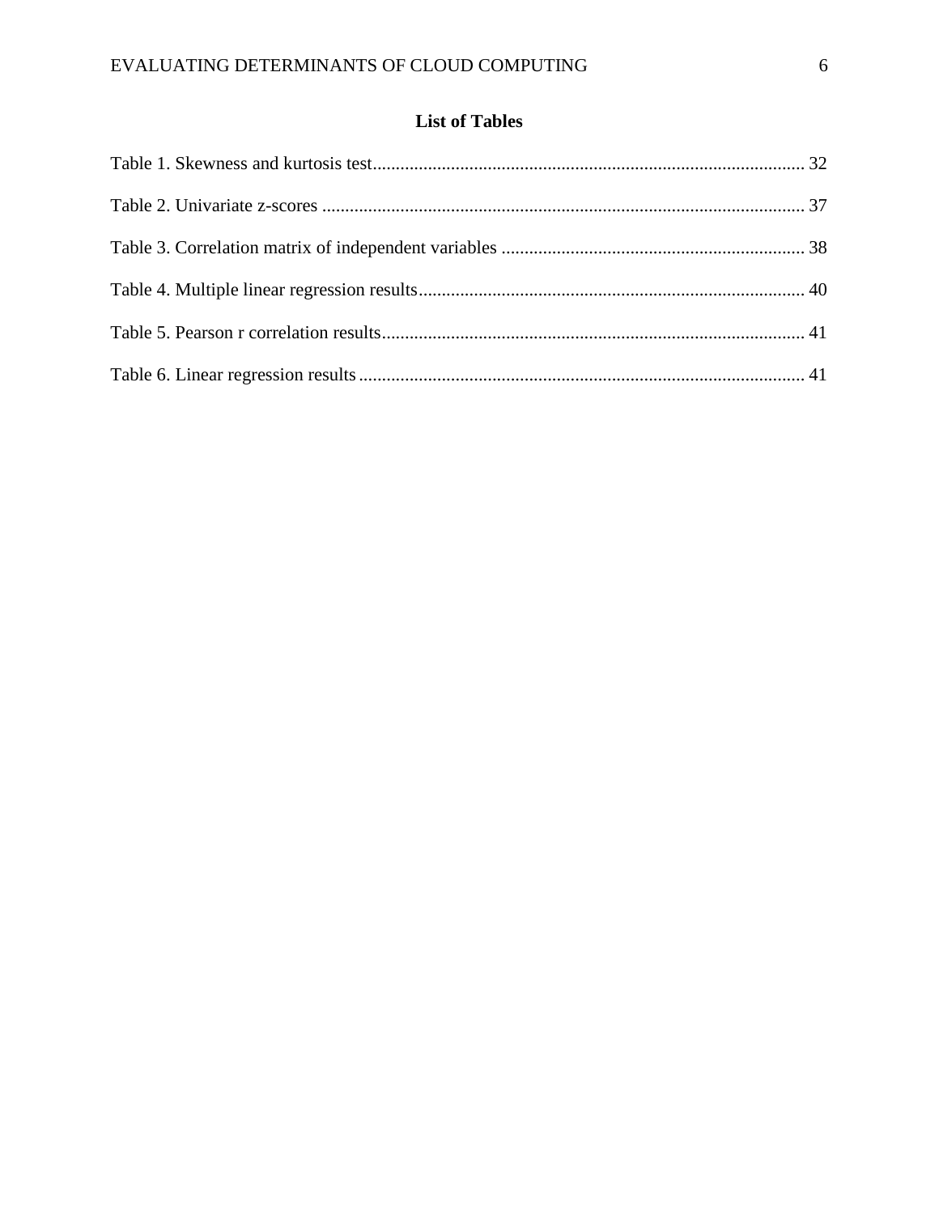## List of Tables

Table 1. Skewness and kurtosis test ............................................................................................. 32

Table 2. Univariate z-scores ......................................................................................................... 37

Table 3. Correlation matrix of independent variables .................................................................. 38

Table 4. Multiple linear regression results .................................................................................... 40

Table 5. Pearson r correlation results ............................................................................................ 41

Table 6. Linear regression results ................................................................................................. 41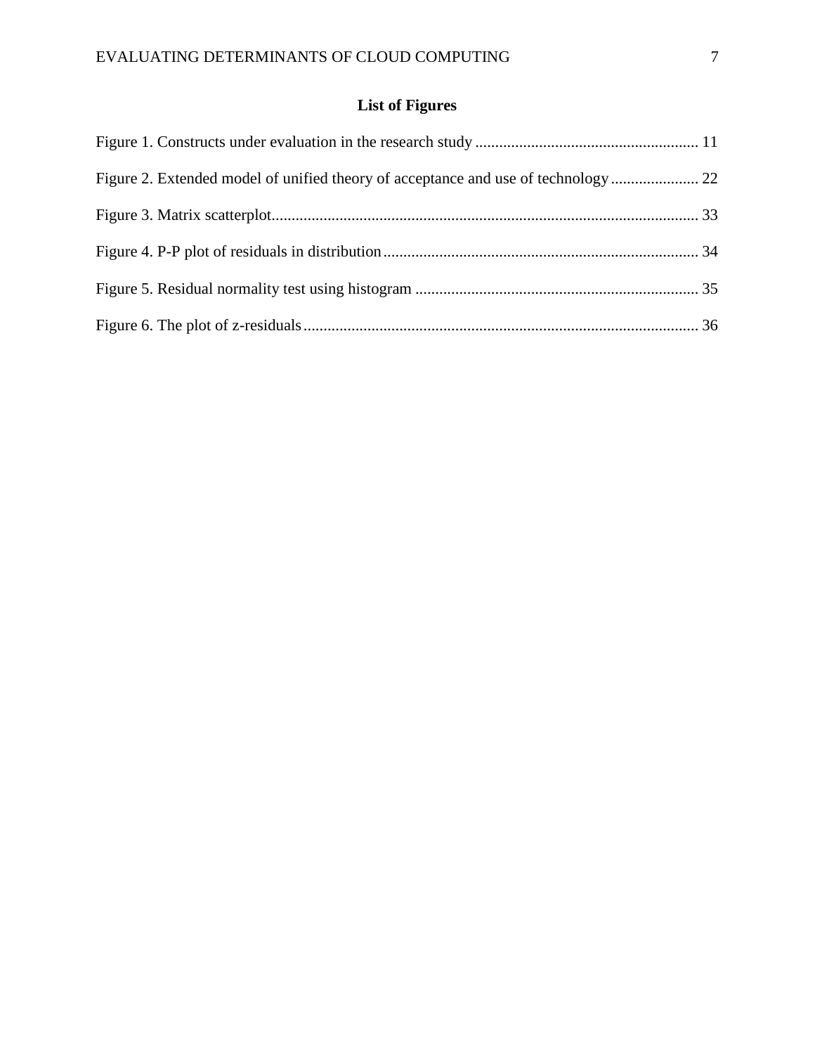## List of Figures

Figure 1. Constructs under evaluation in the research study ........................................................ 11

Figure 2. Extended model of unified theory of acceptance and use of technology ...................... 22

Figure 3. Matrix scatterplot........................................................................................................... 33

Figure 4. P-P plot of residuals in distribution ............................................................................... 34

Figure 5. Residual normality test using histogram ....................................................................... 35

Figure 6. The plot of z-residuals ................................................................................................... 36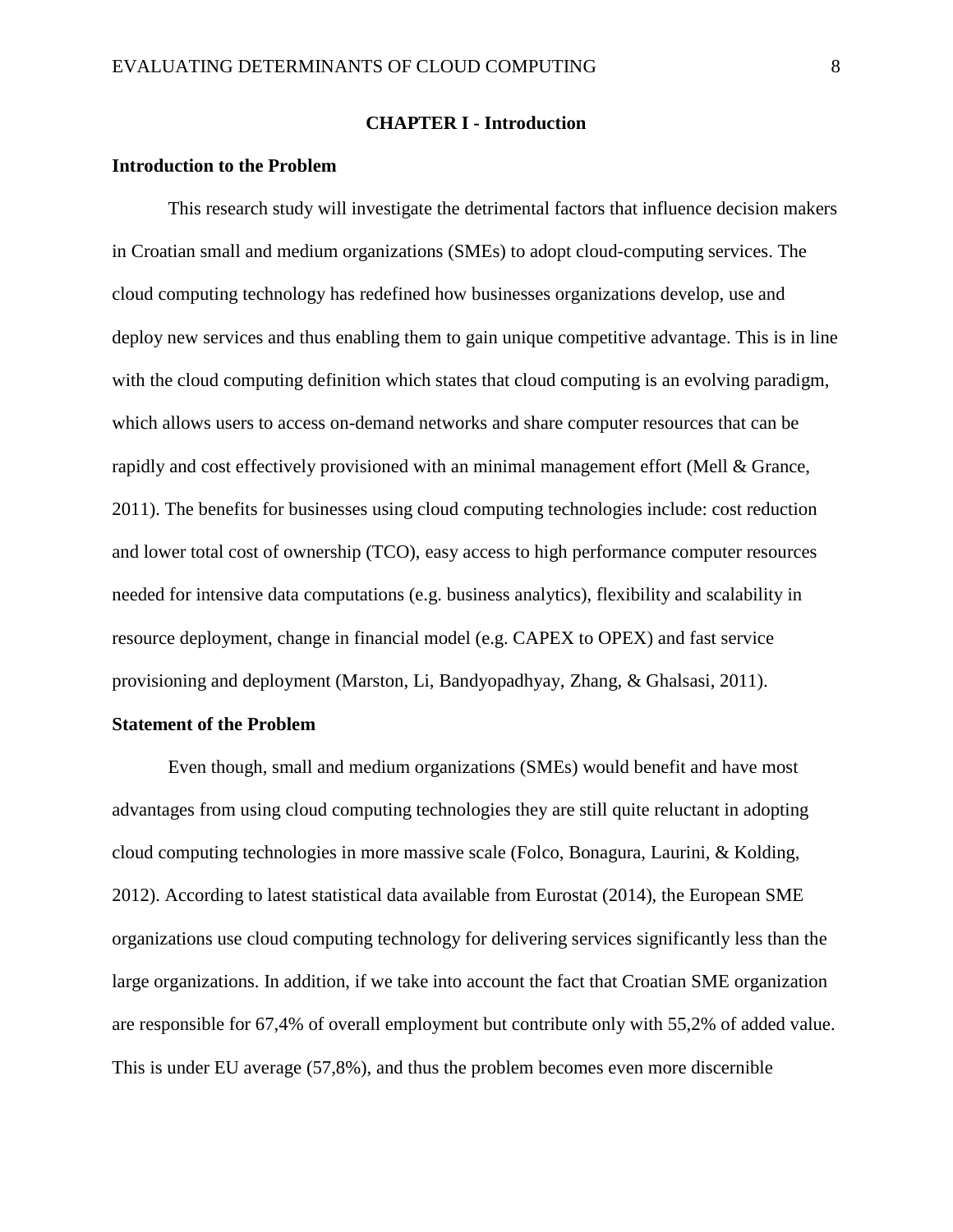# CHAPTER I - Introduction

## Introduction to the Problem

This research study will investigate the detrimental factors that influence decision makers in Croatian small and medium organizations (SMEs) to adopt cloud-computing services. The cloud computing technology has redefined how businesses organizations develop, use and deploy new services and thus enabling them to gain unique competitive advantage. This is in line with the cloud computing definition which states that cloud computing is an evolving paradigm, which allows users to access on-demand networks and share computer resources that can be rapidly and cost effectively provisioned with an minimal management effort (Mell & Grance, 2011). The benefits for businesses using cloud computing technologies include: cost reduction and lower total cost of ownership (TCO), easy access to high performance computer resources needed for intensive data computations (e.g. business analytics), flexibility and scalability in resource deployment, change in financial model (e.g. CAPEX to OPEX) and fast service provisioning and deployment (Marston, Li, Bandyopadhyay, Zhang, & Ghalsasi, 2011).

## Statement of the Problem

Even though, small and medium organizations (SMEs) would benefit and have most advantages from using cloud computing technologies they are still quite reluctant in adopting cloud computing technologies in more massive scale (Folco, Bonagura, Laurini, & Kolding, 2012). According to latest statistical data available from Eurostat (2014), the European SME organizations use cloud computing technology for delivering services significantly less than the large organizations. In addition, if we take into account the fact that Croatian SME organization are responsible for 67,4% of overall employment but contribute only with 55,2% of added value. This is under EU average (57,8%), and thus the problem becomes even more discernible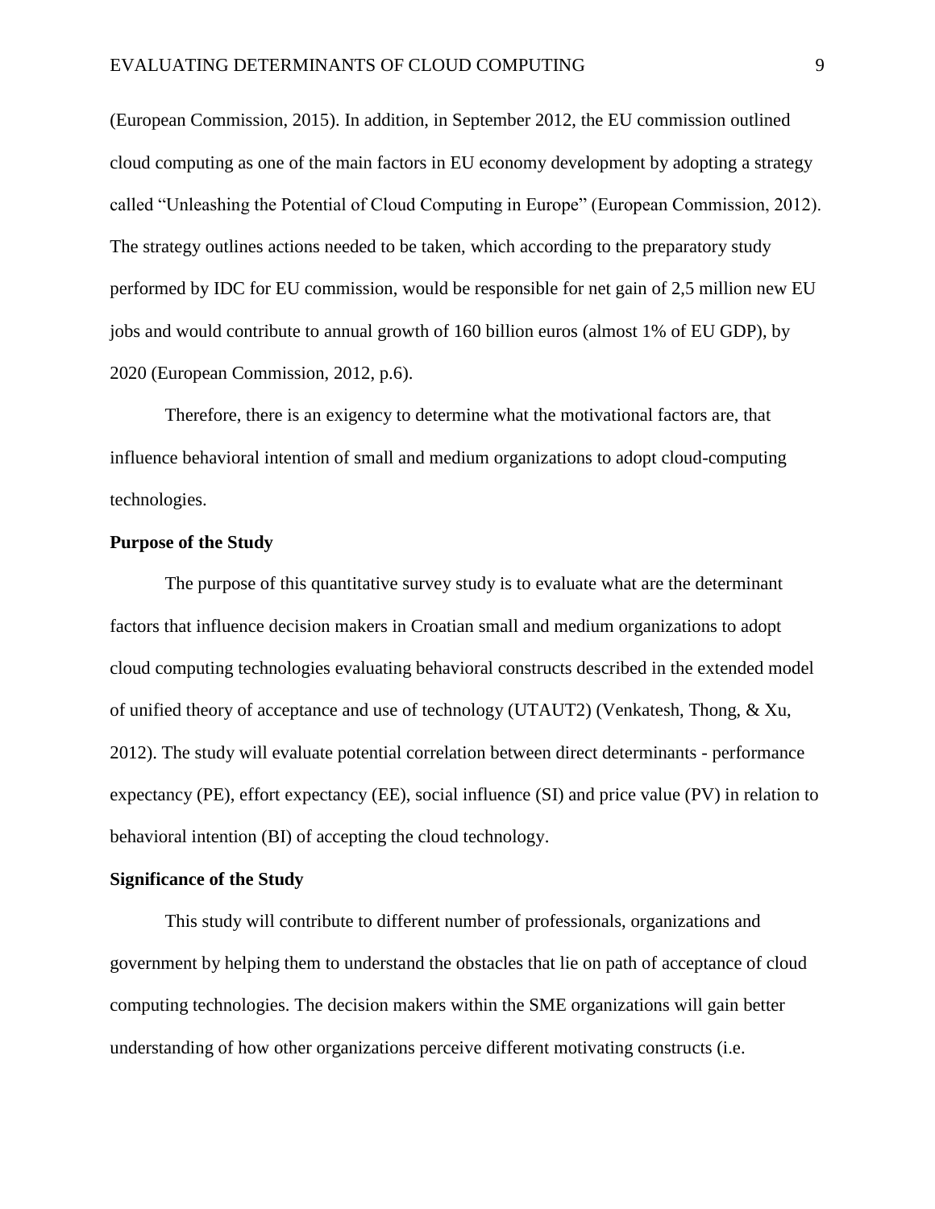(European Commission, 2015). In addition, in September 2012, the EU commission outlined cloud computing as one of the main factors in EU economy development by adopting a strategy called "Unleashing the Potential of Cloud Computing in Europe" (European Commission, 2012). The strategy outlines actions needed to be taken, which according to the preparatory study performed by IDC for EU commission, would be responsible for net gain of 2,5 million new EU jobs and would contribute to annual growth of 160 billion euros (almost 1% of EU GDP), by 2020 (European Commission, 2012, p.6).

Therefore, there is an exigency to determine what the motivational factors are, that influence behavioral intention of small and medium organizations to adopt cloud-computing technologies.

**Purpose of the Study**

The purpose of this quantitative survey study is to evaluate what are the determinant factors that influence decision makers in Croatian small and medium organizations to adopt cloud computing technologies evaluating behavioral constructs described in the extended model of unified theory of acceptance and use of technology (UTAUT2) (Venkatesh, Thong, & Xu, 2012). The study will evaluate potential correlation between direct determinants - performance expectancy (PE), effort expectancy (EE), social influence (SI) and price value (PV) in relation to behavioral intention (BI) of accepting the cloud technology.

**Significance of the Study**

This study will contribute to different number of professionals, organizations and government by helping them to understand the obstacles that lie on path of acceptance of cloud computing technologies. The decision makers within the SME organizations will gain better understanding of how other organizations perceive different motivating constructs (i.e.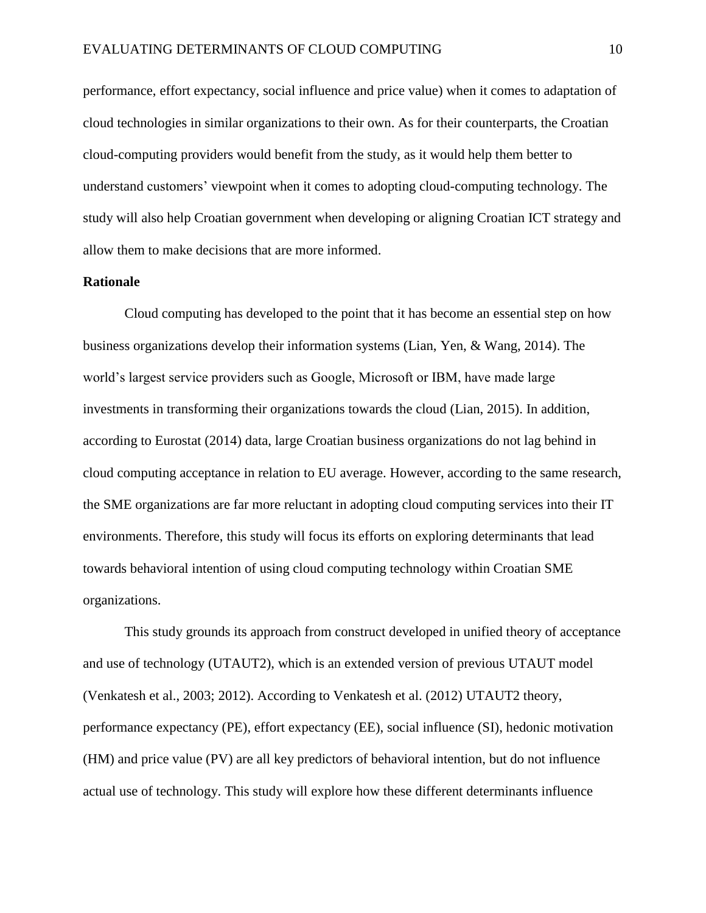performance, effort expectancy, social influence and price value) when it comes to adaptation of cloud technologies in similar organizations to their own. As for their counterparts, the Croatian cloud-computing providers would benefit from the study, as it would help them better to understand customers' viewpoint when it comes to adopting cloud-computing technology. The study will also help Croatian government when developing or aligning Croatian ICT strategy and allow them to make decisions that are more informed.

**Rationale**

Cloud computing has developed to the point that it has become an essential step on how business organizations develop their information systems (Lian, Yen, & Wang, 2014). The world's largest service providers such as Google, Microsoft or IBM, have made large investments in transforming their organizations towards the cloud (Lian, 2015). In addition, according to Eurostat (2014) data, large Croatian business organizations do not lag behind in cloud computing acceptance in relation to EU average. However, according to the same research, the SME organizations are far more reluctant in adopting cloud computing services into their IT environments. Therefore, this study will focus its efforts on exploring determinants that lead towards behavioral intention of using cloud computing technology within Croatian SME organizations.

This study grounds its approach from construct developed in unified theory of acceptance and use of technology (UTAUT2), which is an extended version of previous UTAUT model (Venkatesh et al., 2003; 2012). According to Venkatesh et al. (2012) UTAUT2 theory, performance expectancy (PE), effort expectancy (EE), social influence (SI), hedonic motivation (HM) and price value (PV) are all key predictors of behavioral intention, but do not influence actual use of technology. This study will explore how these different determinants influence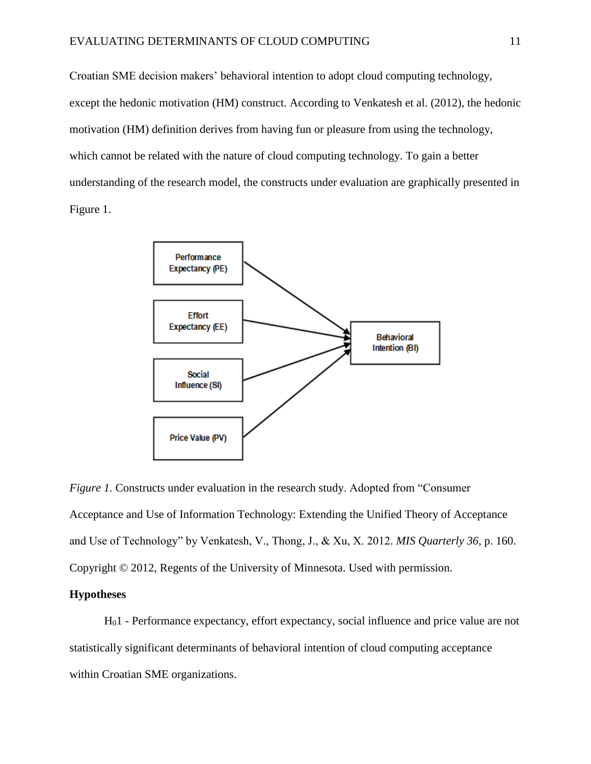Croatian SME decision makers' behavioral intention to adopt cloud computing technology, except the hedonic motivation (HM) construct. According to Venkatesh et al. (2012), the hedonic motivation (HM) definition derives from having fun or pleasure from using the technology, which cannot be related with the nature of cloud computing technology. To gain a better understanding of the research model, the constructs under evaluation are graphically presented in Figure 1.

*Figure 1.* Constructs under evaluation in the research study. Adopted from "Consumer Acceptance and Use of Information Technology: Extending the Unified Theory of Acceptance and Use of Technology" by Venkatesh, V., Thong, J., & Xu, X. 2012. *MIS Quarterly 36*, p. 160. Copyright © 2012, Regents of the University of Minnesota. Used with permission.

**Hypotheses**

$H_0 1$ - Performance expectancy, effort expectancy, social influence and price value are not statistically significant determinants of behavioral intention of cloud computing acceptance within Croatian SME organizations.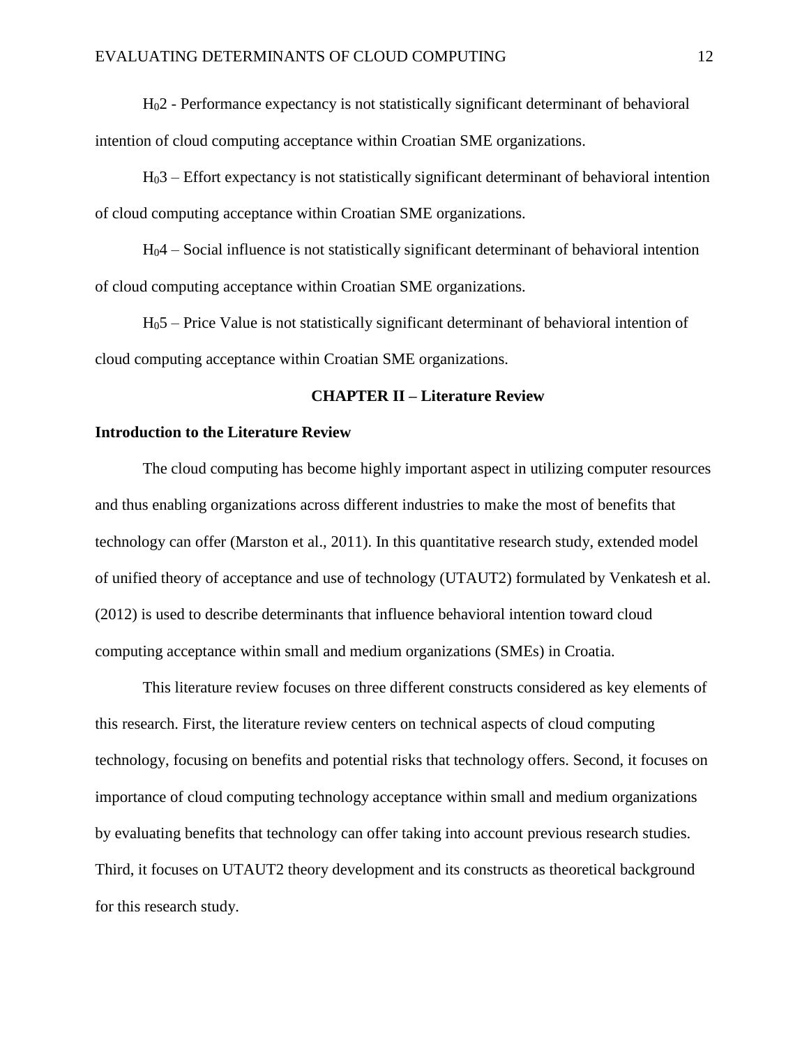$H_02$ - Performance expectancy is not statistically significant determinant of behavioral intention of cloud computing acceptance within Croatian SME organizations.

$H_03$ – Effort expectancy is not statistically significant determinant of behavioral intention of cloud computing acceptance within Croatian SME organizations.

$H_04$ – Social influence is not statistically significant determinant of behavioral intention of cloud computing acceptance within Croatian SME organizations.

$H_05$ – Price Value is not statistically significant determinant of behavioral intention of cloud computing acceptance within Croatian SME organizations.

# CHAPTER II – Literature Review

## Introduction to the Literature Review

The cloud computing has become highly important aspect in utilizing computer resources and thus enabling organizations across different industries to make the most of benefits that technology can offer (Marston et al., 2011). In this quantitative research study, extended model of unified theory of acceptance and use of technology (UTAUT2) formulated by Venkatesh et al. (2012) is used to describe determinants that influence behavioral intention toward cloud computing acceptance within small and medium organizations (SMEs) in Croatia.

This literature review focuses on three different constructs considered as key elements of this research. First, the literature review centers on technical aspects of cloud computing technology, focusing on benefits and potential risks that technology offers. Second, it focuses on importance of cloud computing technology acceptance within small and medium organizations by evaluating benefits that technology can offer taking into account previous research studies. Third, it focuses on UTAUT2 theory development and its constructs as theoretical background for this research study.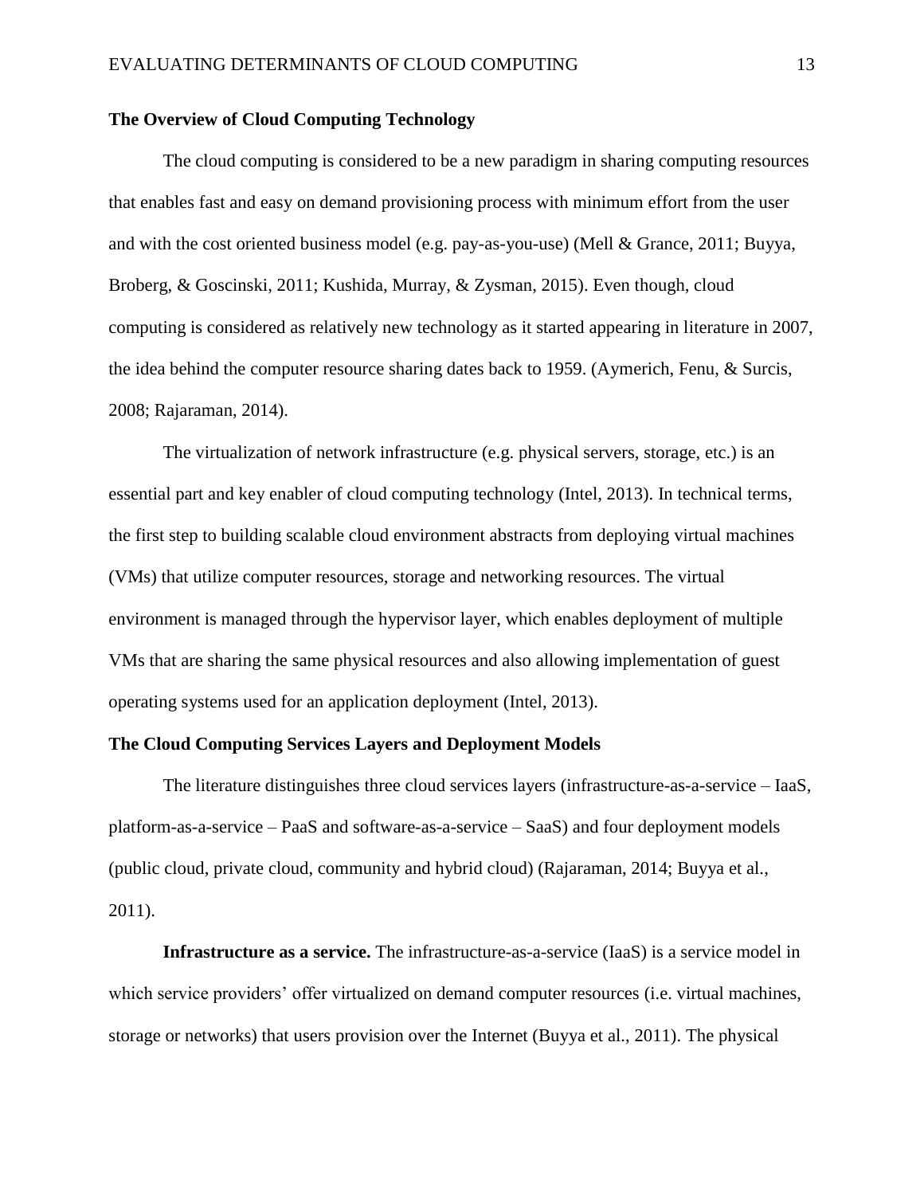## The Overview of Cloud Computing Technology

The cloud computing is considered to be a new paradigm in sharing computing resources that enables fast and easy on demand provisioning process with minimum effort from the user and with the cost oriented business model (e.g. pay-as-you-use) (Mell & Grance, 2011; Buyya, Broberg, & Goscinski, 2011; Kushida, Murray, & Zysman, 2015). Even though, cloud computing is considered as relatively new technology as it started appearing in literature in 2007, the idea behind the computer resource sharing dates back to 1959. (Aymerich, Fenu, & Surcis, 2008; Rajaraman, 2014).

The virtualization of network infrastructure (e.g. physical servers, storage, etc.) is an essential part and key enabler of cloud computing technology (Intel, 2013). In technical terms, the first step to building scalable cloud environment abstracts from deploying virtual machines (VMs) that utilize computer resources, storage and networking resources. The virtual environment is managed through the hypervisor layer, which enables deployment of multiple VMs that are sharing the same physical resources and also allowing implementation of guest operating systems used for an application deployment (Intel, 2013).

## The Cloud Computing Services Layers and Deployment Models

The literature distinguishes three cloud services layers (infrastructure-as-a-service – IaaS, platform-as-a-service – PaaS and software-as-a-service – SaaS) and four deployment models (public cloud, private cloud, community and hybrid cloud) (Rajaraman, 2014; Buyya et al., 2011).

**Infrastructure as a service.** The infrastructure-as-a-service (IaaS) is a service model in which service providers' offer virtualized on demand computer resources (i.e. virtual machines, storage or networks) that users provision over the Internet (Buyya et al., 2011). The physical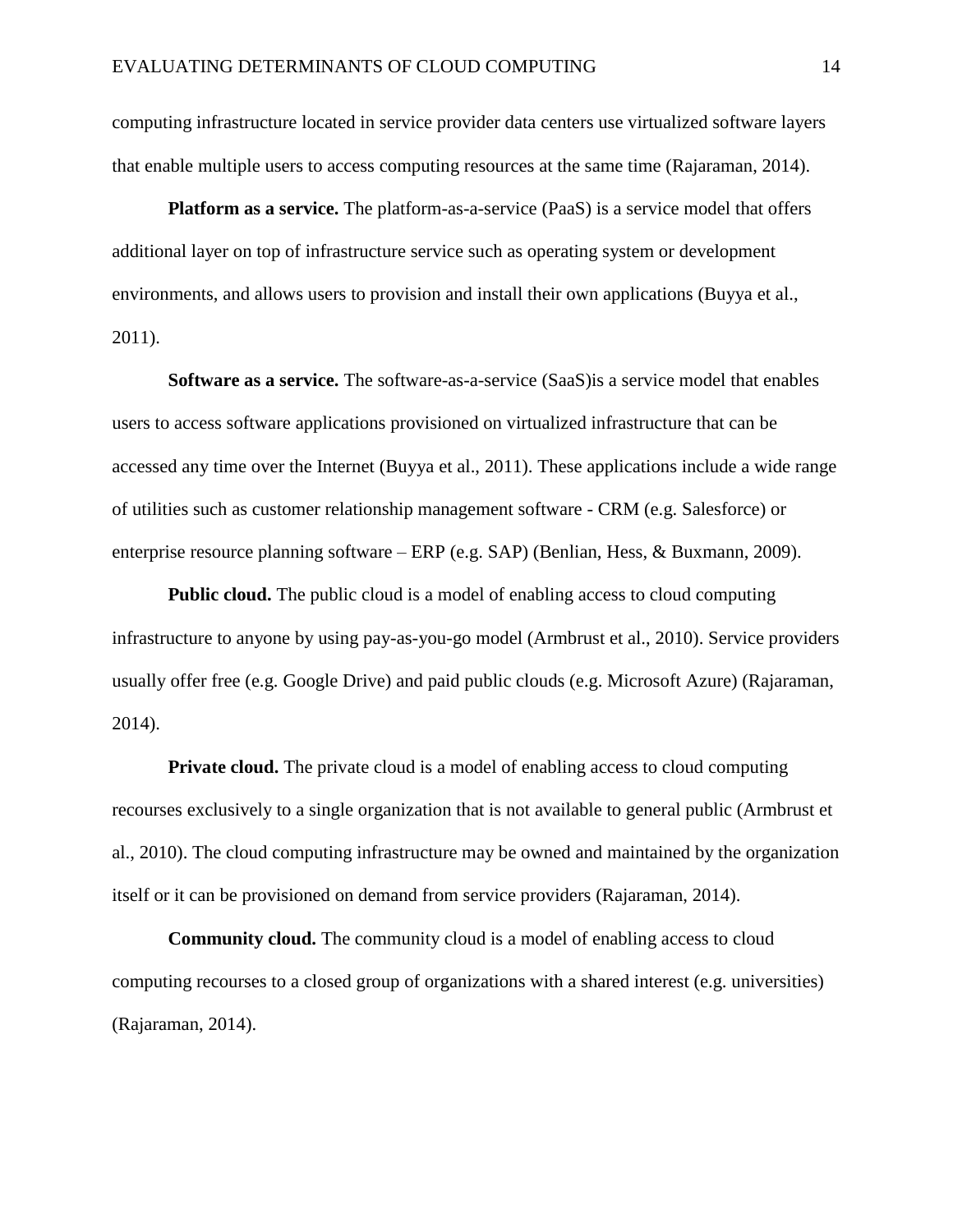computing infrastructure located in service provider data centers use virtualized software layers that enable multiple users to access computing resources at the same time (Rajaraman, 2014).

**Platform as a service.** The platform-as-a-service (PaaS) is a service model that offers additional layer on top of infrastructure service such as operating system or development environments, and allows users to provision and install their own applications (Buyya et al., 2011).

**Software as a service.** The software-as-a-service (SaaS)is a service model that enables users to access software applications provisioned on virtualized infrastructure that can be accessed any time over the Internet (Buyya et al., 2011). These applications include a wide range of utilities such as customer relationship management software - CRM (e.g. Salesforce) or enterprise resource planning software – ERP (e.g. SAP) (Benlian, Hess, & Buxmann, 2009).

**Public cloud.** The public cloud is a model of enabling access to cloud computing infrastructure to anyone by using pay-as-you-go model (Armbrust et al., 2010). Service providers usually offer free (e.g. Google Drive) and paid public clouds (e.g. Microsoft Azure) (Rajaraman, 2014).

**Private cloud.** The private cloud is a model of enabling access to cloud computing recourses exclusively to a single organization that is not available to general public (Armbrust et al., 2010). The cloud computing infrastructure may be owned and maintained by the organization itself or it can be provisioned on demand from service providers (Rajaraman, 2014).

**Community cloud.** The community cloud is a model of enabling access to cloud computing recourses to a closed group of organizations with a shared interest (e.g. universities) (Rajaraman, 2014).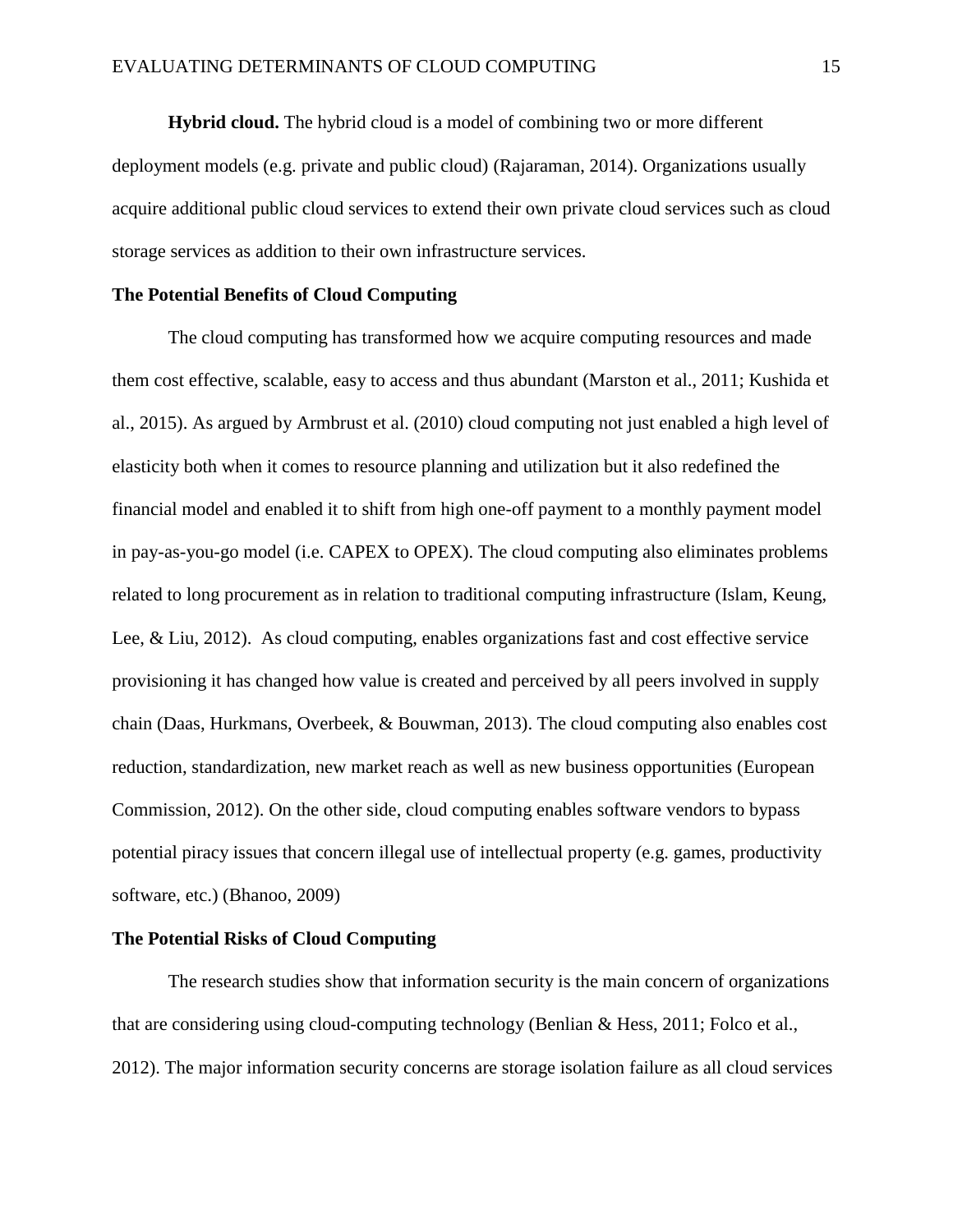**Hybrid cloud.** The hybrid cloud is a model of combining two or more different deployment models (e.g. private and public cloud) (Rajaraman, 2014). Organizations usually acquire additional public cloud services to extend their own private cloud services such as cloud storage services as addition to their own infrastructure services.

### The Potential Benefits of Cloud Computing

The cloud computing has transformed how we acquire computing resources and made them cost effective, scalable, easy to access and thus abundant (Marston et al., 2011; Kushida et al., 2015). As argued by Armbrust et al. (2010) cloud computing not just enabled a high level of elasticity both when it comes to resource planning and utilization but it also redefined the financial model and enabled it to shift from high one-off payment to a monthly payment model in pay-as-you-go model (i.e. CAPEX to OPEX). The cloud computing also eliminates problems related to long procurement as in relation to traditional computing infrastructure (Islam, Keung, Lee, & Liu, 2012). As cloud computing, enables organizations fast and cost effective service provisioning it has changed how value is created and perceived by all peers involved in supply chain (Daas, Hurkmans, Overbeek, & Bouwman, 2013). The cloud computing also enables cost reduction, standardization, new market reach as well as new business opportunities (European Commission, 2012). On the other side, cloud computing enables software vendors to bypass potential piracy issues that concern illegal use of intellectual property (e.g. games, productivity software, etc.) (Bhanoo, 2009)

### The Potential Risks of Cloud Computing

The research studies show that information security is the main concern of organizations that are considering using cloud-computing technology (Benlian & Hess, 2011; Folco et al., 2012). The major information security concerns are storage isolation failure as all cloud services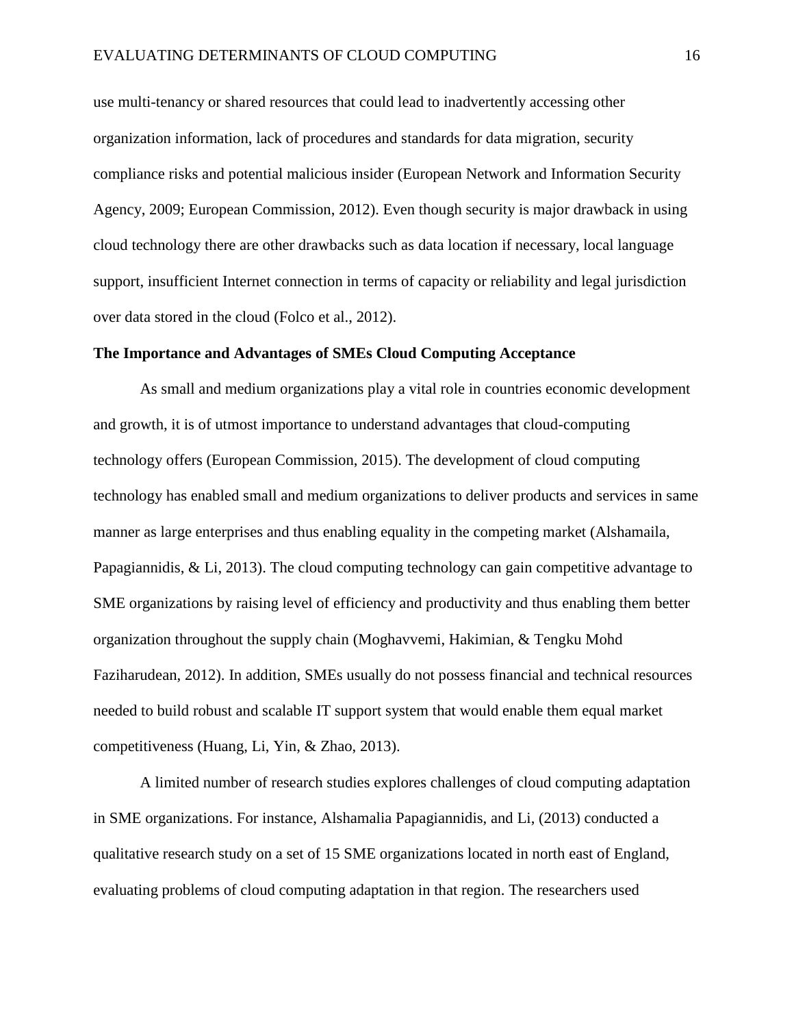use multi-tenancy or shared resources that could lead to inadvertently accessing other organization information, lack of procedures and standards for data migration, security compliance risks and potential malicious insider (European Network and Information Security Agency, 2009; European Commission, 2012). Even though security is major drawback in using cloud technology there are other drawbacks such as data location if necessary, local language support, insufficient Internet connection in terms of capacity or reliability and legal jurisdiction over data stored in the cloud (Folco et al., 2012).

**The Importance and Advantages of SMEs Cloud Computing Acceptance**

As small and medium organizations play a vital role in countries economic development and growth, it is of utmost importance to understand advantages that cloud-computing technology offers (European Commission, 2015). The development of cloud computing technology has enabled small and medium organizations to deliver products and services in same manner as large enterprises and thus enabling equality in the competing market (Alshamaila, Papagiannidis, & Li, 2013). The cloud computing technology can gain competitive advantage to SME organizations by raising level of efficiency and productivity and thus enabling them better organization throughout the supply chain (Moghavvemi, Hakimian, & Tengku Mohd Faziharudean, 2012). In addition, SMEs usually do not possess financial and technical resources needed to build robust and scalable IT support system that would enable them equal market competitiveness (Huang, Li, Yin, & Zhao, 2013).

A limited number of research studies explores challenges of cloud computing adaptation in SME organizations. For instance, Alshamalia Papagiannidis, and Li, (2013) conducted a qualitative research study on a set of 15 SME organizations located in north east of England, evaluating problems of cloud computing adaptation in that region. The researchers used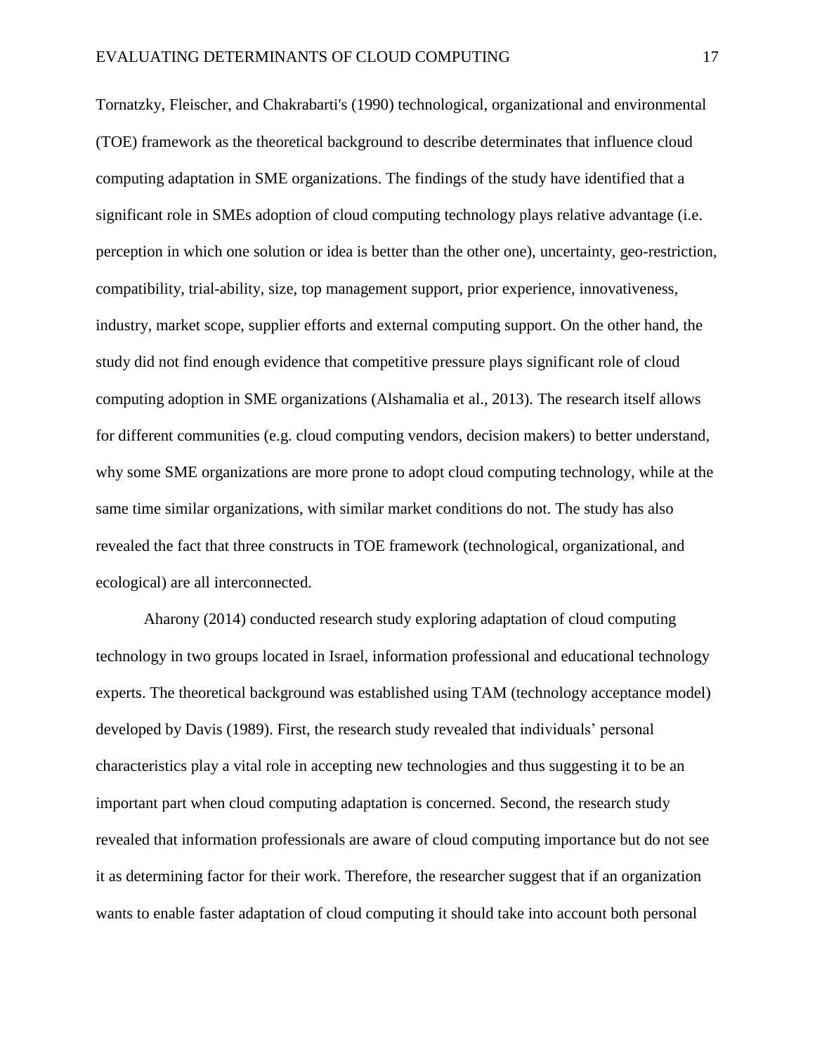Tornatzky, Fleischer, and Chakrabarti's (1990) technological, organizational and environmental (TOE) framework as the theoretical background to describe determinates that influence cloud computing adaptation in SME organizations. The findings of the study have identified that a significant role in SMEs adoption of cloud computing technology plays relative advantage (i.e. perception in which one solution or idea is better than the other one), uncertainty, geo-restriction, compatibility, trial-ability, size, top management support, prior experience, innovativeness, industry, market scope, supplier efforts and external computing support. On the other hand, the study did not find enough evidence that competitive pressure plays significant role of cloud computing adoption in SME organizations (Alshamalia et al., 2013). The research itself allows for different communities (e.g. cloud computing vendors, decision makers) to better understand, why some SME organizations are more prone to adopt cloud computing technology, while at the same time similar organizations, with similar market conditions do not. The study has also revealed the fact that three constructs in TOE framework (technological, organizational, and ecological) are all interconnected.

Aharony (2014) conducted research study exploring adaptation of cloud computing technology in two groups located in Israel, information professional and educational technology experts. The theoretical background was established using TAM (technology acceptance model) developed by Davis (1989). First, the research study revealed that individuals' personal characteristics play a vital role in accepting new technologies and thus suggesting it to be an important part when cloud computing adaptation is concerned. Second, the research study revealed that information professionals are aware of cloud computing importance but do not see it as determining factor for their work. Therefore, the researcher suggest that if an organization wants to enable faster adaptation of cloud computing it should take into account both personal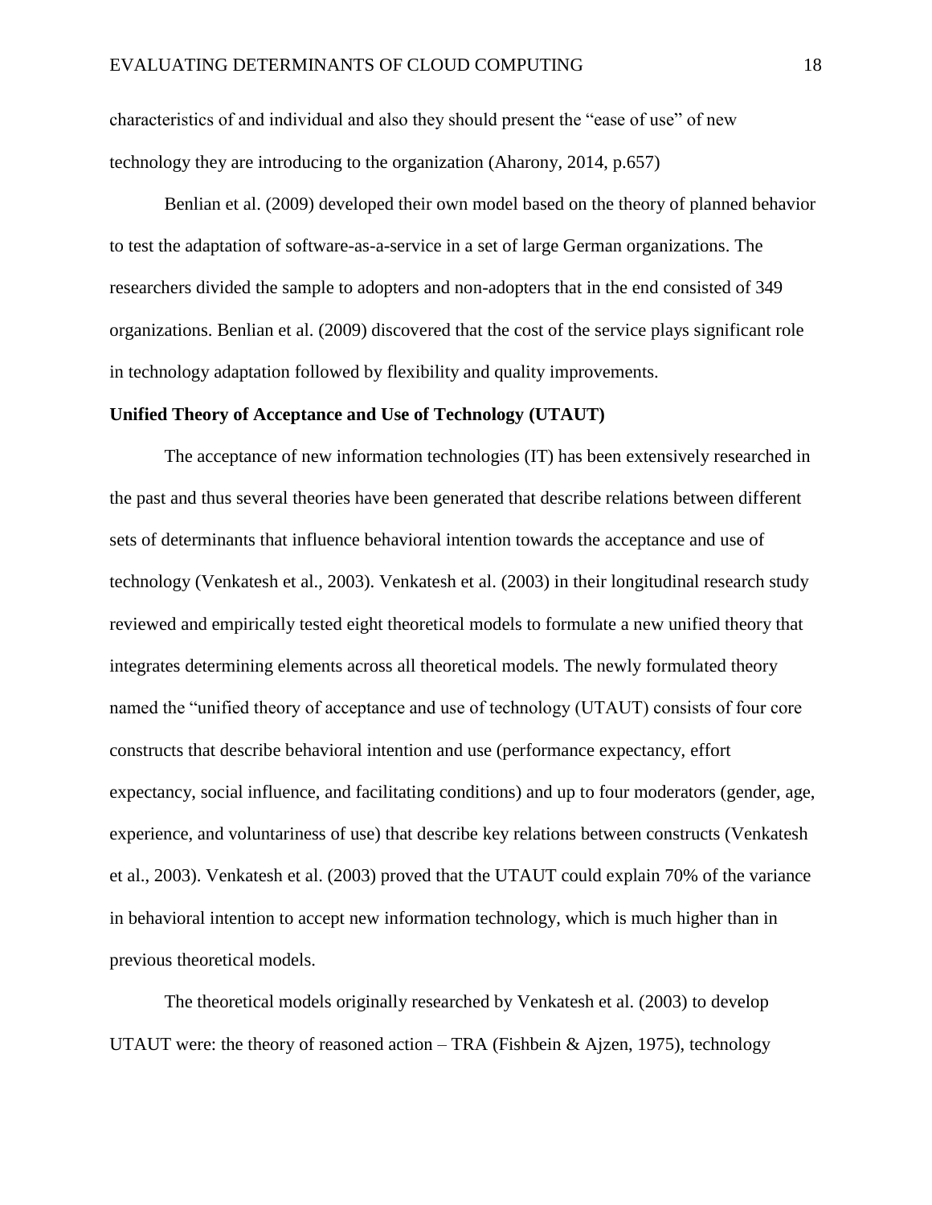characteristics of and individual and also they should present the "ease of use" of new technology they are introducing to the organization (Aharony, 2014, p.657)

Benlian et al. (2009) developed their own model based on the theory of planned behavior to test the adaptation of software-as-a-service in a set of large German organizations. The researchers divided the sample to adopters and non-adopters that in the end consisted of 349 organizations. Benlian et al. (2009) discovered that the cost of the service plays significant role in technology adaptation followed by flexibility and quality improvements.

**Unified Theory of Acceptance and Use of Technology (UTAUT)**

The acceptance of new information technologies (IT) has been extensively researched in the past and thus several theories have been generated that describe relations between different sets of determinants that influence behavioral intention towards the acceptance and use of technology (Venkatesh et al., 2003). Venkatesh et al. (2003) in their longitudinal research study reviewed and empirically tested eight theoretical models to formulate a new unified theory that integrates determining elements across all theoretical models. The newly formulated theory named the "unified theory of acceptance and use of technology (UTAUT) consists of four core constructs that describe behavioral intention and use (performance expectancy, effort expectancy, social influence, and facilitating conditions) and up to four moderators (gender, age, experience, and voluntariness of use) that describe key relations between constructs (Venkatesh et al., 2003). Venkatesh et al. (2003) proved that the UTAUT could explain 70% of the variance in behavioral intention to accept new information technology, which is much higher than in previous theoretical models.

The theoretical models originally researched by Venkatesh et al. (2003) to develop UTAUT were: the theory of reasoned action – TRA (Fishbein & Ajzen, 1975), technology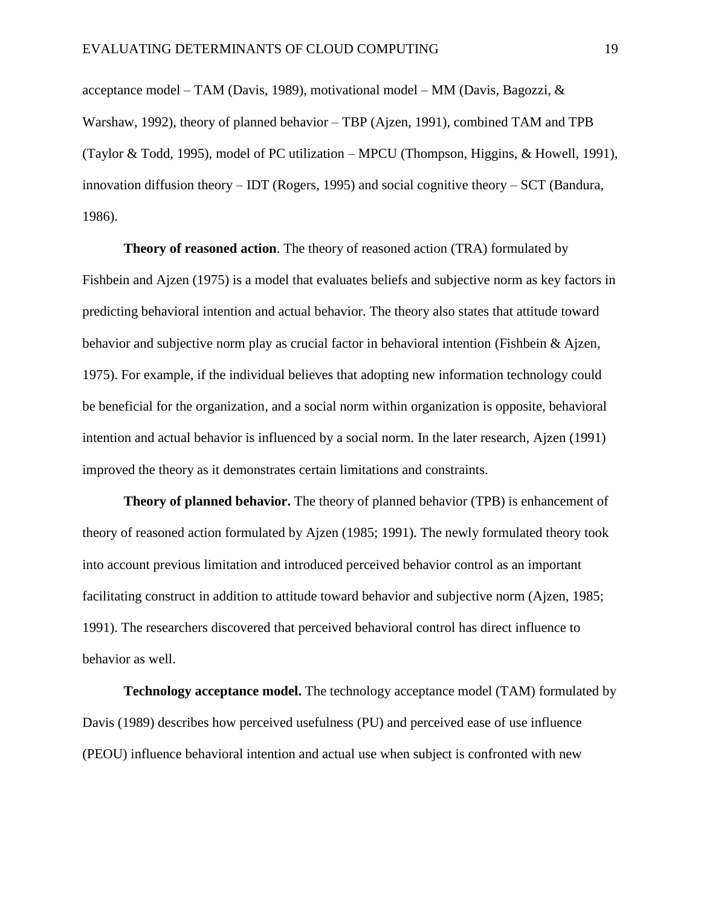acceptance model – TAM (Davis, 1989), motivational model – MM (Davis, Bagozzi, & Warshaw, 1992), theory of planned behavior – TBP (Ajzen, 1991), combined TAM and TPB (Taylor & Todd, 1995), model of PC utilization – MPCU (Thompson, Higgins, & Howell, 1991), innovation diffusion theory – IDT (Rogers, 1995) and social cognitive theory – SCT (Bandura, 1986).

**Theory of reasoned action**. The theory of reasoned action (TRA) formulated by Fishbein and Ajzen (1975) is a model that evaluates beliefs and subjective norm as key factors in predicting behavioral intention and actual behavior. The theory also states that attitude toward behavior and subjective norm play as crucial factor in behavioral intention (Fishbein & Ajzen, 1975). For example, if the individual believes that adopting new information technology could be beneficial for the organization, and a social norm within organization is opposite, behavioral intention and actual behavior is influenced by a social norm. In the later research, Ajzen (1991) improved the theory as it demonstrates certain limitations and constraints.

**Theory of planned behavior.** The theory of planned behavior (TPB) is enhancement of theory of reasoned action formulated by Ajzen (1985; 1991). The newly formulated theory took into account previous limitation and introduced perceived behavior control as an important facilitating construct in addition to attitude toward behavior and subjective norm (Ajzen, 1985; 1991). The researchers discovered that perceived behavioral control has direct influence to behavior as well.

**Technology acceptance model.** The technology acceptance model (TAM) formulated by Davis (1989) describes how perceived usefulness (PU) and perceived ease of use influence (PEOU) influence behavioral intention and actual use when subject is confronted with new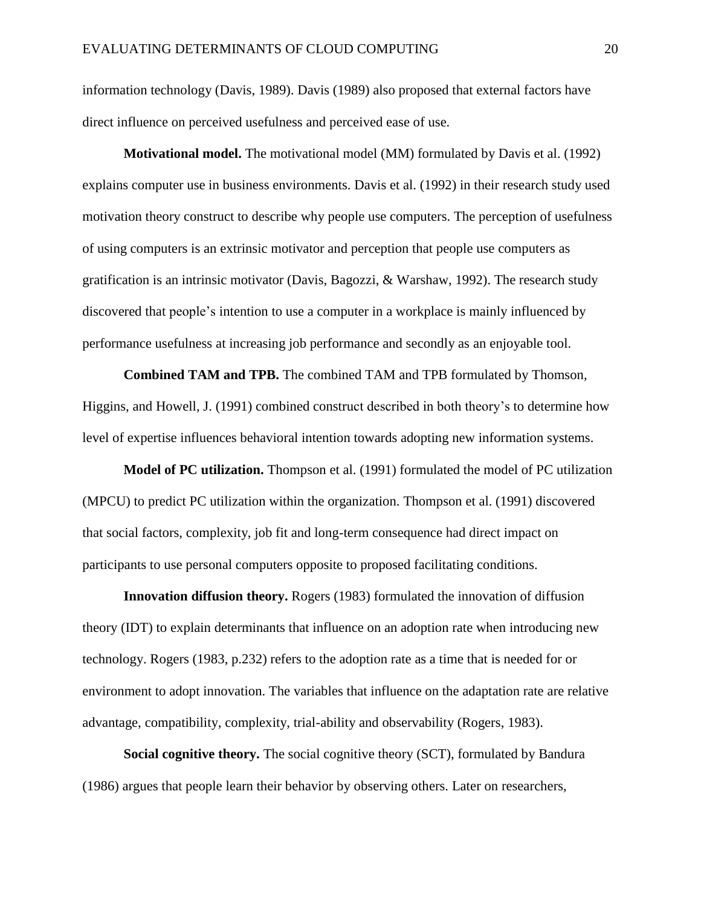information technology (Davis, 1989). Davis (1989) also proposed that external factors have direct influence on perceived usefulness and perceived ease of use.

**Motivational model.** The motivational model (MM) formulated by Davis et al. (1992) explains computer use in business environments. Davis et al. (1992) in their research study used motivation theory construct to describe why people use computers. The perception of usefulness of using computers is an extrinsic motivator and perception that people use computers as gratification is an intrinsic motivator (Davis, Bagozzi, & Warshaw, 1992). The research study discovered that people's intention to use a computer in a workplace is mainly influenced by performance usefulness at increasing job performance and secondly as an enjoyable tool.

**Combined TAM and TPB.** The combined TAM and TPB formulated by Thomson, Higgins, and Howell, J. (1991) combined construct described in both theory's to determine how level of expertise influences behavioral intention towards adopting new information systems.

**Model of PC utilization.** Thompson et al. (1991) formulated the model of PC utilization (MPCU) to predict PC utilization within the organization. Thompson et al. (1991) discovered that social factors, complexity, job fit and long-term consequence had direct impact on participants to use personal computers opposite to proposed facilitating conditions.

**Innovation diffusion theory.** Rogers (1983) formulated the innovation of diffusion theory (IDT) to explain determinants that influence on an adoption rate when introducing new technology. Rogers (1983, p.232) refers to the adoption rate as a time that is needed for or environment to adopt innovation. The variables that influence on the adaptation rate are relative advantage, compatibility, complexity, trial-ability and observability (Rogers, 1983).

**Social cognitive theory.** The social cognitive theory (SCT), formulated by Bandura (1986) argues that people learn their behavior by observing others. Later on researchers,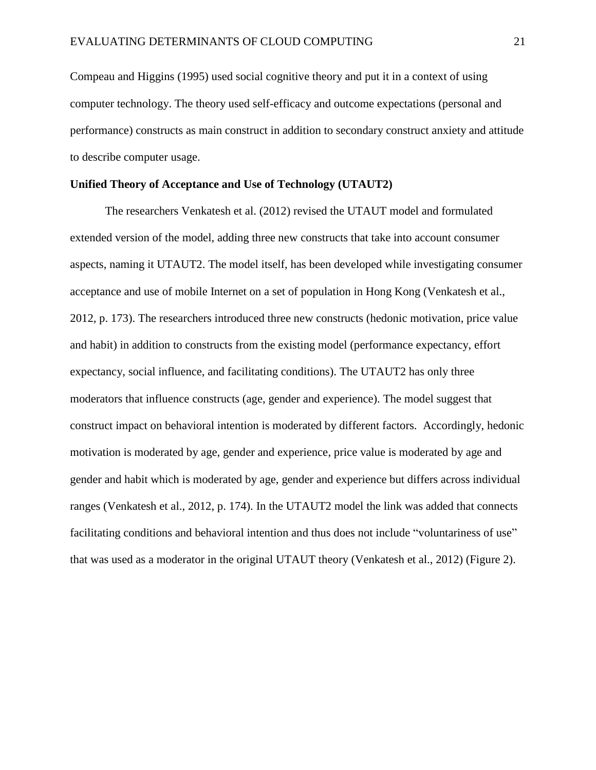Compeau and Higgins (1995) used social cognitive theory and put it in a context of using computer technology. The theory used self-efficacy and outcome expectations (personal and performance) constructs as main construct in addition to secondary construct anxiety and attitude to describe computer usage.

**Unified Theory of Acceptance and Use of Technology (UTAUT2)**

The researchers Venkatesh et al. (2012) revised the UTAUT model and formulated extended version of the model, adding three new constructs that take into account consumer aspects, naming it UTAUT2. The model itself, has been developed while investigating consumer acceptance and use of mobile Internet on a set of population in Hong Kong (Venkatesh et al., 2012, p. 173). The researchers introduced three new constructs (hedonic motivation, price value and habit) in addition to constructs from the existing model (performance expectancy, effort expectancy, social influence, and facilitating conditions). The UTAUT2 has only three moderators that influence constructs (age, gender and experience). The model suggest that construct impact on behavioral intention is moderated by different factors. Accordingly, hedonic motivation is moderated by age, gender and experience, price value is moderated by age and gender and habit which is moderated by age, gender and experience but differs across individual ranges (Venkatesh et al., 2012, p. 174). In the UTAUT2 model the link was added that connects facilitating conditions and behavioral intention and thus does not include "voluntariness of use" that was used as a moderator in the original UTAUT theory (Venkatesh et al., 2012) (Figure 2).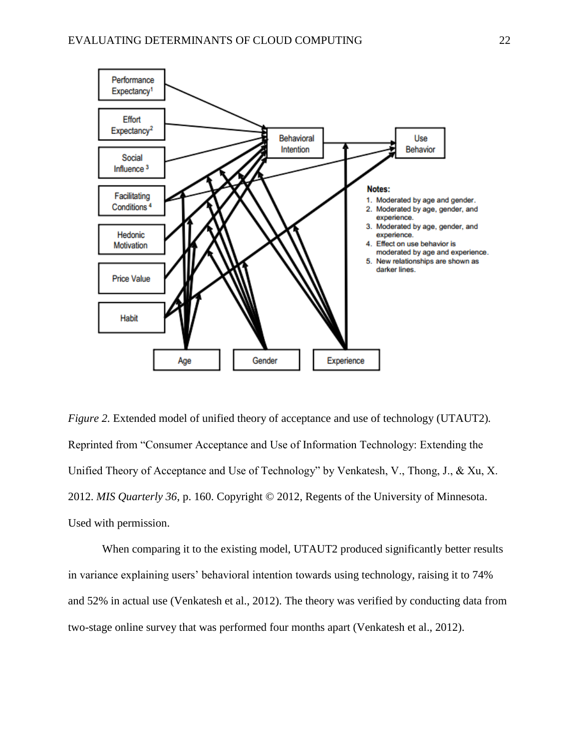*Figure 2.* Extended model of unified theory of acceptance and use of technology (UTAUT2). Reprinted from "Consumer Acceptance and Use of Information Technology: Extending the Unified Theory of Acceptance and Use of Technology" by Venkatesh, V., Thong, J., & Xu, X. 2012. *MIS Quarterly 36*, p. 160. Copyright © 2012, Regents of the University of Minnesota. Used with permission.

When comparing it to the existing model, UTAUT2 produced significantly better results in variance explaining users' behavioral intention towards using technology, raising it to 74% and 52% in actual use (Venkatesh et al., 2012). The theory was verified by conducting data from two-stage online survey that was performed four months apart (Venkatesh et al., 2012).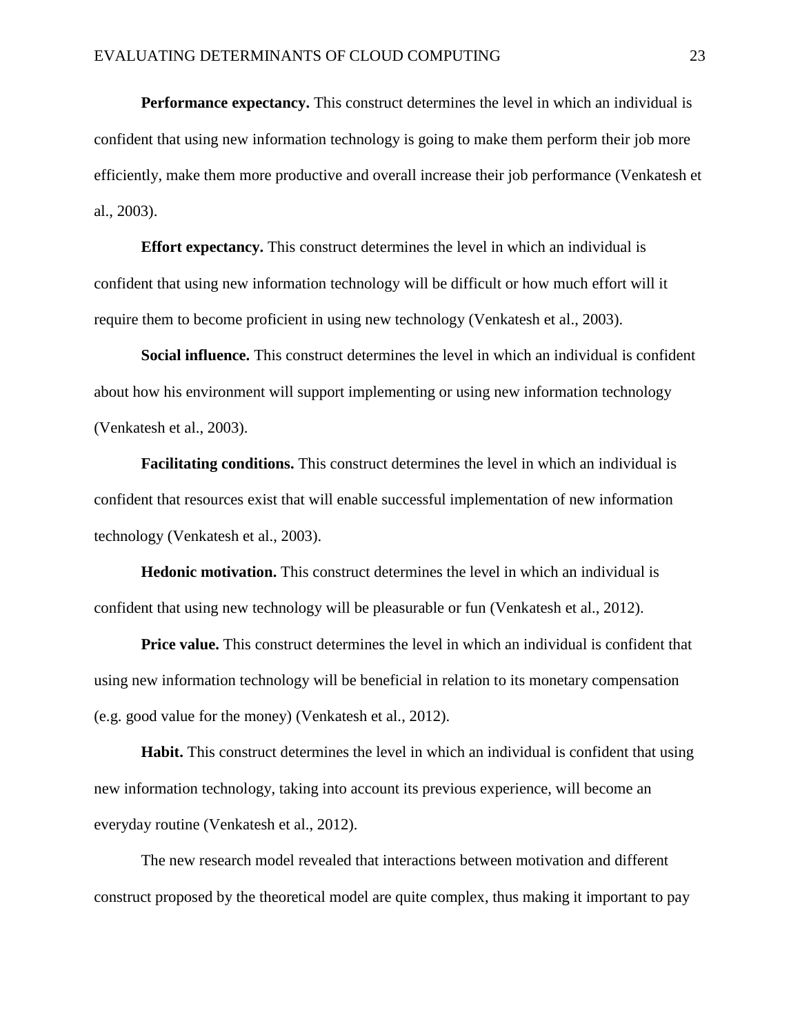**Performance expectancy.** This construct determines the level in which an individual is confident that using new information technology is going to make them perform their job more efficiently, make them more productive and overall increase their job performance (Venkatesh et al., 2003).

**Effort expectancy.** This construct determines the level in which an individual is confident that using new information technology will be difficult or how much effort will it require them to become proficient in using new technology (Venkatesh et al., 2003).

**Social influence.** This construct determines the level in which an individual is confident about how his environment will support implementing or using new information technology (Venkatesh et al., 2003).

**Facilitating conditions.** This construct determines the level in which an individual is confident that resources exist that will enable successful implementation of new information technology (Venkatesh et al., 2003).

**Hedonic motivation.** This construct determines the level in which an individual is confident that using new technology will be pleasurable or fun (Venkatesh et al., 2012).

**Price value.** This construct determines the level in which an individual is confident that using new information technology will be beneficial in relation to its monetary compensation (e.g. good value for the money) (Venkatesh et al., 2012).

**Habit.** This construct determines the level in which an individual is confident that using new information technology, taking into account its previous experience, will become an everyday routine (Venkatesh et al., 2012).

The new research model revealed that interactions between motivation and different construct proposed by the theoretical model are quite complex, thus making it important to pay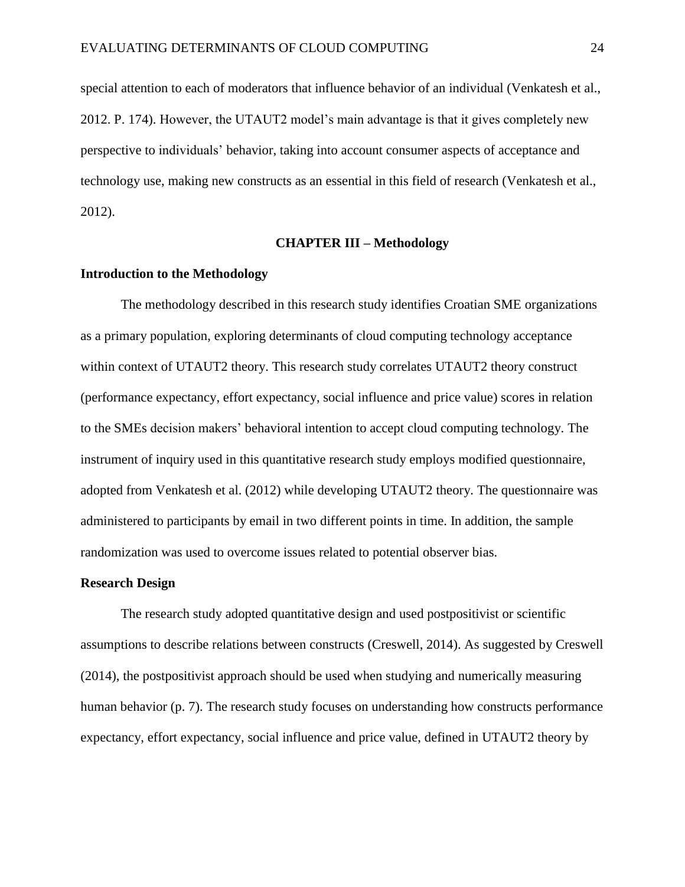special attention to each of moderators that influence behavior of an individual (Venkatesh et al., 2012. P. 174). However, the UTAUT2 model's main advantage is that it gives completely new perspective to individuals' behavior, taking into account consumer aspects of acceptance and technology use, making new constructs as an essential in this field of research (Venkatesh et al., 2012).

# CHAPTER III – Methodology

## Introduction to the Methodology

The methodology described in this research study identifies Croatian SME organizations as a primary population, exploring determinants of cloud computing technology acceptance within context of UTAUT2 theory. This research study correlates UTAUT2 theory construct (performance expectancy, effort expectancy, social influence and price value) scores in relation to the SMEs decision makers' behavioral intention to accept cloud computing technology. The instrument of inquiry used in this quantitative research study employs modified questionnaire, adopted from Venkatesh et al. (2012) while developing UTAUT2 theory. The questionnaire was administered to participants by email in two different points in time. In addition, the sample randomization was used to overcome issues related to potential observer bias.

## Research Design

The research study adopted quantitative design and used postpositivist or scientific assumptions to describe relations between constructs (Creswell, 2014). As suggested by Creswell (2014), the postpositivist approach should be used when studying and numerically measuring human behavior (p. 7). The research study focuses on understanding how constructs performance expectancy, effort expectancy, social influence and price value, defined in UTAUT2 theory by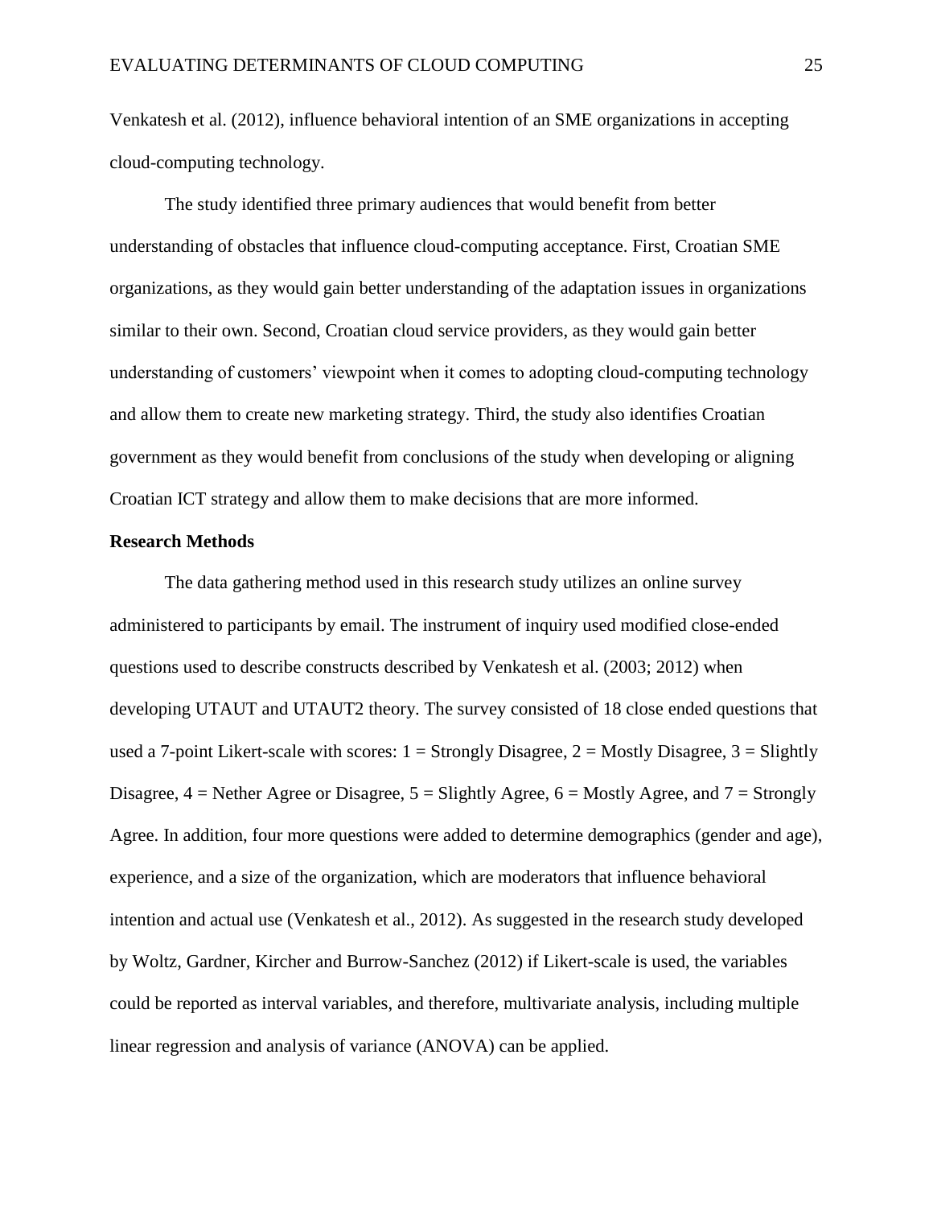Venkatesh et al. (2012), influence behavioral intention of an SME organizations in accepting cloud-computing technology.

The study identified three primary audiences that would benefit from better understanding of obstacles that influence cloud-computing acceptance. First, Croatian SME organizations, as they would gain better understanding of the adaptation issues in organizations similar to their own. Second, Croatian cloud service providers, as they would gain better understanding of customers' viewpoint when it comes to adopting cloud-computing technology and allow them to create new marketing strategy. Third, the study also identifies Croatian government as they would benefit from conclusions of the study when developing or aligning Croatian ICT strategy and allow them to make decisions that are more informed.

**Research Methods**

The data gathering method used in this research study utilizes an online survey administered to participants by email. The instrument of inquiry used modified close-ended questions used to describe constructs described by Venkatesh et al. (2003; 2012) when developing UTAUT and UTAUT2 theory. The survey consisted of 18 close ended questions that used a 7-point Likert-scale with scores: 1 = Strongly Disagree, 2 = Mostly Disagree, 3 = Slightly Disagree, 4 = Nether Agree or Disagree, 5 = Slightly Agree, 6 = Mostly Agree, and 7 = Strongly Agree. In addition, four more questions were added to determine demographics (gender and age), experience, and a size of the organization, which are moderators that influence behavioral intention and actual use (Venkatesh et al., 2012). As suggested in the research study developed by Woltz, Gardner, Kircher and Burrow-Sanchez (2012) if Likert-scale is used, the variables could be reported as interval variables, and therefore, multivariate analysis, including multiple linear regression and analysis of variance (ANOVA) can be applied.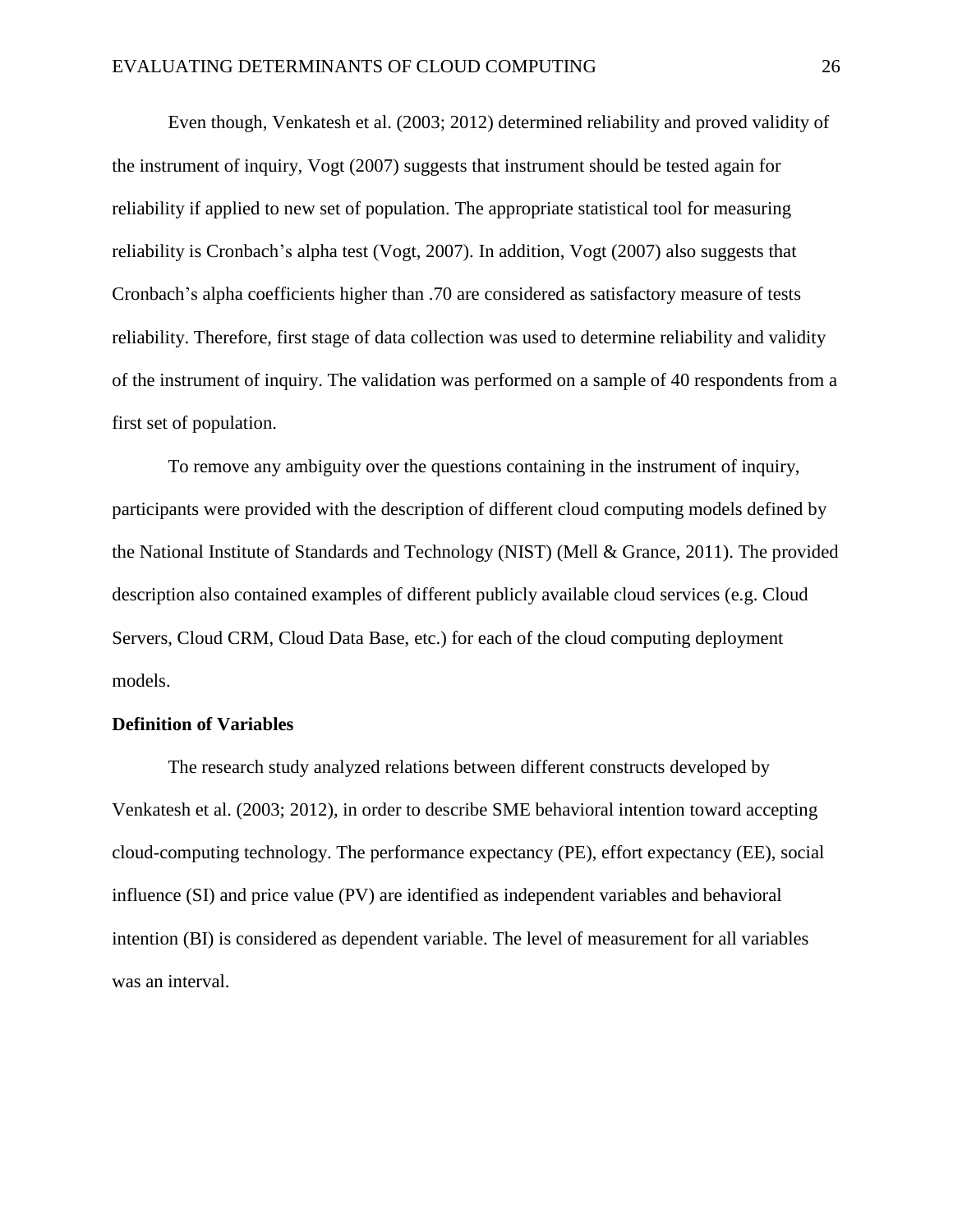Even though, Venkatesh et al. (2003; 2012) determined reliability and proved validity of the instrument of inquiry, Vogt (2007) suggests that instrument should be tested again for reliability if applied to new set of population. The appropriate statistical tool for measuring reliability is Cronbach's alpha test (Vogt, 2007). In addition, Vogt (2007) also suggests that Cronbach's alpha coefficients higher than .70 are considered as satisfactory measure of tests reliability. Therefore, first stage of data collection was used to determine reliability and validity of the instrument of inquiry. The validation was performed on a sample of 40 respondents from a first set of population.

To remove any ambiguity over the questions containing in the instrument of inquiry, participants were provided with the description of different cloud computing models defined by the National Institute of Standards and Technology (NIST) (Mell & Grance, 2011). The provided description also contained examples of different publicly available cloud services (e.g. Cloud Servers, Cloud CRM, Cloud Data Base, etc.) for each of the cloud computing deployment models.

**Definition of Variables**

The research study analyzed relations between different constructs developed by Venkatesh et al. (2003; 2012), in order to describe SME behavioral intention toward accepting cloud-computing technology. The performance expectancy (PE), effort expectancy (EE), social influence (SI) and price value (PV) are identified as independent variables and behavioral intention (BI) is considered as dependent variable. The level of measurement for all variables was an interval.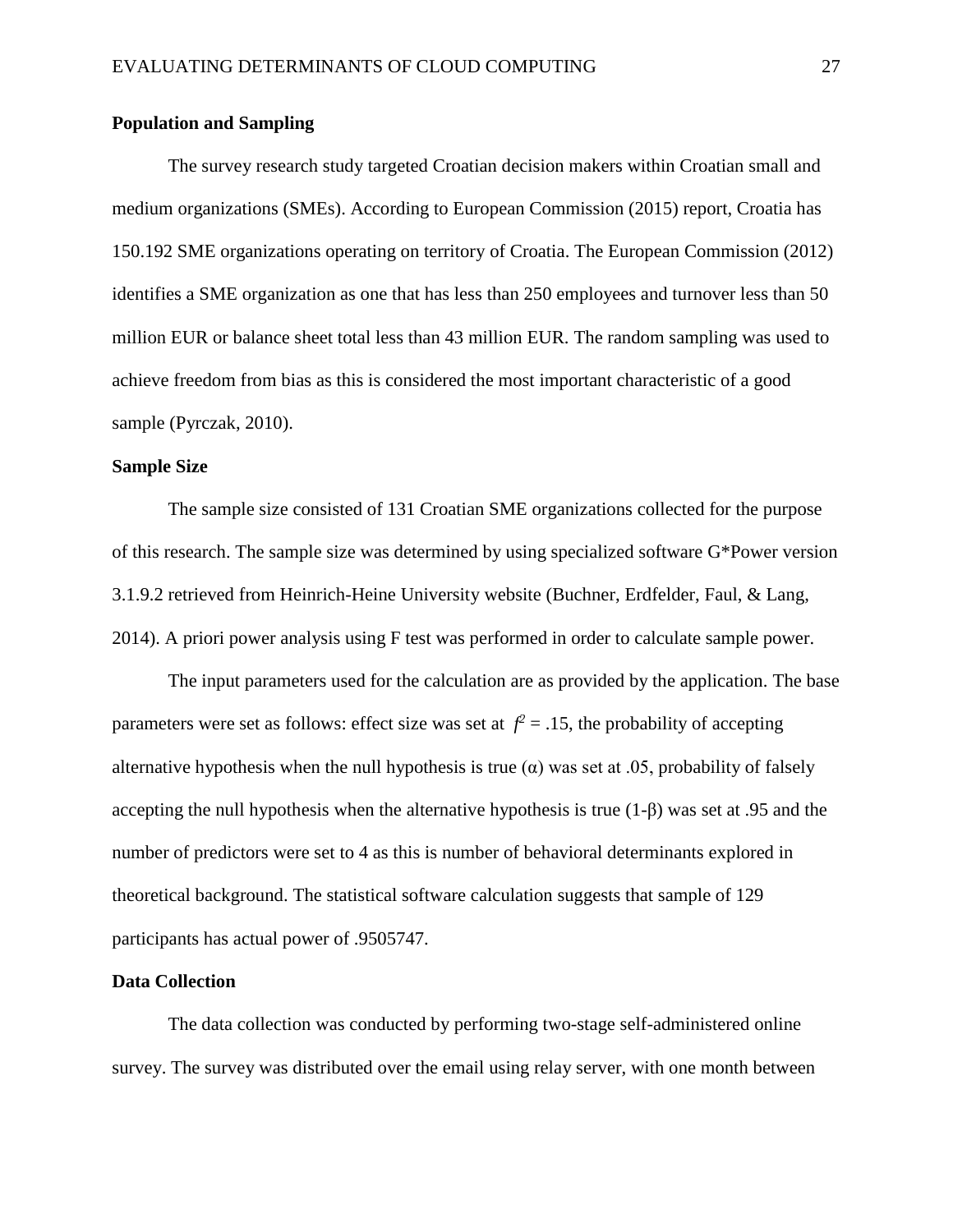**Population and Sampling**

The survey research study targeted Croatian decision makers within Croatian small and medium organizations (SMEs). According to European Commission (2015) report, Croatia has 150.192 SME organizations operating on territory of Croatia. The European Commission (2012) identifies a SME organization as one that has less than 250 employees and turnover less than 50 million EUR or balance sheet total less than 43 million EUR. The random sampling was used to achieve freedom from bias as this is considered the most important characteristic of a good sample (Pyrczak, 2010).

**Sample Size**

The sample size consisted of 131 Croatian SME organizations collected for the purpose of this research. The sample size was determined by using specialized software G*Power version 3.1.9.2 retrieved from Heinrich-Heine University website (Buchner, Erdfelder, Faul, & Lang, 2014). A priori power analysis using F test was performed in order to calculate sample power.

The input parameters used for the calculation are as provided by the application. The base parameters were set as follows: effect size was set at $f^2 = .15$, the probability of accepting alternative hypothesis when the null hypothesis is true ($\alpha$) was set at .05, probability of falsely accepting the null hypothesis when the alternative hypothesis is true ($1-\beta$) was set at .95 and the number of predictors were set to 4 as this is number of behavioral determinants explored in theoretical background. The statistical software calculation suggests that sample of 129 participants has actual power of .9505747.

**Data Collection**

The data collection was conducted by performing two-stage self-administered online survey. The survey was distributed over the email using relay server, with one month between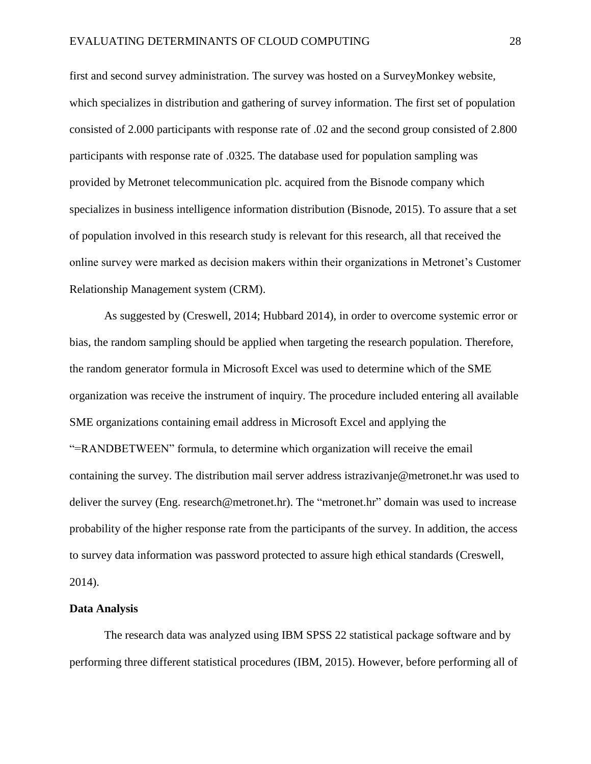first and second survey administration. The survey was hosted on a SurveyMonkey website, which specializes in distribution and gathering of survey information. The first set of population consisted of 2.000 participants with response rate of .02 and the second group consisted of 2.800 participants with response rate of .0325. The database used for population sampling was provided by Metronet telecommunication plc. acquired from the Bisnode company which specializes in business intelligence information distribution (Bisnode, 2015). To assure that a set of population involved in this research study is relevant for this research, all that received the online survey were marked as decision makers within their organizations in Metronet's Customer Relationship Management system (CRM).

As suggested by (Creswell, 2014; Hubbard 2014), in order to overcome systemic error or bias, the random sampling should be applied when targeting the research population. Therefore, the random generator formula in Microsoft Excel was used to determine which of the SME organization was receive the instrument of inquiry. The procedure included entering all available SME organizations containing email address in Microsoft Excel and applying the "=RANDBETWEEN" formula, to determine which organization will receive the email containing the survey. The distribution mail server address istrazivanje@metronet.hr was used to deliver the survey (Eng. research@metronet.hr). The "metronet.hr" domain was used to increase probability of the higher response rate from the participants of the survey. In addition, the access to survey data information was password protected to assure high ethical standards (Creswell, 2014).

## Data Analysis

The research data was analyzed using IBM SPSS 22 statistical package software and by performing three different statistical procedures (IBM, 2015). However, before performing all of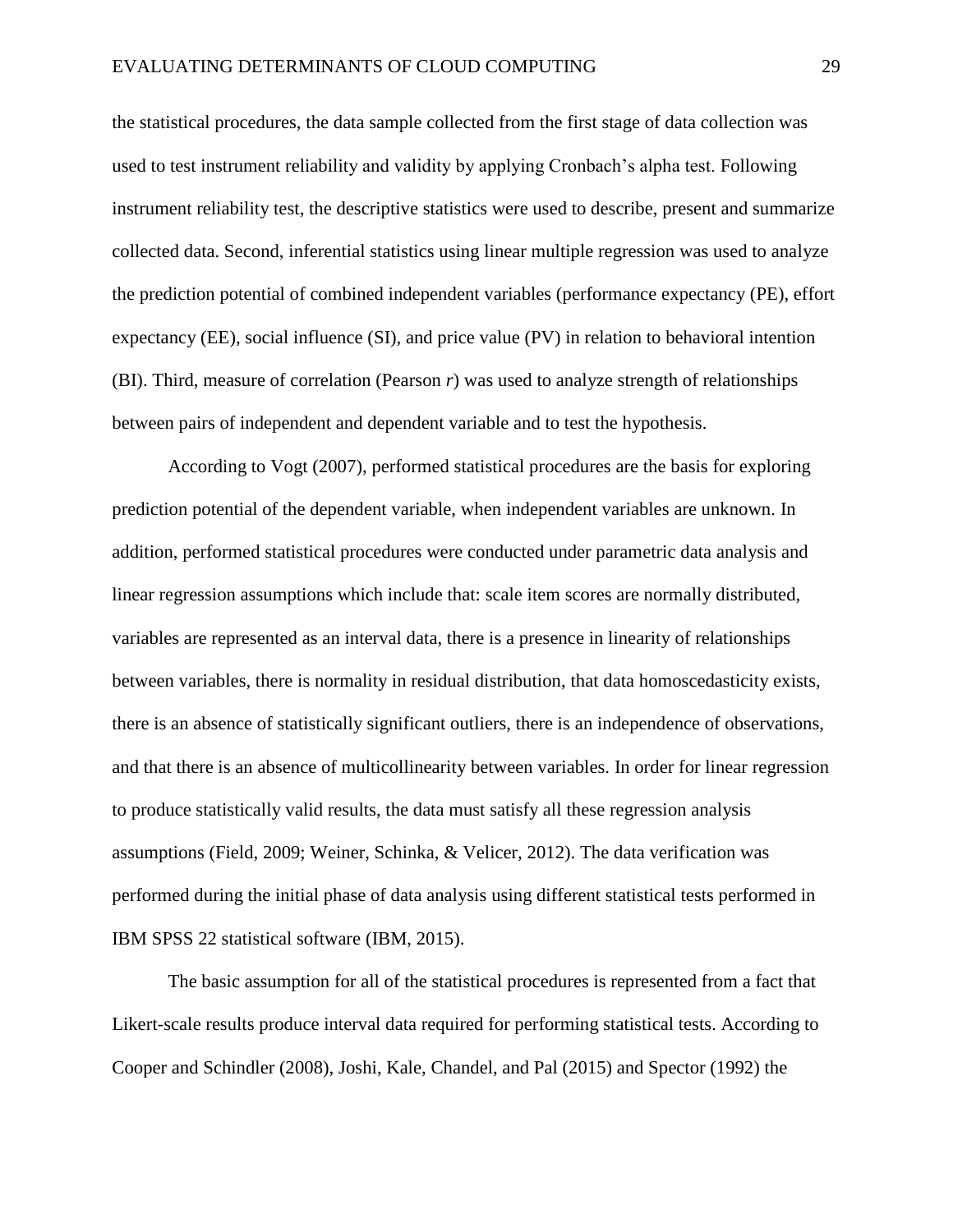the statistical procedures, the data sample collected from the first stage of data collection was used to test instrument reliability and validity by applying Cronbach's alpha test. Following instrument reliability test, the descriptive statistics were used to describe, present and summarize collected data. Second, inferential statistics using linear multiple regression was used to analyze the prediction potential of combined independent variables (performance expectancy (PE), effort expectancy (EE), social influence (SI), and price value (PV) in relation to behavioral intention (BI). Third, measure of correlation (Pearson *r*) was used to analyze strength of relationships between pairs of independent and dependent variable and to test the hypothesis.

According to Vogt (2007), performed statistical procedures are the basis for exploring prediction potential of the dependent variable, when independent variables are unknown. In addition, performed statistical procedures were conducted under parametric data analysis and linear regression assumptions which include that: scale item scores are normally distributed, variables are represented as an interval data, there is a presence in linearity of relationships between variables, there is normality in residual distribution, that data homoscedasticity exists, there is an absence of statistically significant outliers, there is an independence of observations, and that there is an absence of multicollinearity between variables. In order for linear regression to produce statistically valid results, the data must satisfy all these regression analysis assumptions (Field, 2009; Weiner, Schinka, & Velicer, 2012). The data verification was performed during the initial phase of data analysis using different statistical tests performed in IBM SPSS 22 statistical software (IBM, 2015).

The basic assumption for all of the statistical procedures is represented from a fact that Likert-scale results produce interval data required for performing statistical tests. According to Cooper and Schindler (2008), Joshi, Kale, Chandel, and Pal (2015) and Spector (1992) the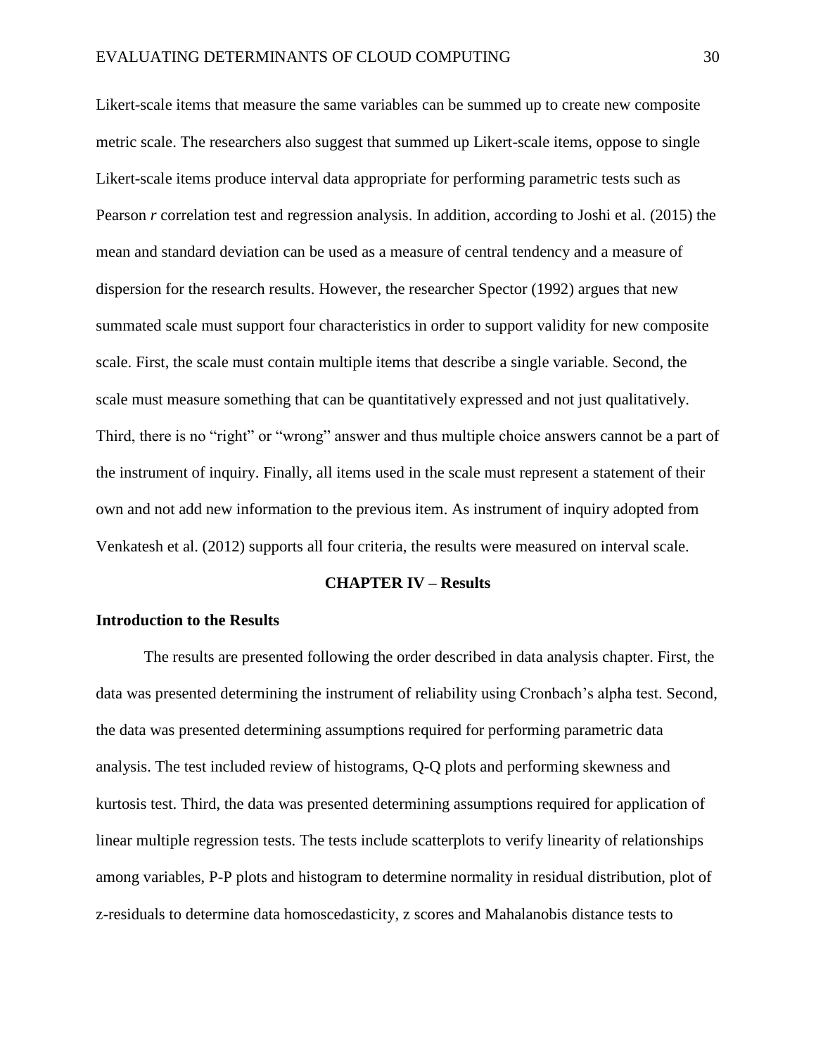Likert-scale items that measure the same variables can be summed up to create new composite metric scale. The researchers also suggest that summed up Likert-scale items, oppose to single Likert-scale items produce interval data appropriate for performing parametric tests such as Pearson *r* correlation test and regression analysis. In addition, according to Joshi et al. (2015) the mean and standard deviation can be used as a measure of central tendency and a measure of dispersion for the research results. However, the researcher Spector (1992) argues that new summated scale must support four characteristics in order to support validity for new composite scale. First, the scale must contain multiple items that describe a single variable. Second, the scale must measure something that can be quantitatively expressed and not just qualitatively. Third, there is no "right" or "wrong" answer and thus multiple choice answers cannot be a part of the instrument of inquiry. Finally, all items used in the scale must represent a statement of their own and not add new information to the previous item. As instrument of inquiry adopted from Venkatesh et al. (2012) supports all four criteria, the results were measured on interval scale.

# CHAPTER IV – Results

## Introduction to the Results

The results are presented following the order described in data analysis chapter. First, the data was presented determining the instrument of reliability using Cronbach's alpha test. Second, the data was presented determining assumptions required for performing parametric data analysis. The test included review of histograms, Q-Q plots and performing skewness and kurtosis test. Third, the data was presented determining assumptions required for application of linear multiple regression tests. The tests include scatterplots to verify linearity of relationships among variables, P-P plots and histogram to determine normality in residual distribution, plot of z-residuals to determine data homoscedasticity, z scores and Mahalanobis distance tests to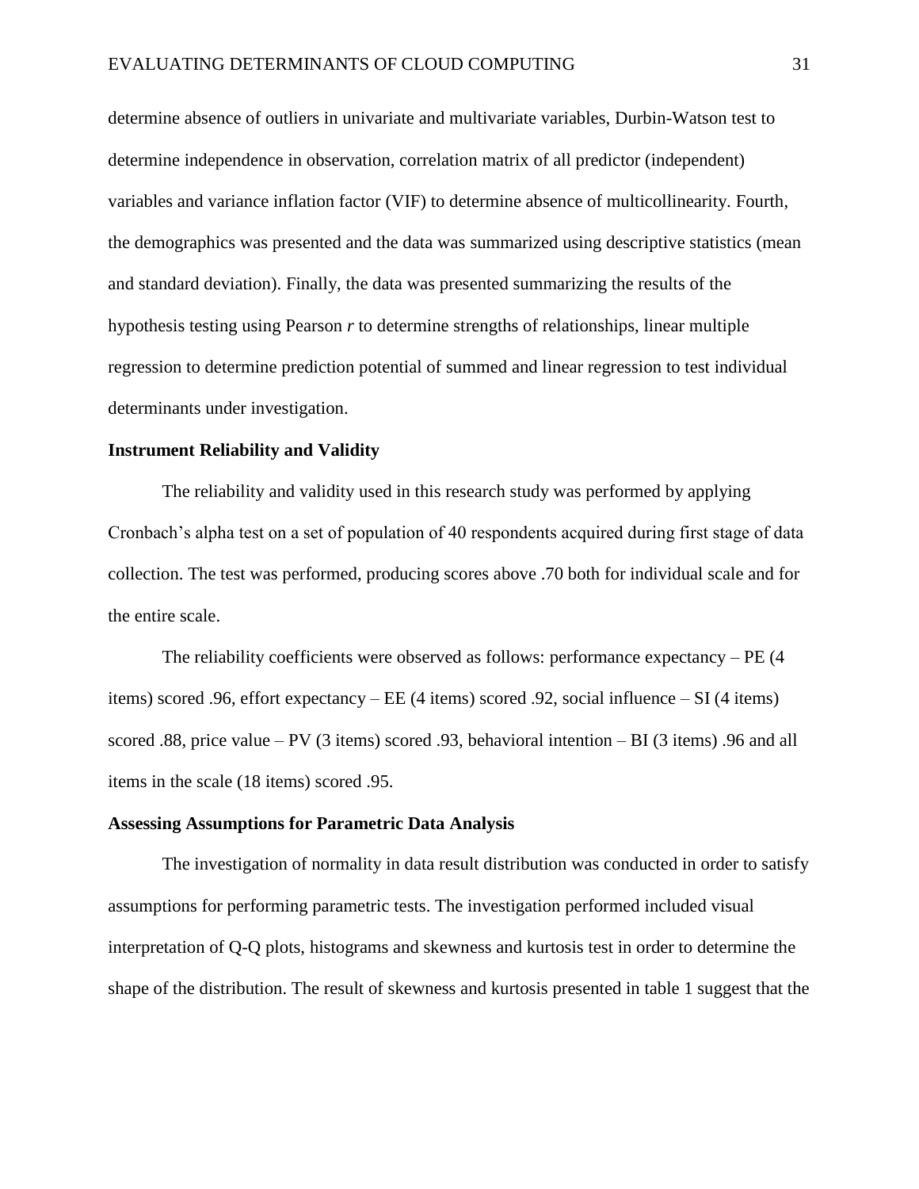determine absence of outliers in univariate and multivariate variables, Durbin-Watson test to determine independence in observation, correlation matrix of all predictor (independent) variables and variance inflation factor (VIF) to determine absence of multicollinearity. Fourth, the demographics was presented and the data was summarized using descriptive statistics (mean and standard deviation). Finally, the data was presented summarizing the results of the hypothesis testing using Pearson *r* to determine strengths of relationships, linear multiple regression to determine prediction potential of summed and linear regression to test individual determinants under investigation.

### Instrument Reliability and Validity

The reliability and validity used in this research study was performed by applying Cronbach's alpha test on a set of population of 40 respondents acquired during first stage of data collection. The test was performed, producing scores above .70 both for individual scale and for the entire scale.

The reliability coefficients were observed as follows: performance expectancy – PE (4 items) scored .96, effort expectancy – EE (4 items) scored .92, social influence – SI (4 items) scored .88, price value – PV (3 items) scored .93, behavioral intention – BI (3 items) .96 and all items in the scale (18 items) scored .95.

### Assessing Assumptions for Parametric Data Analysis

The investigation of normality in data result distribution was conducted in order to satisfy assumptions for performing parametric tests. The investigation performed included visual interpretation of Q-Q plots, histograms and skewness and kurtosis test in order to determine the shape of the distribution. The result of skewness and kurtosis presented in table 1 suggest that the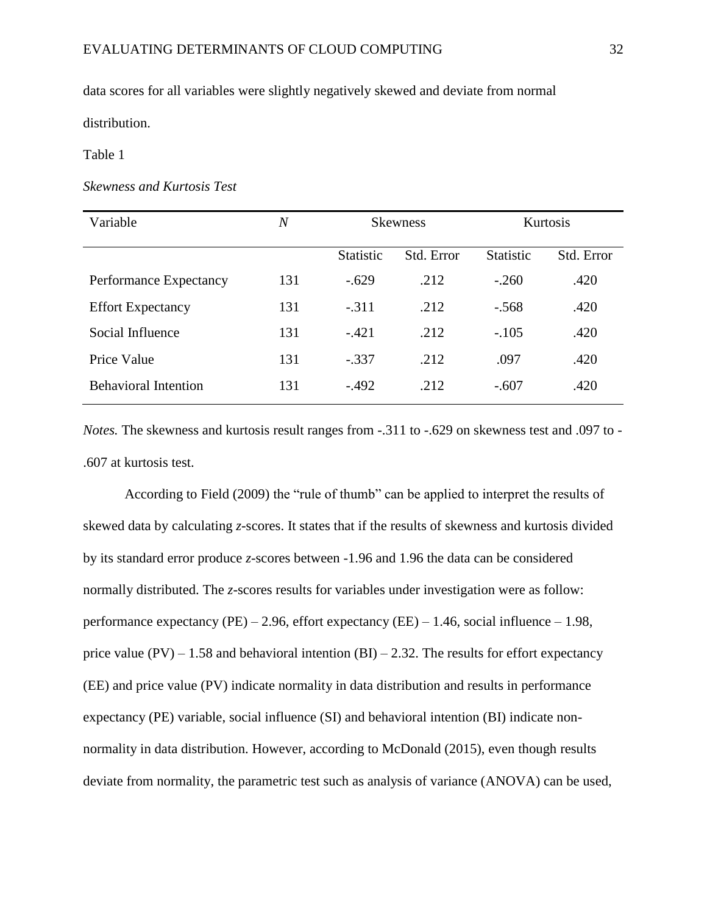data scores for all variables were slightly negatively skewed and deviate from normal distribution.

Table 1

*Skewness and Kurtosis Test*

| Variable | *N* | Skewness | | Kurtosis | |
|---|---|---|---|---|---|
| | | Statistic | Std. Error | Statistic | Std. Error |
| Performance Expectancy | 131 | -.629 | .212 | -.260 | .420 |
| Effort Expectancy | 131 | -.311 | .212 | -.568 | .420 |
| Social Influence | 131 | -.421 | .212 | -.105 | .420 |
| Price Value | 131 | -.337 | .212 | .097 | .420 |
| Behavioral Intention | 131 | -.492 | .212 | -.607 | .420 |

*Notes.* The skewness and kurtosis result ranges from -.311 to -.629 on skewness test and .097 to -.607 at kurtosis test.

According to Field (2009) the "rule of thumb" can be applied to interpret the results of skewed data by calculating *z*-scores. It states that if the results of skewness and kurtosis divided by its standard error produce *z*-scores between -1.96 and 1.96 the data can be considered normally distributed. The *z*-scores results for variables under investigation were as follow: performance expectancy (PE) – 2.96, effort expectancy (EE) – 1.46, social influence – 1.98, price value (PV) – 1.58 and behavioral intention (BI) – 2.32. The results for effort expectancy (EE) and price value (PV) indicate normality in data distribution and results in performance expectancy (PE) variable, social influence (SI) and behavioral intention (BI) indicate non-normality in data distribution. However, according to McDonald (2015), even though results deviate from normality, the parametric test such as analysis of variance (ANOVA) can be used,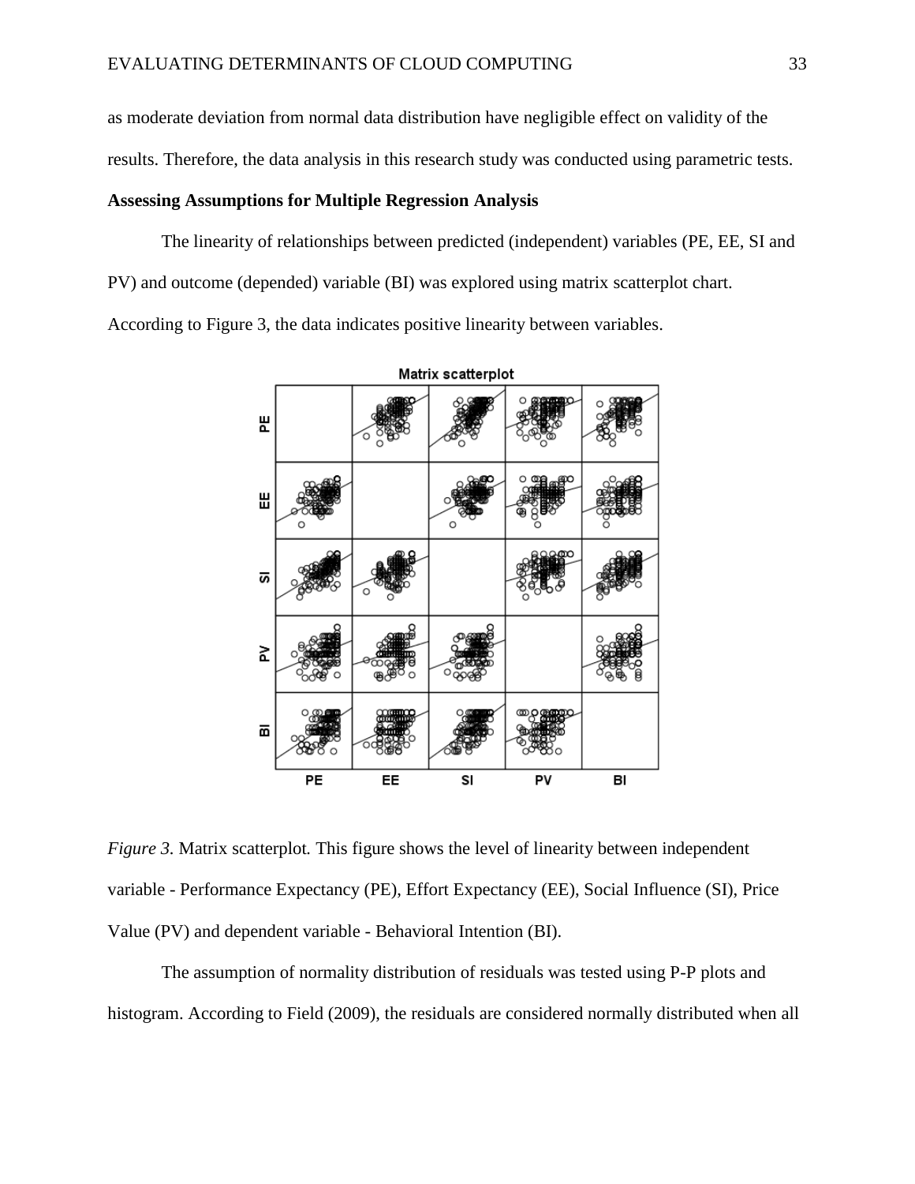as moderate deviation from normal data distribution have negligible effect on validity of the results. Therefore, the data analysis in this research study was conducted using parametric tests.

**Assessing Assumptions for Multiple Regression Analysis**

The linearity of relationships between predicted (independent) variables (PE, EE, SI and PV) and outcome (depended) variable (BI) was explored using matrix scatterplot chart. According to Figure 3, the data indicates positive linearity between variables.

*Figure 3.* Matrix scatterplot. This figure shows the level of linearity between independent variable - Performance Expectancy (PE), Effort Expectancy (EE), Social Influence (SI), Price Value (PV) and dependent variable - Behavioral Intention (BI).

The assumption of normality distribution of residuals was tested using P-P plots and histogram. According to Field (2009), the residuals are considered normally distributed when all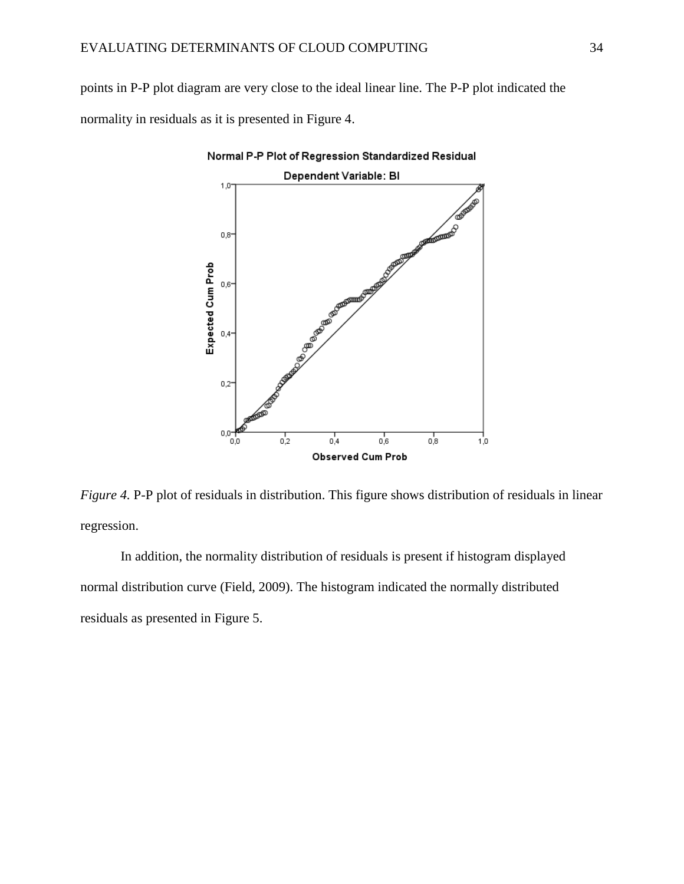points in P-P plot diagram are very close to the ideal linear line. The P-P plot indicated the normality in residuals as it is presented in Figure 4.

*Figure 4.* P-P plot of residuals in distribution. This figure shows distribution of residuals in linear regression.

In addition, the normality distribution of residuals is present if histogram displayed normal distribution curve (Field, 2009). The histogram indicated the normally distributed residuals as presented in Figure 5.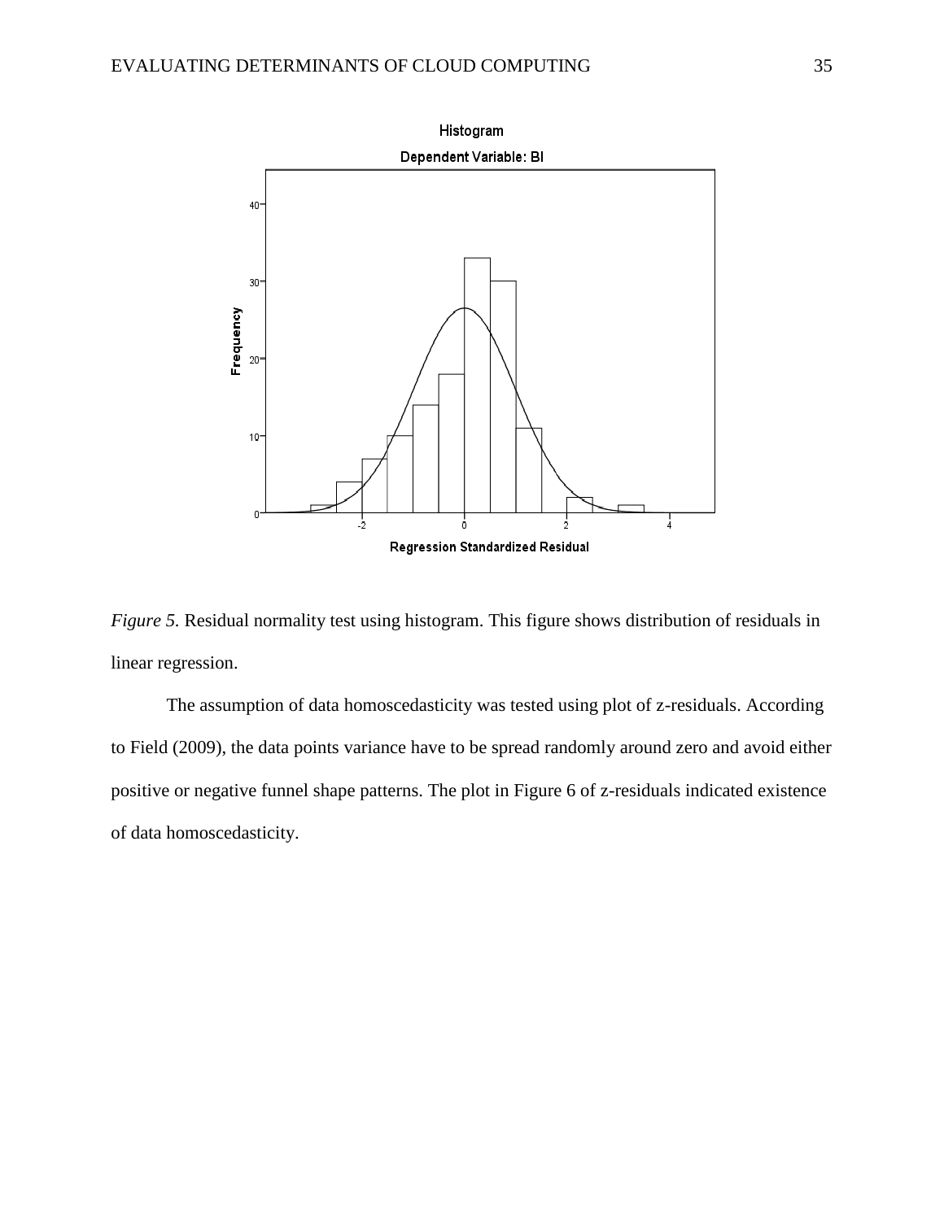*Figure 5.* Residual normality test using histogram. This figure shows distribution of residuals in linear regression.

The assumption of data homoscedasticity was tested using plot of z-residuals. According to Field (2009), the data points variance have to be spread randomly around zero and avoid either positive or negative funnel shape patterns. The plot in Figure 6 of z-residuals indicated existence of data homoscedasticity.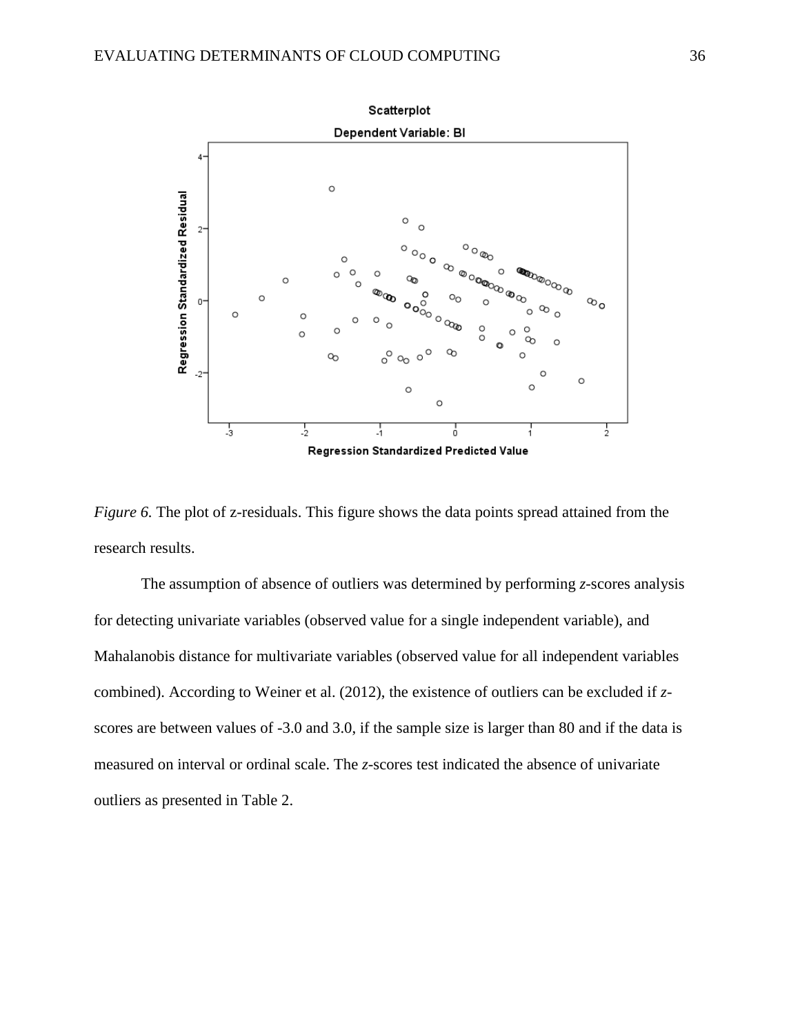*Figure 6.* The plot of z-residuals. This figure shows the data points spread attained from the research results.

The assumption of absence of outliers was determined by performing *z*-scores analysis for detecting univariate variables (observed value for a single independent variable), and Mahalanobis distance for multivariate variables (observed value for all independent variables combined). According to Weiner et al. (2012), the existence of outliers can be excluded if *z*-scores are between values of -3.0 and 3.0, if the sample size is larger than 80 and if the data is measured on interval or ordinal scale. The *z*-scores test indicated the absence of univariate outliers as presented in Table 2.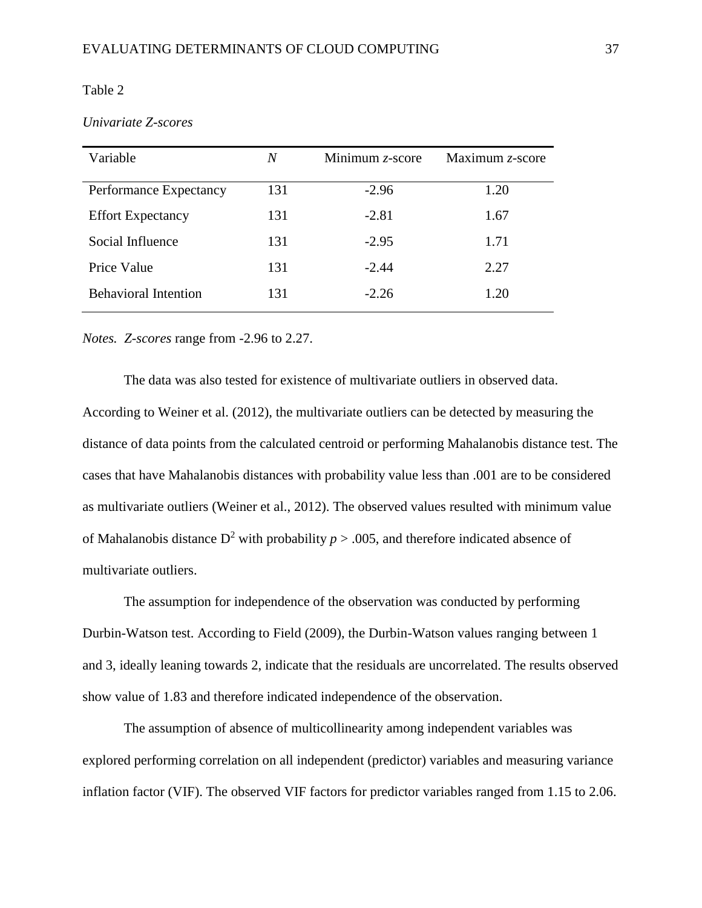Table 2

*Univariate Z-scores*

| Variable | *N* | Minimum *z*-score | Maximum *z*-score |
|---|---|---|---|
| Performance Expectancy | 131 | -2.96 | 1.20 |
| Effort Expectancy | 131 | -2.81 | 1.67 |
| Social Influence | 131 | -2.95 | 1.71 |
| Price Value | 131 | -2.44 | 2.27 |
| Behavioral Intention | 131 | -2.26 | 1.20 |

*Notes. Z-scores* range from -2.96 to 2.27.

The data was also tested for existence of multivariate outliers in observed data. According to Weiner et al. (2012), the multivariate outliers can be detected by measuring the distance of data points from the calculated centroid or performing Mahalanobis distance test. The cases that have Mahalanobis distances with probability value less than .001 are to be considered as multivariate outliers (Weiner et al., 2012). The observed values resulted with minimum value of Mahalanobis distance $D^2$ with probability $p > .005$, and therefore indicated absence of multivariate outliers.

The assumption for independence of the observation was conducted by performing Durbin-Watson test. According to Field (2009), the Durbin-Watson values ranging between 1 and 3, ideally leaning towards 2, indicate that the residuals are uncorrelated. The results observed show value of 1.83 and therefore indicated independence of the observation.

The assumption of absence of multicollinearity among independent variables was explored performing correlation on all independent (predictor) variables and measuring variance inflation factor (VIF). The observed VIF factors for predictor variables ranged from 1.15 to 2.06.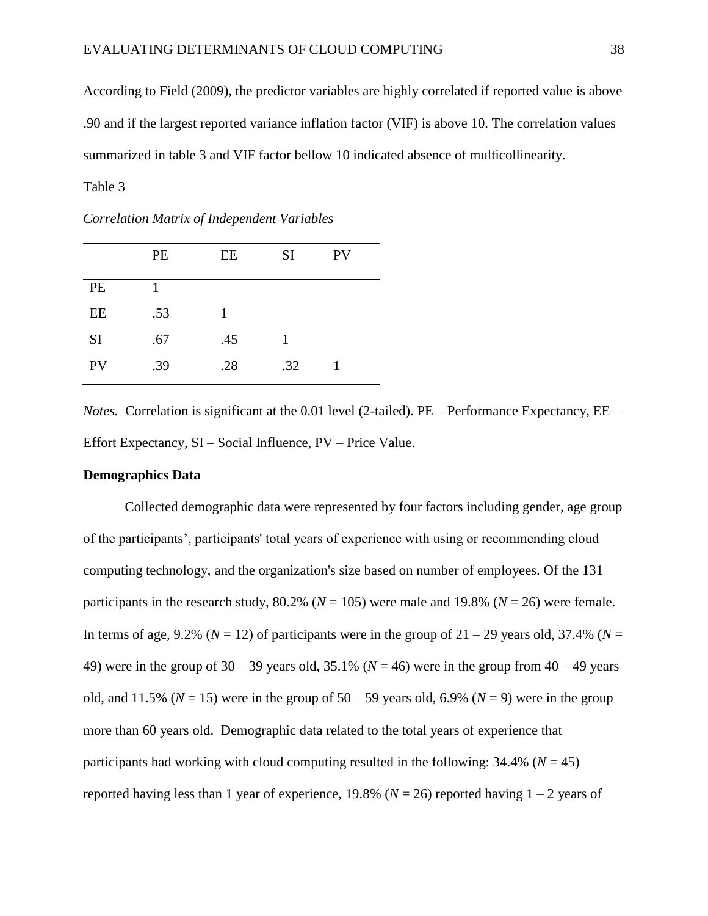According to Field (2009), the predictor variables are highly correlated if reported value is above .90 and if the largest reported variance inflation factor (VIF) is above 10. The correlation values summarized in table 3 and VIF factor bellow 10 indicated absence of multicollinearity.

Table 3

*Correlation Matrix of Independent Variables*

| | PE | EE | SI | PV |
|---|---|---|---|---|
| PE | 1 | | | |
| EE | .53 | 1 | | |
| SI | .67 | .45 | 1 | |
| PV | .39 | .28 | .32 | 1 |

*Notes.* Correlation is significant at the 0.01 level (2-tailed). PE – Performance Expectancy, EE – Effort Expectancy, SI – Social Influence, PV – Price Value.

**Demographics Data**

Collected demographic data were represented by four factors including gender, age group of the participants', participants' total years of experience with using or recommending cloud computing technology, and the organization's size based on number of employees. Of the 131 participants in the research study, 80.2% ($N$ = 105) were male and 19.8% ($N$ = 26) were female. In terms of age, 9.2% ($N$ = 12) of participants were in the group of 21 – 29 years old, 37.4% ($N$ = 49) were in the group of 30 – 39 years old, 35.1% ($N$ = 46) were in the group from 40 – 49 years old, and 11.5% ($N$ = 15) were in the group of 50 – 59 years old, 6.9% ($N$ = 9) were in the group more than 60 years old. Demographic data related to the total years of experience that participants had working with cloud computing resulted in the following: 34.4% ($N$ = 45) reported having less than 1 year of experience, 19.8% ($N$ = 26) reported having 1 – 2 years of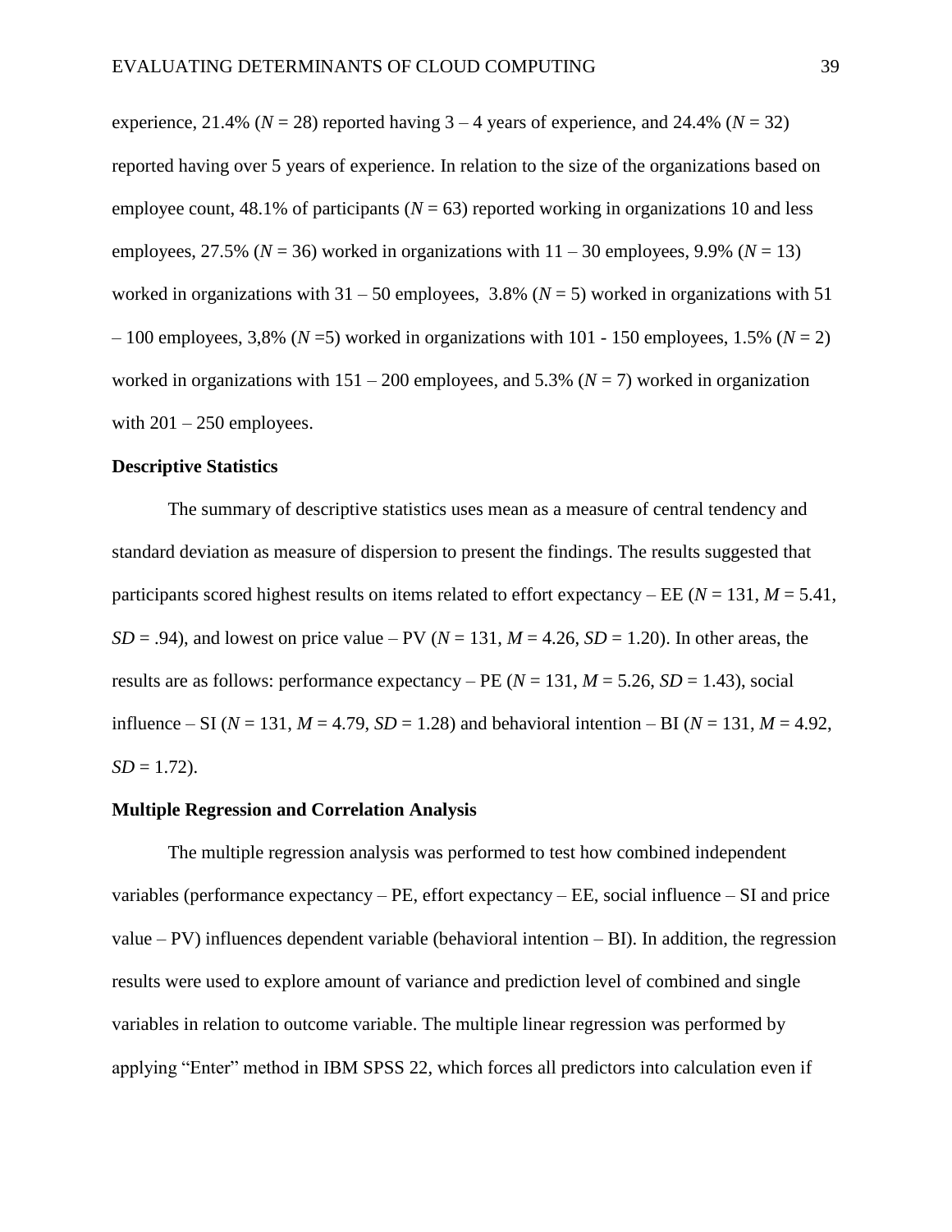experience, 21.4% (*N* = 28) reported having 3 – 4 years of experience, and 24.4% (*N* = 32) reported having over 5 years of experience. In relation to the size of the organizations based on employee count, 48.1% of participants (*N* = 63) reported working in organizations 10 and less employees, 27.5% (*N* = 36) worked in organizations with 11 – 30 employees, 9.9% (*N* = 13) worked in organizations with 31 – 50 employees, 3.8% (*N* = 5) worked in organizations with 51 – 100 employees, 3,8% (*N* =5) worked in organizations with 101 - 150 employees, 1.5% (*N* = 2) worked in organizations with 151 – 200 employees, and 5.3% (*N* = 7) worked in organization with 201 – 250 employees.

**Descriptive Statistics**

The summary of descriptive statistics uses mean as a measure of central tendency and standard deviation as measure of dispersion to present the findings. The results suggested that participants scored highest results on items related to effort expectancy – EE (*N* = 131, *M* = 5.41, *SD* = .94), and lowest on price value – PV (*N* = 131, *M* = 4.26, *SD* = 1.20). In other areas, the results are as follows: performance expectancy – PE (*N* = 131, *M* = 5.26, *SD* = 1.43), social influence – SI (*N* = 131, *M* = 4.79, *SD* = 1.28) and behavioral intention – BI (*N* = 131, *M* = 4.92, *SD* = 1.72).

**Multiple Regression and Correlation Analysis**

The multiple regression analysis was performed to test how combined independent variables (performance expectancy – PE, effort expectancy – EE, social influence – SI and price value – PV) influences dependent variable (behavioral intention – BI). In addition, the regression results were used to explore amount of variance and prediction level of combined and single variables in relation to outcome variable. The multiple linear regression was performed by applying "Enter" method in IBM SPSS 22, which forces all predictors into calculation even if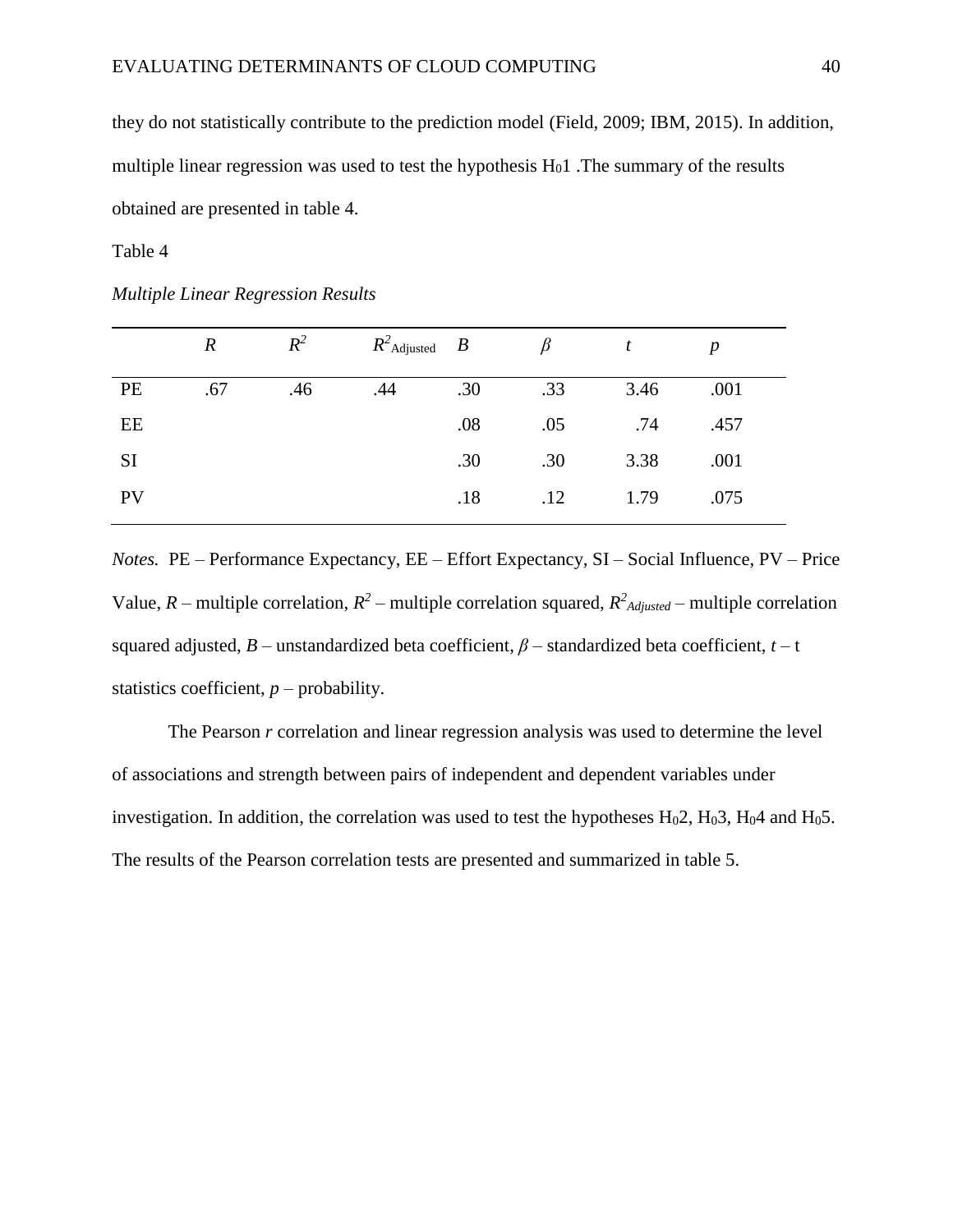they do not statistically contribute to the prediction model (Field, 2009; IBM, 2015). In addition, multiple linear regression was used to test the hypothesis $H_01$ .The summary of the results obtained are presented in table 4.

Table 4

*Multiple Linear Regression Results*

| | $R$ | $R^2$ | $R^2_{\text{Adjusted}}$ | $B$ | $\beta$ | $t$ | $p$ |
|---|---|---|---|---|---|---|---|
| PE | .67 | .46 | .44 | .30 | .33 | 3.46 | .001 |
| EE | | | | .08 | .05 | .74 | .457 |
| SI | | | | .30 | .30 | 3.38 | .001 |
| PV | | | | .18 | .12 | 1.79 | .075 |

*Notes.* PE – Performance Expectancy, EE – Effort Expectancy, SI – Social Influence, PV – Price Value, $R$ – multiple correlation, $R^2$ – multiple correlation squared, $R^2_{Adjusted}$ – multiple correlation squared adjusted, $B$ – unstandardized beta coefficient, $\beta$ – standardized beta coefficient, $t$ – t statistics coefficient, $p$ – probability.

The Pearson $r$ correlation and linear regression analysis was used to determine the level of associations and strength between pairs of independent and dependent variables under investigation. In addition, the correlation was used to test the hypotheses $H_02$, $H_03$, $H_04$ and $H_05$. The results of the Pearson correlation tests are presented and summarized in table 5.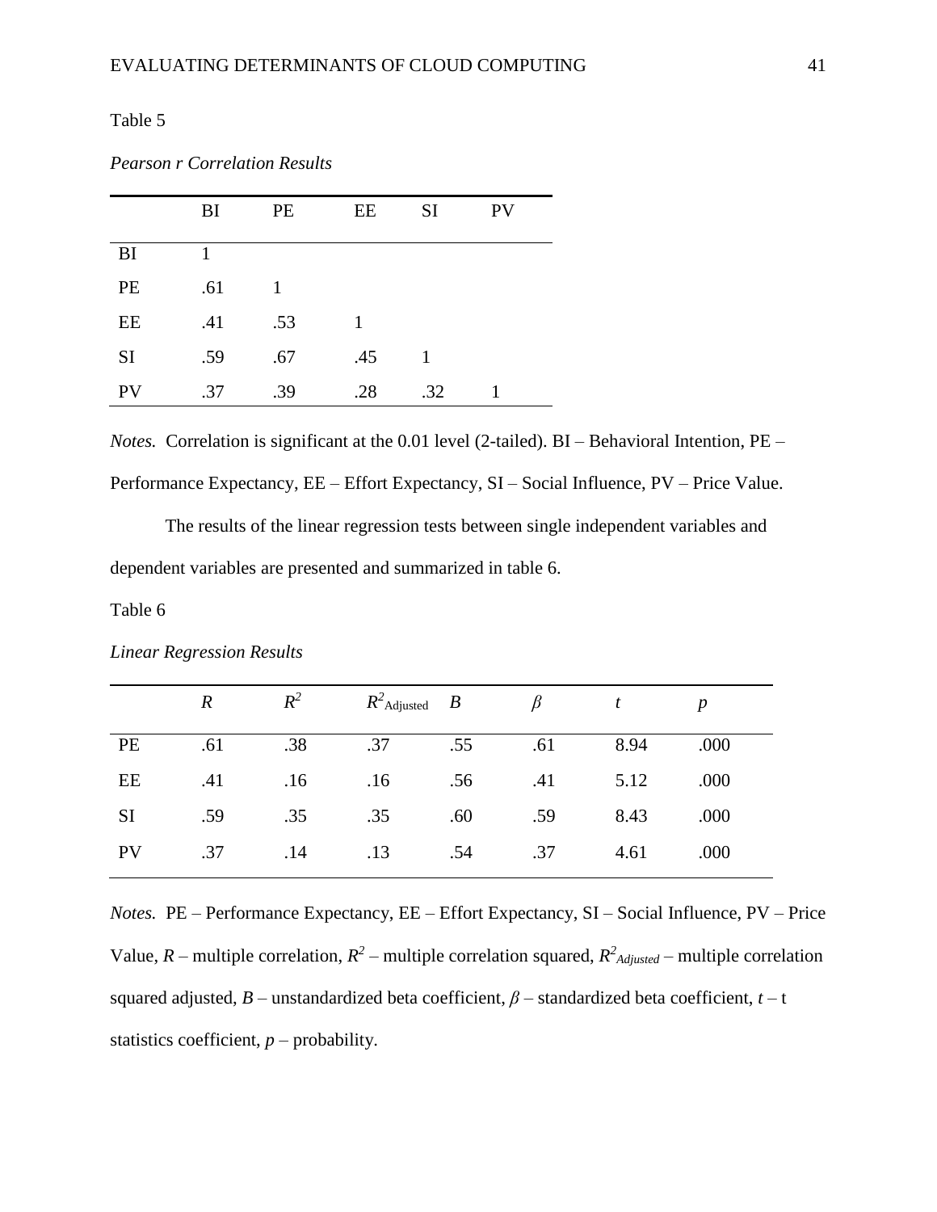Table 5

*Pearson r Correlation Results*

| | BI | PE | EE | SI | PV |
|---|---|---|---|---|---|
| BI | 1 | | | | |
| PE | .61 | 1 | | | |
| EE | .41 | .53 | 1 | | |
| SI | .59 | .67 | .45 | 1 | |
| PV | .37 | .39 | .28 | .32 | 1 |

*Notes.* Correlation is significant at the 0.01 level (2-tailed). BI – Behavioral Intention, PE – Performance Expectancy, EE – Effort Expectancy, SI – Social Influence, PV – Price Value.

The results of the linear regression tests between single independent variables and dependent variables are presented and summarized in table 6.

Table 6

*Linear Regression Results*

| | $R$ | $R^2$ | $R^2_{\text{Adjusted}}$ | $B$ | $\beta$ | $t$ | $p$ |
|---|---|---|---|---|---|---|---|
| PE | .61 | .38 | .37 | .55 | .61 | 8.94 | .000 |
| EE | .41 | .16 | .16 | .56 | .41 | 5.12 | .000 |
| SI | .59 | .35 | .35 | .60 | .59 | 8.43 | .000 |
| PV | .37 | .14 | .13 | .54 | .37 | 4.61 | .000 |

*Notes.* PE – Performance Expectancy, EE – Effort Expectancy, SI – Social Influence, PV – Price Value, $R$ – multiple correlation, $R^2$ – multiple correlation squared, $R^2_{Adjusted}$ – multiple correlation squared adjusted, $B$ – unstandardized beta coefficient, $\beta$ – standardized beta coefficient, $t$ – t statistics coefficient, $p$ – probability.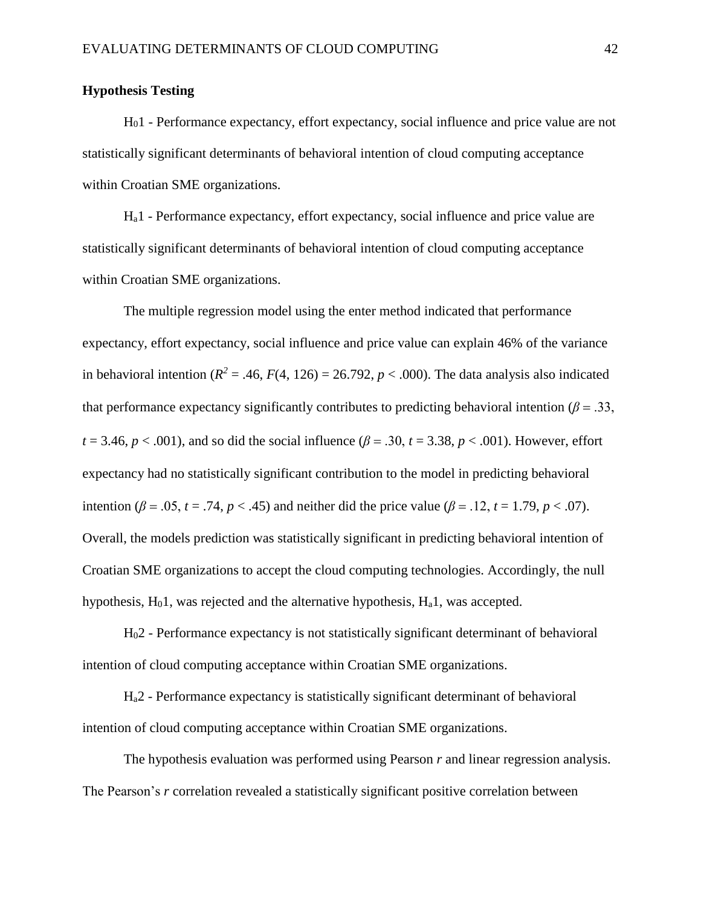**Hypothesis Testing**

$H_01$ - Performance expectancy, effort expectancy, social influence and price value are not statistically significant determinants of behavioral intention of cloud computing acceptance within Croatian SME organizations.

$H_a1$ - Performance expectancy, effort expectancy, social influence and price value are statistically significant determinants of behavioral intention of cloud computing acceptance within Croatian SME organizations.

The multiple regression model using the enter method indicated that performance expectancy, effort expectancy, social influence and price value can explain 46% of the variance in behavioral intention ($R^2 = .46$, $F(4, 126) = 26.792$, $p < .000$). The data analysis also indicated that performance expectancy significantly contributes to predicting behavioral intention ($\beta = .33$, $t = 3.46$, $p < .001$), and so did the social influence ($\beta = .30$, $t = 3.38$, $p < .001$). However, effort expectancy had no statistically significant contribution to the model in predicting behavioral intention ($\beta = .05$, $t = .74$, $p < .45$) and neither did the price value ($\beta = .12$, $t = 1.79$, $p < .07$). Overall, the models prediction was statistically significant in predicting behavioral intention of Croatian SME organizations to accept the cloud computing technologies. Accordingly, the null hypothesis, $H_01$, was rejected and the alternative hypothesis, $H_a1$, was accepted.

$H_02$ - Performance expectancy is not statistically significant determinant of behavioral intention of cloud computing acceptance within Croatian SME organizations.

$H_a2$ - Performance expectancy is statistically significant determinant of behavioral intention of cloud computing acceptance within Croatian SME organizations.

The hypothesis evaluation was performed using Pearson *r* and linear regression analysis. The Pearson's *r* correlation revealed a statistically significant positive correlation between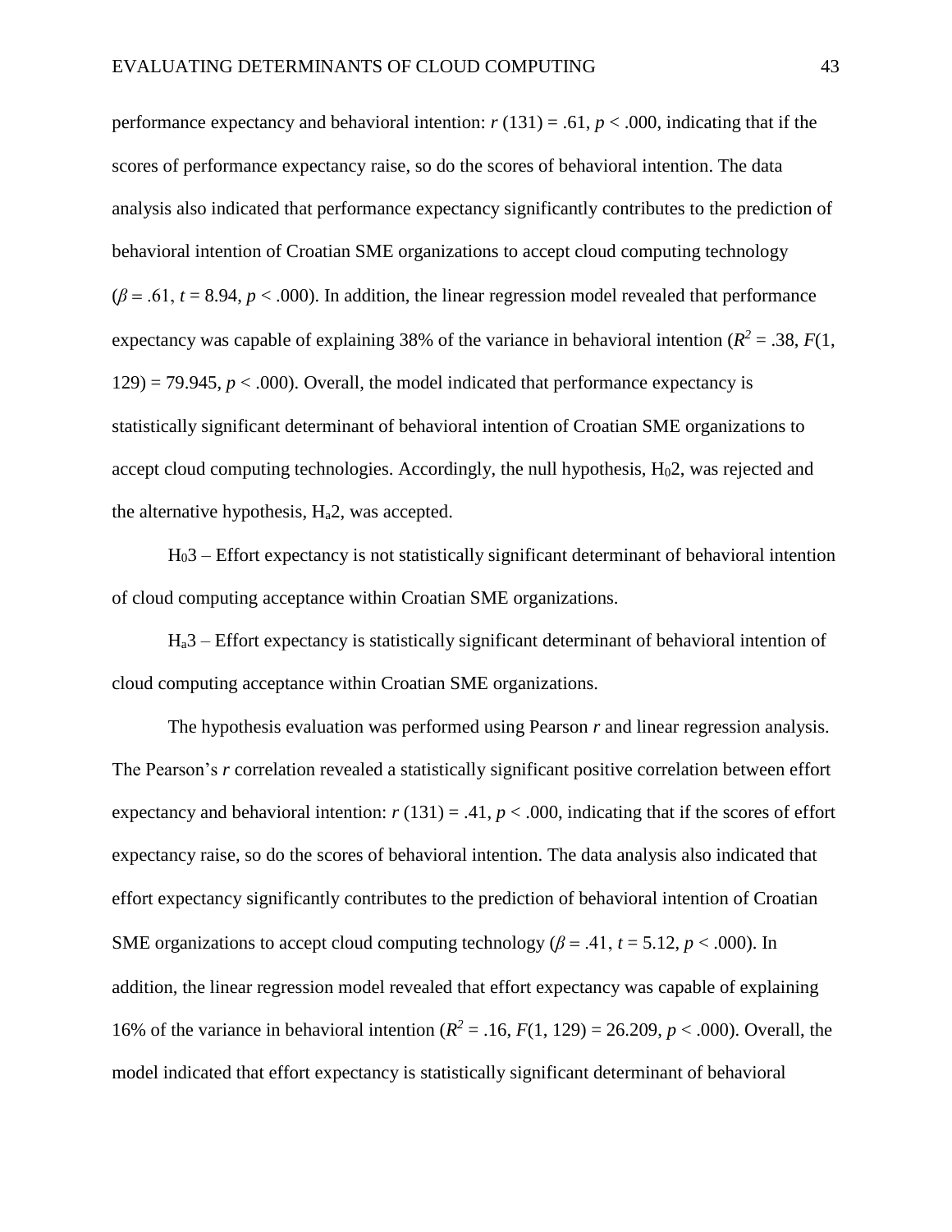performance expectancy and behavioral intention: $r$ (131) = .61, $p < .000$, indicating that if the scores of performance expectancy raise, so do the scores of behavioral intention. The data analysis also indicated that performance expectancy significantly contributes to the prediction of behavioral intention of Croatian SME organizations to accept cloud computing technology ($\beta = .61$, $t = 8.94$, $p < .000$). In addition, the linear regression model revealed that performance expectancy was capable of explaining 38% of the variance in behavioral intention ($R^2 = .38$, $F(1, 129) = 79.945$, $p < .000$). Overall, the model indicated that performance expectancy is statistically significant determinant of behavioral intention of Croatian SME organizations to accept cloud computing technologies. Accordingly, the null hypothesis, $H_0 2$, was rejected and the alternative hypothesis, $H_a 2$, was accepted.

$H_0 3$ – Effort expectancy is not statistically significant determinant of behavioral intention of cloud computing acceptance within Croatian SME organizations.

$H_a 3$ – Effort expectancy is statistically significant determinant of behavioral intention of cloud computing acceptance within Croatian SME organizations.

The hypothesis evaluation was performed using Pearson $r$ and linear regression analysis. The Pearson's $r$ correlation revealed a statistically significant positive correlation between effort expectancy and behavioral intention: $r$ (131) = .41, $p < .000$, indicating that if the scores of effort expectancy raise, so do the scores of behavioral intention. The data analysis also indicated that effort expectancy significantly contributes to the prediction of behavioral intention of Croatian SME organizations to accept cloud computing technology ($\beta = .41$, $t = 5.12$, $p < .000$). In addition, the linear regression model revealed that effort expectancy was capable of explaining 16% of the variance in behavioral intention ($R^2 = .16$, $F(1, 129) = 26.209$, $p < .000$). Overall, the model indicated that effort expectancy is statistically significant determinant of behavioral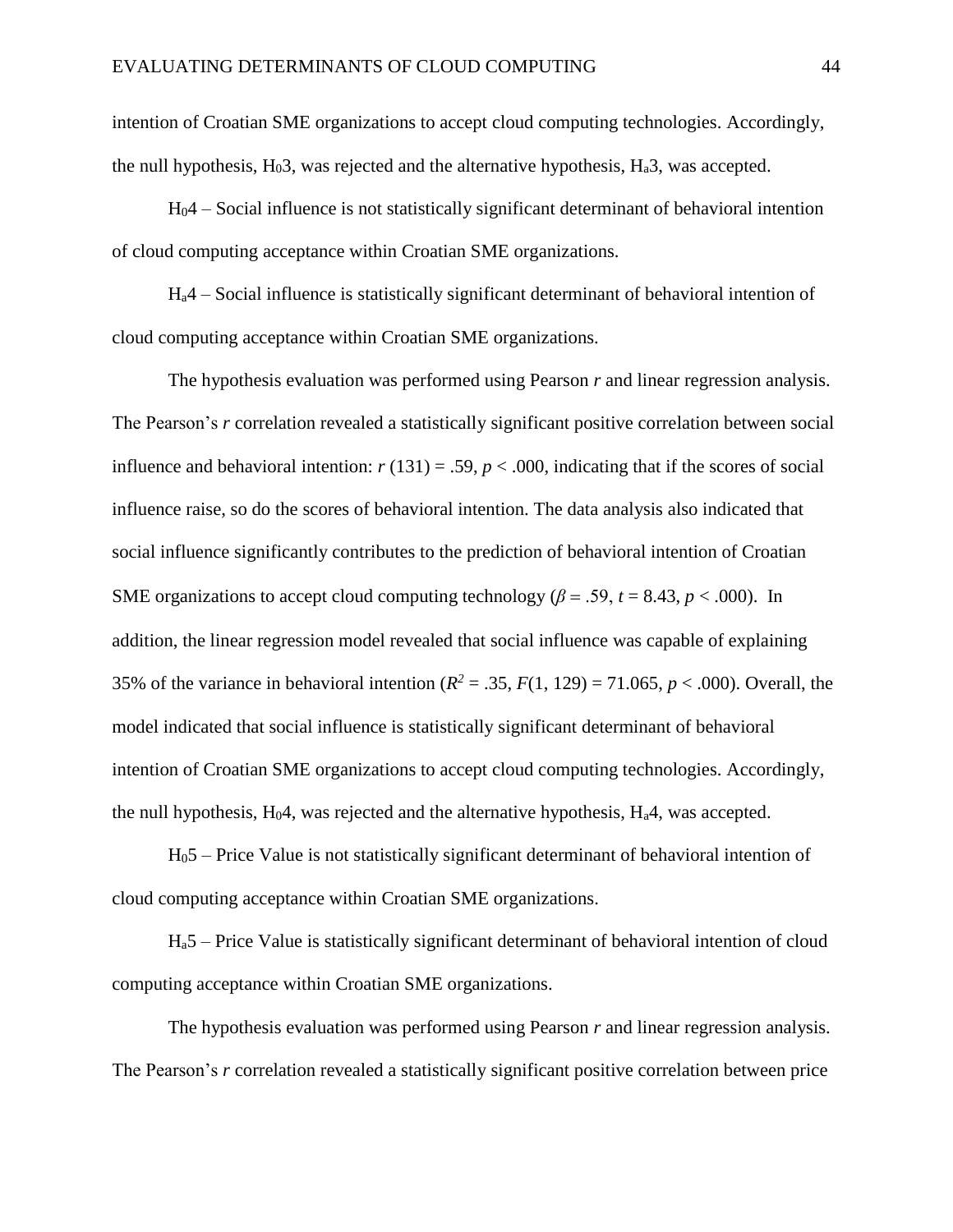intention of Croatian SME organizations to accept cloud computing technologies. Accordingly, the null hypothesis, $H_0 3$, was rejected and the alternative hypothesis, $H_a 3$, was accepted.

$H_0 4$ – Social influence is not statistically significant determinant of behavioral intention of cloud computing acceptance within Croatian SME organizations.

$H_a 4$ – Social influence is statistically significant determinant of behavioral intention of cloud computing acceptance within Croatian SME organizations.

The hypothesis evaluation was performed using Pearson *r* and linear regression analysis. The Pearson's *r* correlation revealed a statistically significant positive correlation between social influence and behavioral intention: $r$ (131) = .59, $p < .000$, indicating that if the scores of social influence raise, so do the scores of behavioral intention. The data analysis also indicated that social influence significantly contributes to the prediction of behavioral intention of Croatian SME organizations to accept cloud computing technology ($\beta = .59$, $t = 8.43$, $p < .000$). In addition, the linear regression model revealed that social influence was capable of explaining 35% of the variance in behavioral intention ($R^2 = .35$, $F(1, 129) = 71.065$, $p < .000$). Overall, the model indicated that social influence is statistically significant determinant of behavioral intention of Croatian SME organizations to accept cloud computing technologies. Accordingly, the null hypothesis, $H_0 4$, was rejected and the alternative hypothesis, $H_a 4$, was accepted.

$H_0 5$ – Price Value is not statistically significant determinant of behavioral intention of cloud computing acceptance within Croatian SME organizations.

$H_a 5$ – Price Value is statistically significant determinant of behavioral intention of cloud computing acceptance within Croatian SME organizations.

The hypothesis evaluation was performed using Pearson *r* and linear regression analysis. The Pearson's *r* correlation revealed a statistically significant positive correlation between price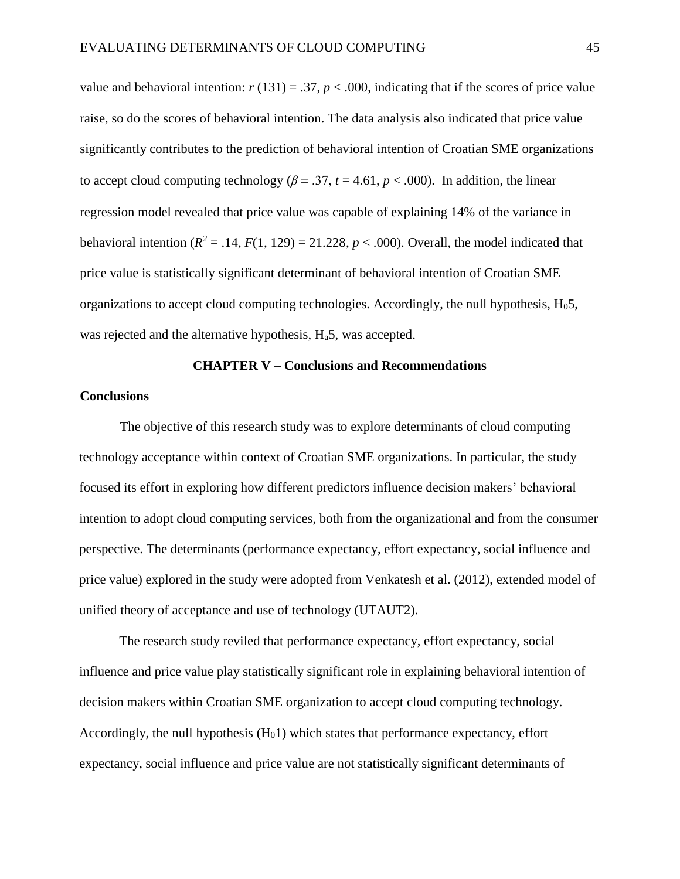value and behavioral intention: $r(131) = .37$, $p < .000$, indicating that if the scores of price value raise, so do the scores of behavioral intention. The data analysis also indicated that price value significantly contributes to the prediction of behavioral intention of Croatian SME organizations to accept cloud computing technology ($\beta = .37$, $t = 4.61$, $p < .000$). In addition, the linear regression model revealed that price value was capable of explaining 14% of the variance in behavioral intention ($R^2 = .14$, $F(1, 129) = 21.228$, $p < .000$). Overall, the model indicated that price value is statistically significant determinant of behavioral intention of Croatian SME organizations to accept cloud computing technologies. Accordingly, the null hypothesis, $H_0 5$, was rejected and the alternative hypothesis, $H_a 5$, was accepted.

# CHAPTER V – Conclusions and Recommendations

## Conclusions

The objective of this research study was to explore determinants of cloud computing technology acceptance within context of Croatian SME organizations. In particular, the study focused its effort in exploring how different predictors influence decision makers' behavioral intention to adopt cloud computing services, both from the organizational and from the consumer perspective. The determinants (performance expectancy, effort expectancy, social influence and price value) explored in the study were adopted from Venkatesh et al. (2012), extended model of unified theory of acceptance and use of technology (UTAUT2).

The research study reviled that performance expectancy, effort expectancy, social influence and price value play statistically significant role in explaining behavioral intention of decision makers within Croatian SME organization to accept cloud computing technology. Accordingly, the null hypothesis ($H_0 1$) which states that performance expectancy, effort expectancy, social influence and price value are not statistically significant determinants of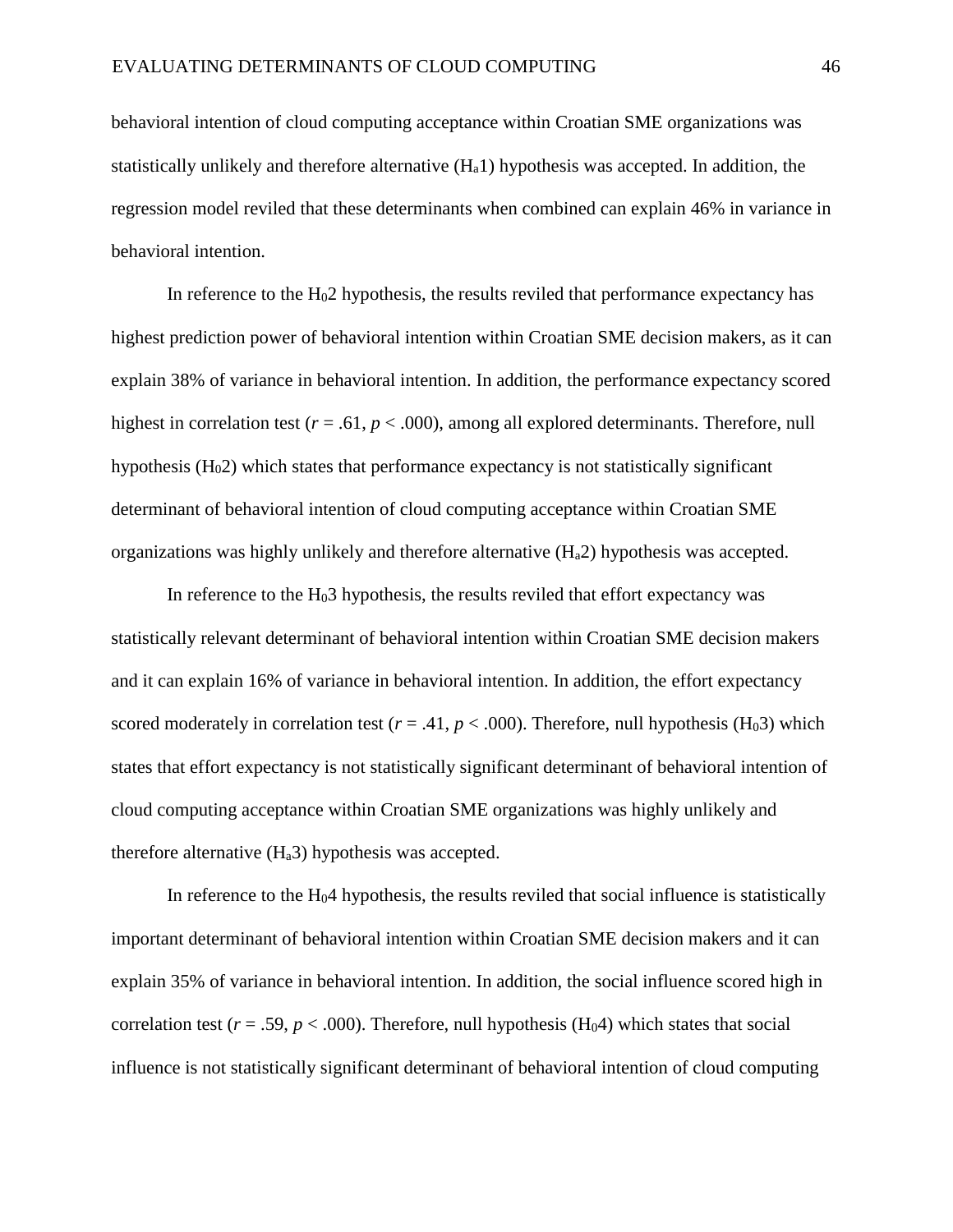behavioral intention of cloud computing acceptance within Croatian SME organizations was statistically unlikely and therefore alternative ($H_a1$) hypothesis was accepted. In addition, the regression model reviled that these determinants when combined can explain 46% in variance in behavioral intention.

In reference to the $H_02$ hypothesis, the results reviled that performance expectancy has highest prediction power of behavioral intention within Croatian SME decision makers, as it can explain 38% of variance in behavioral intention. In addition, the performance expectancy scored highest in correlation test ($r = .61$, $p < .000$), among all explored determinants. Therefore, null hypothesis ($H_02$) which states that performance expectancy is not statistically significant determinant of behavioral intention of cloud computing acceptance within Croatian SME organizations was highly unlikely and therefore alternative ($H_a2$) hypothesis was accepted.

In reference to the $H_03$ hypothesis, the results reviled that effort expectancy was statistically relevant determinant of behavioral intention within Croatian SME decision makers and it can explain 16% of variance in behavioral intention. In addition, the effort expectancy scored moderately in correlation test ($r = .41$, $p < .000$). Therefore, null hypothesis ($H_03$) which states that effort expectancy is not statistically significant determinant of behavioral intention of cloud computing acceptance within Croatian SME organizations was highly unlikely and therefore alternative ($H_a3$) hypothesis was accepted.

In reference to the $H_04$ hypothesis, the results reviled that social influence is statistically important determinant of behavioral intention within Croatian SME decision makers and it can explain 35% of variance in behavioral intention. In addition, the social influence scored high in correlation test ($r = .59$, $p < .000$). Therefore, null hypothesis ($H_04$) which states that social influence is not statistically significant determinant of behavioral intention of cloud computing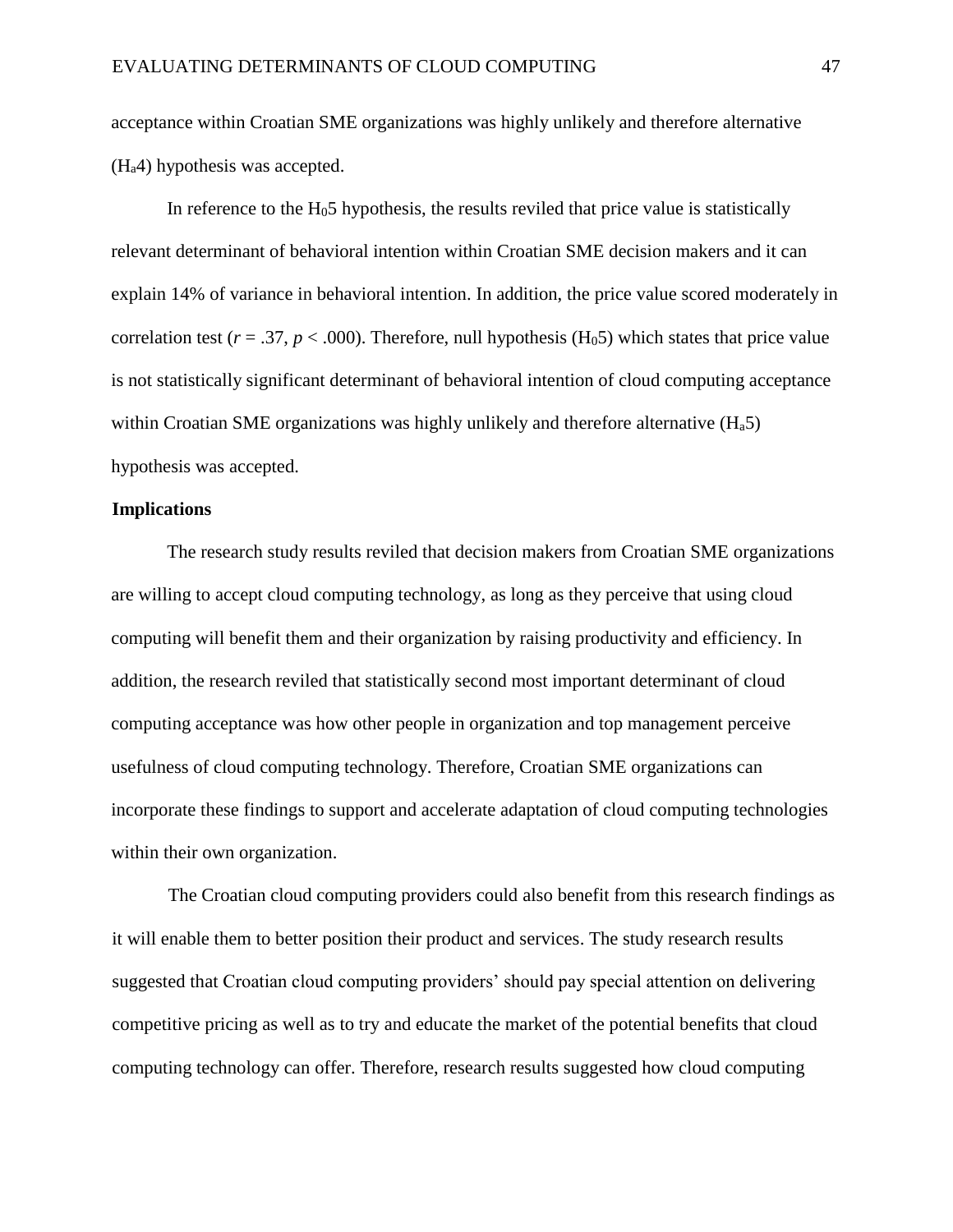acceptance within Croatian SME organizations was highly unlikely and therefore alternative ($H_a4$) hypothesis was accepted.

In reference to the $H_05$ hypothesis, the results reviled that price value is statistically relevant determinant of behavioral intention within Croatian SME decision makers and it can explain 14% of variance in behavioral intention. In addition, the price value scored moderately in correlation test ($r = .37$, $p < .000$). Therefore, null hypothesis ($H_05$) which states that price value is not statistically significant determinant of behavioral intention of cloud computing acceptance within Croatian SME organizations was highly unlikely and therefore alternative ($H_a5$) hypothesis was accepted.

## Implications

The research study results reviled that decision makers from Croatian SME organizations are willing to accept cloud computing technology, as long as they perceive that using cloud computing will benefit them and their organization by raising productivity and efficiency. In addition, the research reviled that statistically second most important determinant of cloud computing acceptance was how other people in organization and top management perceive usefulness of cloud computing technology. Therefore, Croatian SME organizations can incorporate these findings to support and accelerate adaptation of cloud computing technologies within their own organization.

The Croatian cloud computing providers could also benefit from this research findings as it will enable them to better position their product and services. The study research results suggested that Croatian cloud computing providers' should pay special attention on delivering competitive pricing as well as to try and educate the market of the potential benefits that cloud computing technology can offer. Therefore, research results suggested how cloud computing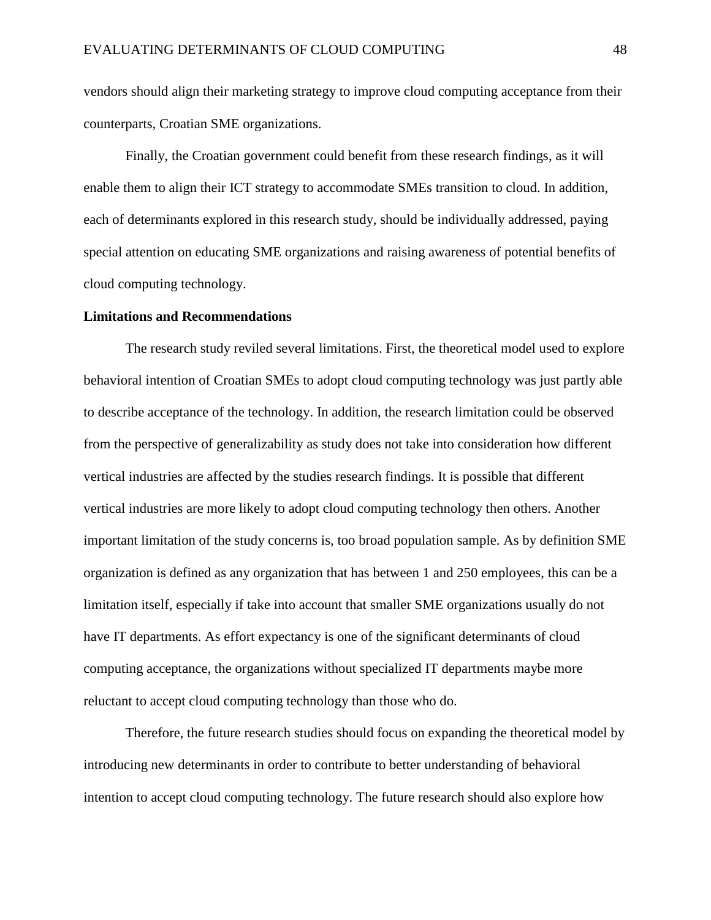vendors should align their marketing strategy to improve cloud computing acceptance from their counterparts, Croatian SME organizations.

Finally, the Croatian government could benefit from these research findings, as it will enable them to align their ICT strategy to accommodate SMEs transition to cloud. In addition, each of determinants explored in this research study, should be individually addressed, paying special attention on educating SME organizations and raising awareness of potential benefits of cloud computing technology.

**Limitations and Recommendations**

The research study reviled several limitations. First, the theoretical model used to explore behavioral intention of Croatian SMEs to adopt cloud computing technology was just partly able to describe acceptance of the technology. In addition, the research limitation could be observed from the perspective of generalizability as study does not take into consideration how different vertical industries are affected by the studies research findings. It is possible that different vertical industries are more likely to adopt cloud computing technology then others. Another important limitation of the study concerns is, too broad population sample. As by definition SME organization is defined as any organization that has between 1 and 250 employees, this can be a limitation itself, especially if take into account that smaller SME organizations usually do not have IT departments. As effort expectancy is one of the significant determinants of cloud computing acceptance, the organizations without specialized IT departments maybe more reluctant to accept cloud computing technology than those who do.

Therefore, the future research studies should focus on expanding the theoretical model by introducing new determinants in order to contribute to better understanding of behavioral intention to accept cloud computing technology. The future research should also explore how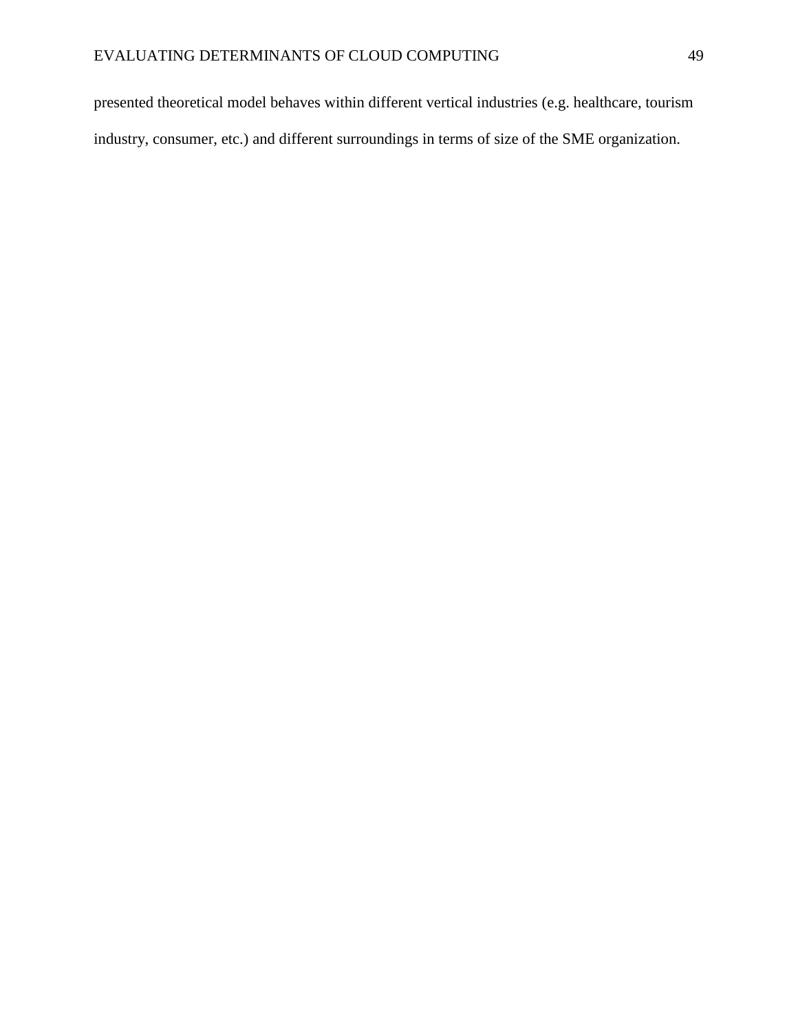presented theoretical model behaves within different vertical industries (e.g. healthcare, tourism industry, consumer, etc.) and different surroundings in terms of size of the SME organization.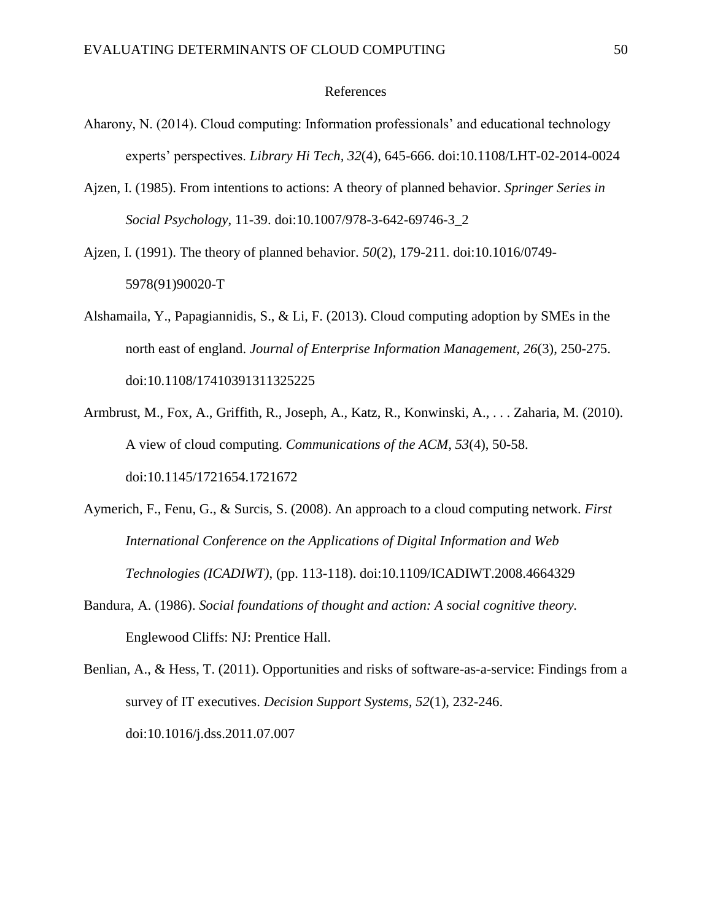# References

Aharony, N. (2014). Cloud computing: Information professionals' and educational technology experts' perspectives. *Library Hi Tech, 32*(4), 645-666. doi:10.1108/LHT-02-2014-0024

Ajzen, I. (1985). From intentions to actions: A theory of planned behavior. *Springer Series in Social Psychology*, 11-39. doi:10.1007/978-3-642-69746-3_2

Ajzen, I. (1991). The theory of planned behavior. *50*(2), 179-211. doi:10.1016/0749-5978(91)90020-T

Alshamaila, Y., Papagiannidis, S., & Li, F. (2013). Cloud computing adoption by SMEs in the north east of england. *Journal of Enterprise Information Management, 26*(3), 250-275. doi:10.1108/17410391311325225

Armbrust, M., Fox, A., Griffith, R., Joseph, A., Katz, R., Konwinski, A., . . . Zaharia, M. (2010). A view of cloud computing. *Communications of the ACM, 53*(4), 50-58. doi:10.1145/1721654.1721672

Aymerich, F., Fenu, G., & Surcis, S. (2008). An approach to a cloud computing network. *First International Conference on the Applications of Digital Information and Web Technologies (ICADIWT)*, (pp. 113-118). doi:10.1109/ICADIWT.2008.4664329

Bandura, A. (1986). *Social foundations of thought and action: A social cognitive theory.* Englewood Cliffs: NJ: Prentice Hall.

Benlian, A., & Hess, T. (2011). Opportunities and risks of software-as-a-service: Findings from a survey of IT executives. *Decision Support Systems, 52*(1), 232-246. doi:10.1016/j.dss.2011.07.007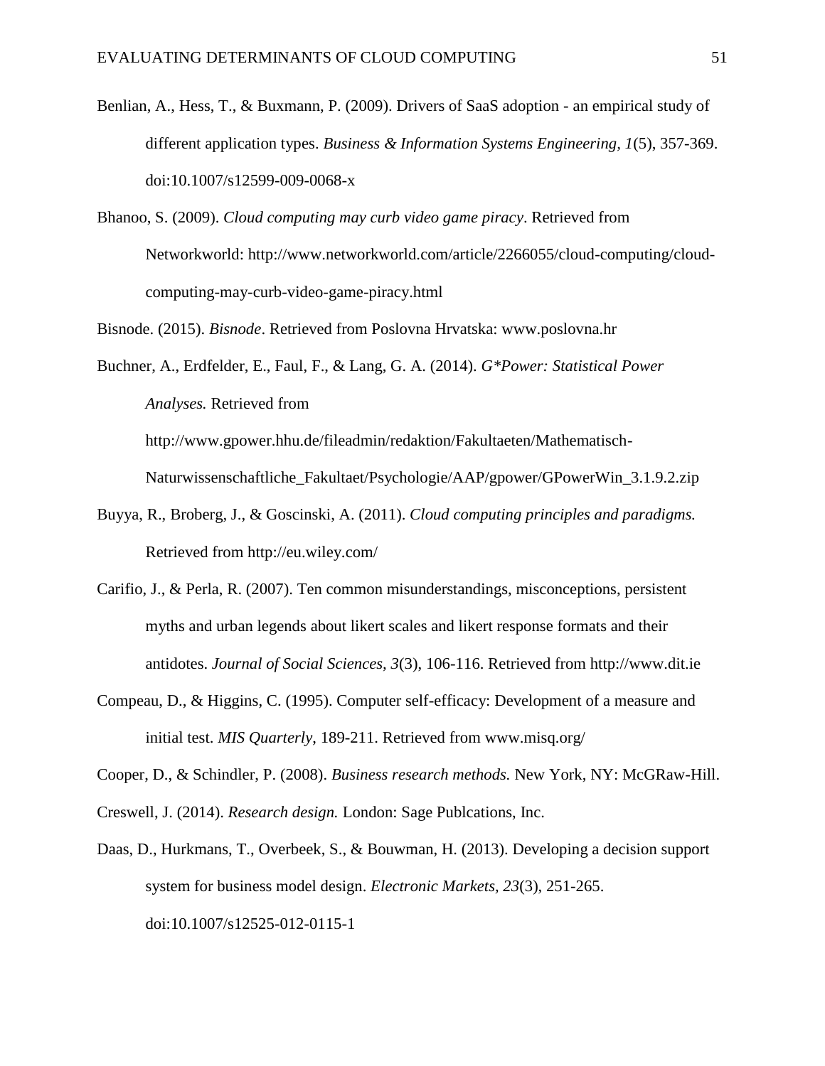Benlian, A., Hess, T., & Buxmann, P. (2009). Drivers of SaaS adoption - an empirical study of different application types. *Business & Information Systems Engineering, 1*(5), 357-369. doi:10.1007/s12599-009-0068-x

Bhanoo, S. (2009). *Cloud computing may curb video game piracy*. Retrieved from Networkworld: http://www.networkworld.com/article/2266055/cloud-computing/cloud-computing-may-curb-video-game-piracy.html

Bisnode. (2015). *Bisnode*. Retrieved from Poslovna Hrvatska: www.poslovna.hr

Buchner, A., Erdfelder, E., Faul, F., & Lang, G. A. (2014). *G*Power: Statistical Power Analyses.* Retrieved from http://www.gpower.hhu.de/fileadmin/redaktion/Fakultaeten/Mathematisch-Naturwissenschaftliche_Fakultaet/Psychologie/AAP/gpower/GPowerWin_3.1.9.2.zip

Buyya, R., Broberg, J., & Goscinski, A. (2011). *Cloud computing principles and paradigms.* Retrieved from http://eu.wiley.com/

Carifio, J., & Perla, R. (2007). Ten common misunderstandings, misconceptions, persistent myths and urban legends about likert scales and likert response formats and their antidotes. *Journal of Social Sciences, 3*(3), 106-116. Retrieved from http://www.dit.ie

Compeau, D., & Higgins, C. (1995). Computer self-efficacy: Development of a measure and initial test. *MIS Quarterly*, 189-211. Retrieved from www.misq.org/

Cooper, D., & Schindler, P. (2008). *Business research methods.* New York, NY: McGRaw-Hill.

Creswell, J. (2014). *Research design.* London: Sage Publcations, Inc.

Daas, D., Hurkmans, T., Overbeek, S., & Bouwman, H. (2013). Developing a decision support system for business model design. *Electronic Markets, 23*(3), 251-265. doi:10.1007/s12525-012-0115-1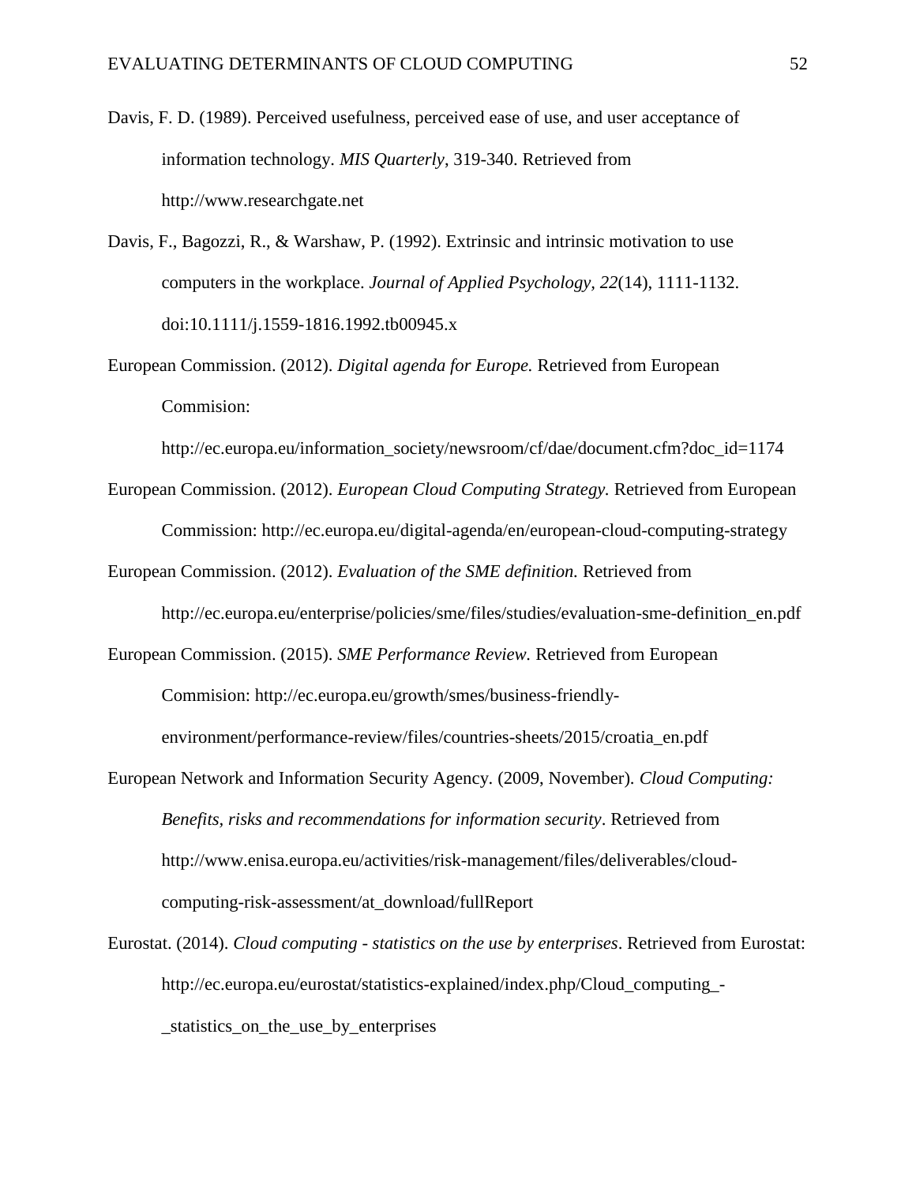Davis, F. D. (1989). Perceived usefulness, perceived ease of use, and user acceptance of information technology. *MIS Quarterly*, 319-340. Retrieved from http://www.researchgate.net

Davis, F., Bagozzi, R., & Warshaw, P. (1992). Extrinsic and intrinsic motivation to use computers in the workplace. *Journal of Applied Psychology, 22*(14), 1111-1132. doi:10.1111/j.1559-1816.1992.tb00945.x

European Commission. (2012). *Digital agenda for Europe.* Retrieved from European Commision:

http://ec.europa.eu/information_society/newsroom/cf/dae/document.cfm?doc_id=1174

European Commission. (2012). *European Cloud Computing Strategy.* Retrieved from European Commission: http://ec.europa.eu/digital-agenda/en/european-cloud-computing-strategy

European Commission. (2012). *Evaluation of the SME definition.* Retrieved from http://ec.europa.eu/enterprise/policies/sme/files/studies/evaluation-sme-definition_en.pdf

European Commission. (2015). *SME Performance Review.* Retrieved from European Commision: http://ec.europa.eu/growth/smes/business-friendly-environment/performance-review/files/countries-sheets/2015/croatia_en.pdf

European Network and Information Security Agency. (2009, November). *Cloud Computing: Benefits, risks and recommendations for information security*. Retrieved from http://www.enisa.europa.eu/activities/risk-management/files/deliverables/cloud-computing-risk-assessment/at_download/fullReport

Eurostat. (2014). *Cloud computing - statistics on the use by enterprises*. Retrieved from Eurostat: http://ec.europa.eu/eurostat/statistics-explained/index.php/Cloud_computing_-_statistics_on_the_use_by_enterprises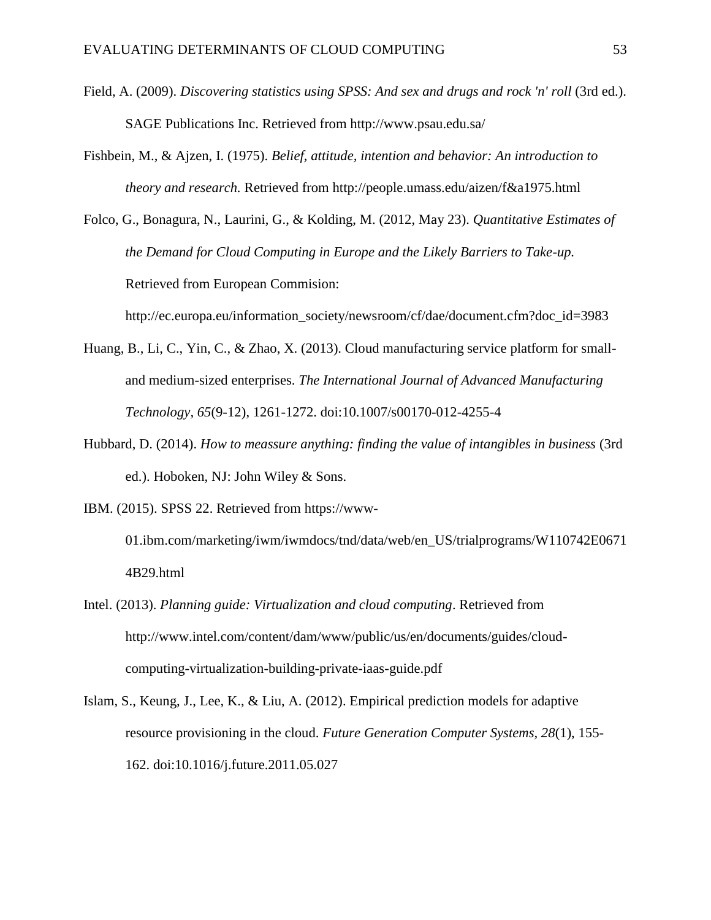Field, A. (2009). *Discovering statistics using SPSS: And sex and drugs and rock 'n' roll* (3rd ed.). SAGE Publications Inc. Retrieved from http://www.psau.edu.sa/

Fishbein, M., & Ajzen, I. (1975). *Belief, attitude, intention and behavior: An introduction to theory and research.* Retrieved from http://people.umass.edu/aizen/f&a1975.html

Folco, G., Bonagura, N., Laurini, G., & Kolding, M. (2012, May 23). *Quantitative Estimates of the Demand for Cloud Computing in Europe and the Likely Barriers to Take-up.* Retrieved from European Commision: http://ec.europa.eu/information_society/newsroom/cf/dae/document.cfm?doc_id=3983

Huang, B., Li, C., Yin, C., & Zhao, X. (2013). Cloud manufacturing service platform for small- and medium-sized enterprises. *The International Journal of Advanced Manufacturing Technology, 65*(9-12), 1261-1272. doi:10.1007/s00170-012-4255-4

Hubbard, D. (2014). *How to meassure anything: finding the value of intangibles in business* (3rd ed.). Hoboken, NJ: John Wiley & Sons.

IBM. (2015). SPSS 22. Retrieved from https://www-01.ibm.com/marketing/iwm/iwmdocs/tnd/data/web/en_US/trialprograms/W110742E06714B29.html

Intel. (2013). *Planning guide: Virtualization and cloud computing*. Retrieved from http://www.intel.com/content/dam/www/public/us/en/documents/guides/cloud-computing-virtualization-building-private-iaas-guide.pdf

Islam, S., Keung, J., Lee, K., & Liu, A. (2012). Empirical prediction models for adaptive resource provisioning in the cloud. *Future Generation Computer Systems, 28*(1), 155-162. doi:10.1016/j.future.2011.05.027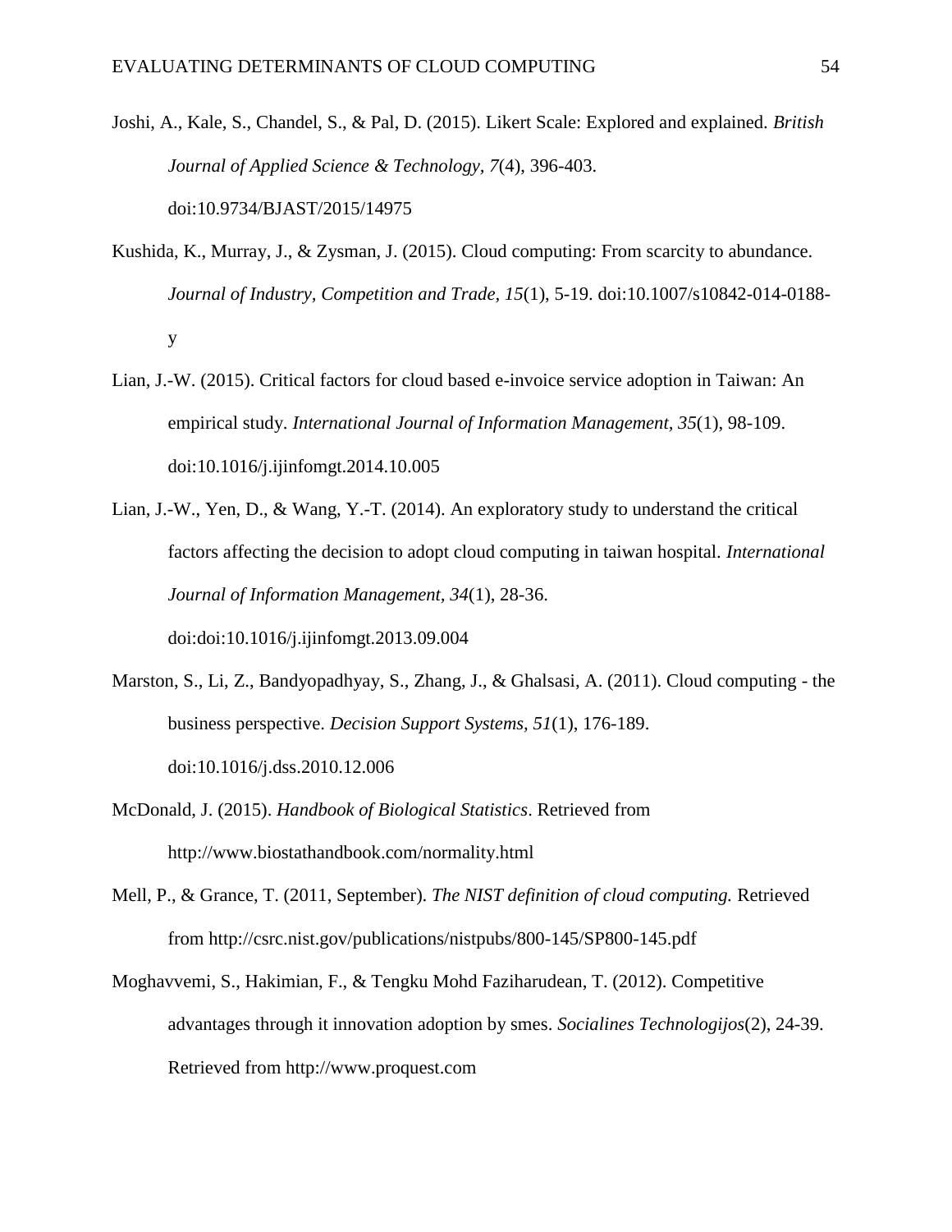Joshi, A., Kale, S., Chandel, S., & Pal, D. (2015). Likert Scale: Explored and explained. *British Journal of Applied Science & Technology, 7*(4), 396-403. doi:10.9734/BJAST/2015/14975

Kushida, K., Murray, J., & Zysman, J. (2015). Cloud computing: From scarcity to abundance. *Journal of Industry, Competition and Trade, 15*(1), 5-19. doi:10.1007/s10842-014-0188-y

Lian, J.-W. (2015). Critical factors for cloud based e-invoice service adoption in Taiwan: An empirical study. *International Journal of Information Management, 35*(1), 98-109. doi:10.1016/j.ijinfomgt.2014.10.005

Lian, J.-W., Yen, D., & Wang, Y.-T. (2014). An exploratory study to understand the critical factors affecting the decision to adopt cloud computing in taiwan hospital. *International Journal of Information Management, 34*(1), 28-36. doi:doi:10.1016/j.ijinfomgt.2013.09.004

Marston, S., Li, Z., Bandyopadhyay, S., Zhang, J., & Ghalsasi, A. (2011). Cloud computing - the business perspective. *Decision Support Systems, 51*(1), 176-189. doi:10.1016/j.dss.2010.12.006

McDonald, J. (2015). *Handbook of Biological Statistics*. Retrieved from http://www.biostathandbook.com/normality.html

Mell, P., & Grance, T. (2011, September). *The NIST definition of cloud computing.* Retrieved from http://csrc.nist.gov/publications/nistpubs/800-145/SP800-145.pdf

Moghavvemi, S., Hakimian, F., & Tengku Mohd Faziharudean, T. (2012). Competitive advantages through it innovation adoption by smes. *Socialines Technologijos*(2), 24-39. Retrieved from http://www.proquest.com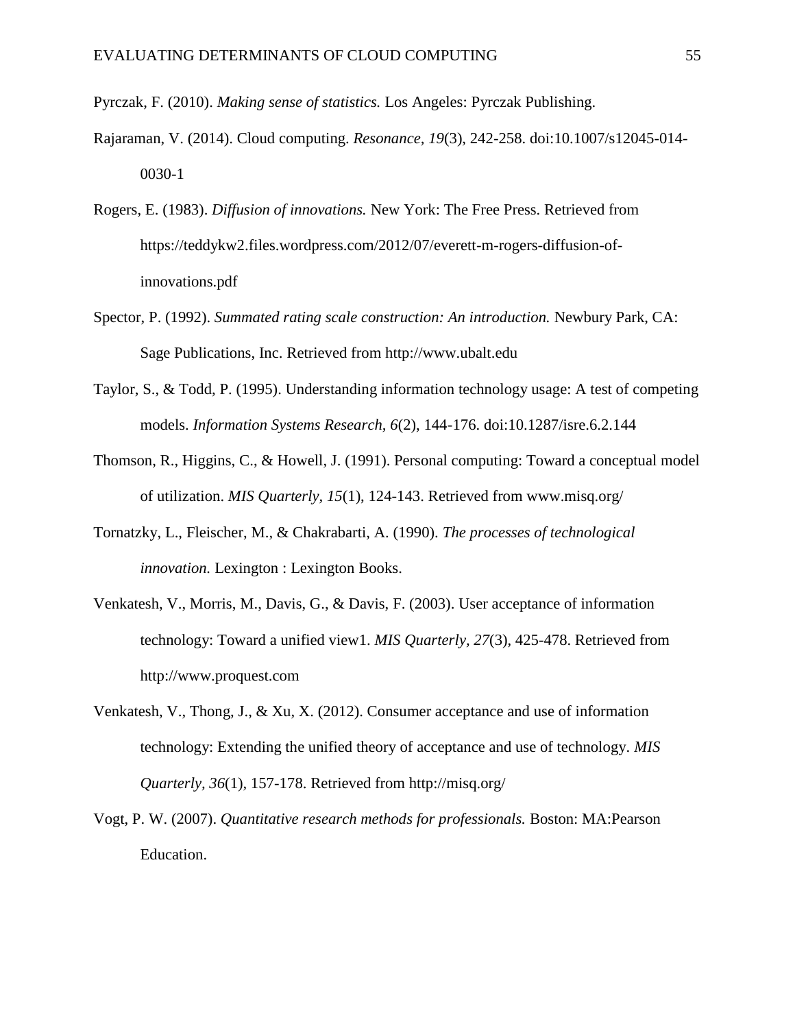Pyrczak, F. (2010). *Making sense of statistics.* Los Angeles: Pyrczak Publishing.

Rajaraman, V. (2014). Cloud computing. *Resonance, 19*(3), 242-258. doi:10.1007/s12045-014-0030-1

Rogers, E. (1983). *Diffusion of innovations.* New York: The Free Press. Retrieved from https://teddykw2.files.wordpress.com/2012/07/everett-m-rogers-diffusion-of-innovations.pdf

Spector, P. (1992). *Summated rating scale construction: An introduction.* Newbury Park, CA: Sage Publications, Inc. Retrieved from http://www.ubalt.edu

Taylor, S., & Todd, P. (1995). Understanding information technology usage: A test of competing models. *Information Systems Research, 6*(2), 144-176. doi:10.1287/isre.6.2.144

Thomson, R., Higgins, C., & Howell, J. (1991). Personal computing: Toward a conceptual model of utilization. *MIS Quarterly, 15*(1), 124-143. Retrieved from www.misq.org/

Tornatzky, L., Fleischer, M., & Chakrabarti, A. (1990). *The processes of technological innovation.* Lexington : Lexington Books.

Venkatesh, V., Morris, M., Davis, G., & Davis, F. (2003). User acceptance of information technology: Toward a unified view1. *MIS Quarterly, 27*(3), 425-478. Retrieved from http://www.proquest.com

Venkatesh, V., Thong, J., & Xu, X. (2012). Consumer acceptance and use of information technology: Extending the unified theory of acceptance and use of technology. *MIS Quarterly, 36*(1), 157-178. Retrieved from http://misq.org/

Vogt, P. W. (2007). *Quantitative research methods for professionals.* Boston: MA:Pearson Education.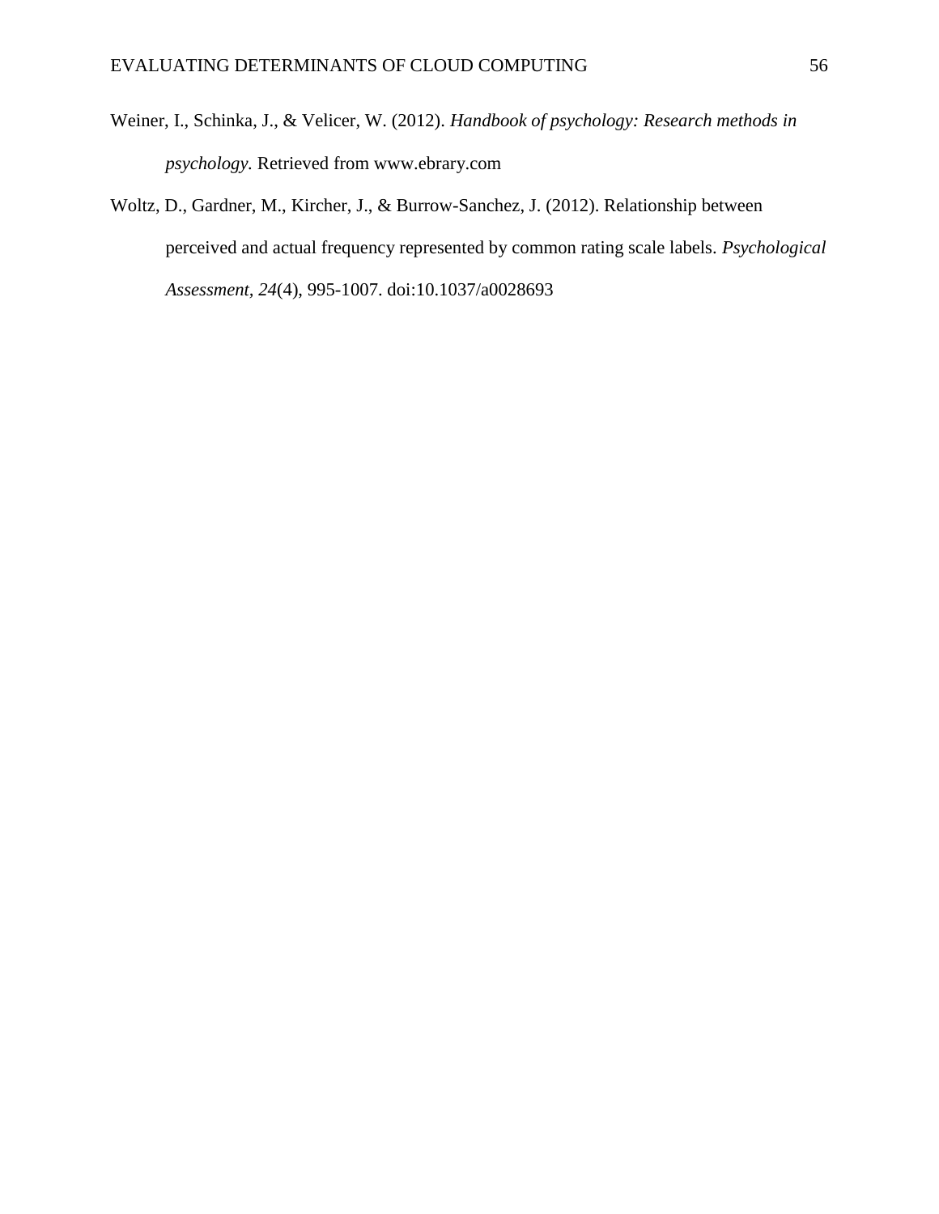Weiner, I., Schinka, J., & Velicer, W. (2012). *Handbook of psychology: Research methods in psychology.* Retrieved from www.ebrary.com

Woltz, D., Gardner, M., Kircher, J., & Burrow-Sanchez, J. (2012). Relationship between perceived and actual frequency represented by common rating scale labels. *Psychological Assessment, 24*(4), 995-1007. doi:10.1037/a0028693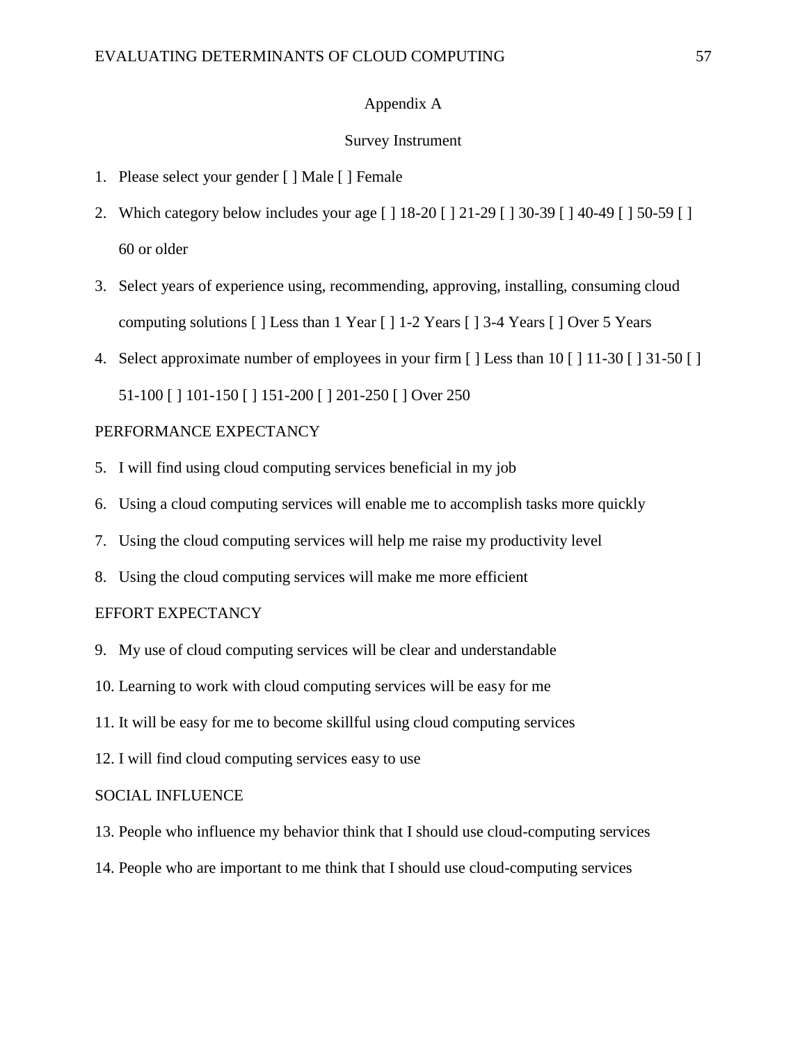# Appendix A

## Survey Instrument

1. Please select your gender [ ] Male [ ] Female
2. Which category below includes your age [ ] 18-20 [ ] 21-29 [ ] 30-39 [ ] 40-49 [ ] 50-59 [ ] 60 or older
3. Select years of experience using, recommending, approving, installing, consuming cloud computing solutions [ ] Less than 1 Year [ ] 1-2 Years [ ] 3-4 Years [ ] Over 5 Years
4. Select approximate number of employees in your firm [ ] Less than 10 [ ] 11-30 [ ] 31-50 [ ] 51-100 [ ] 101-150 [ ] 151-200 [ ] 201-250 [ ] Over 250

PERFORMANCE EXPECTANCY

5. I will find using cloud computing services beneficial in my job
6. Using a cloud computing services will enable me to accomplish tasks more quickly
7. Using the cloud computing services will help me raise my productivity level
8. Using the cloud computing services will make me more efficient

EFFORT EXPECTANCY

9. My use of cloud computing services will be clear and understandable
10. Learning to work with cloud computing services will be easy for me
11. It will be easy for me to become skillful using cloud computing services
12. I will find cloud computing services easy to use

SOCIAL INFLUENCE

13. People who influence my behavior think that I should use cloud-computing services
14. People who are important to me think that I should use cloud-computing services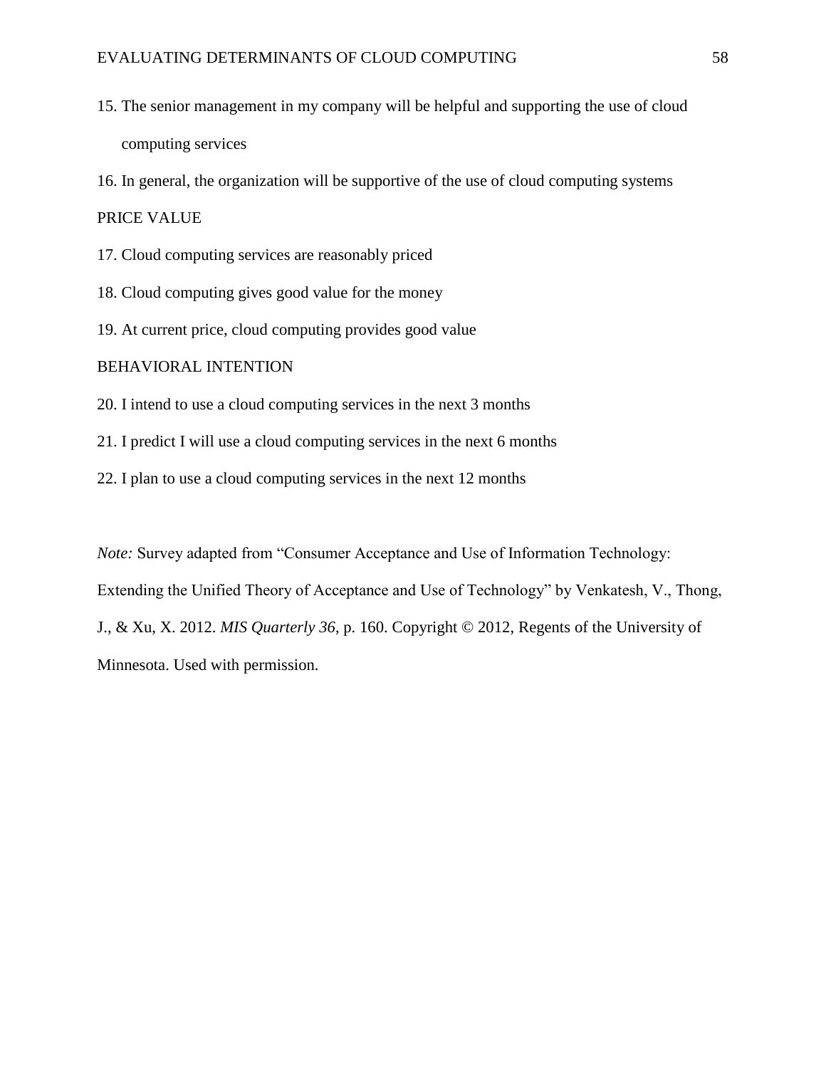15. The senior management in my company will be helpful and supporting the use of cloud computing services
16. In general, the organization will be supportive of the use of cloud computing systems

PRICE VALUE

17. Cloud computing services are reasonably priced
18. Cloud computing gives good value for the money
19. At current price, cloud computing provides good value

BEHAVIORAL INTENTION

20. I intend to use a cloud computing services in the next 3 months
21. I predict I will use a cloud computing services in the next 6 months
22. I plan to use a cloud computing services in the next 12 months

*Note:* Survey adapted from "Consumer Acceptance and Use of Information Technology: Extending the Unified Theory of Acceptance and Use of Technology" by Venkatesh, V., Thong, J., & Xu, X. 2012. *MIS Quarterly 36*, p. 160. Copyright © 2012, Regents of the University of Minnesota. Used with permission.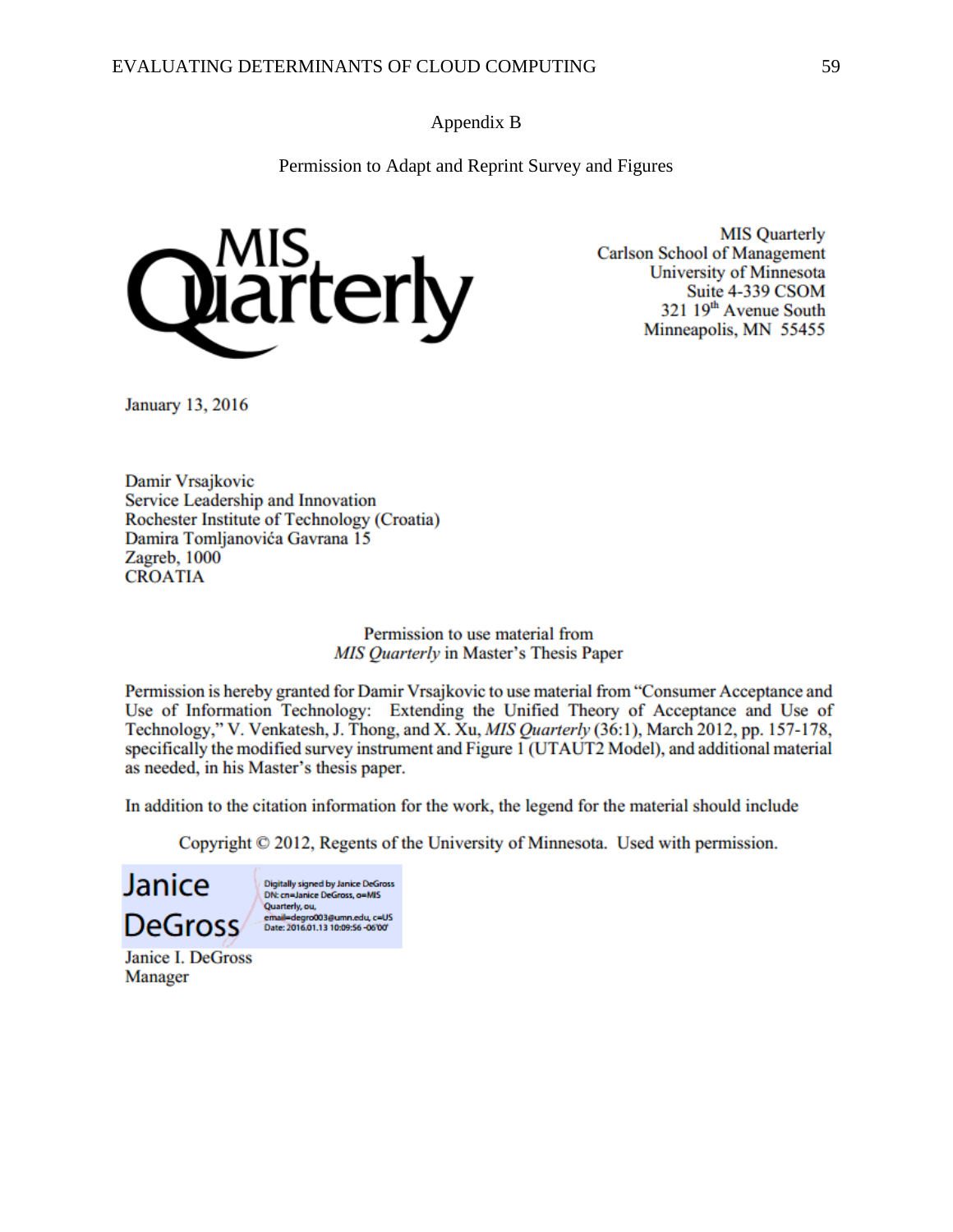# Appendix B

## Permission to Adapt and Reprint Survey and Figures

MIS Quarterly

MIS Quarterly
Carlson School of Management
University of Minnesota
Suite 4-339 CSOM
321 19th Avenue South
Minneapolis, MN 55455

January 13, 2016

Damir Vrsajkovic
Service Leadership and Innovation
Rochester Institute of Technology (Croatia)
Damira Tomljanovića Gavrana 15
Zagreb, 1000
CROATIA

Permission to use material from
*MIS Quarterly* in Master's Thesis Paper

Permission is hereby granted for Damir Vrsajkovic to use material from "Consumer Acceptance and Use of Information Technology: Extending the Unified Theory of Acceptance and Use of Technology," V. Venkatesh, J. Thong, and X. Xu, *MIS Quarterly* (36:1), March 2012, pp. 157-178, specifically the modified survey instrument and Figure 1 (UTAUT2 Model), and additional material as needed, in his Master's thesis paper.

In addition to the citation information for the work, the legend for the material should include

Copyright © 2012, Regents of the University of Minnesota. Used with permission.

Janice DeGross

Digitally signed by Janice DeGross
DN: cn=Janice DeGross, o=MIS Quarterly, ou, email=degro003@umn.edu, c=US
Date: 2016.01.13 10:09:56 -06'00'

Janice I. DeGross
Manager